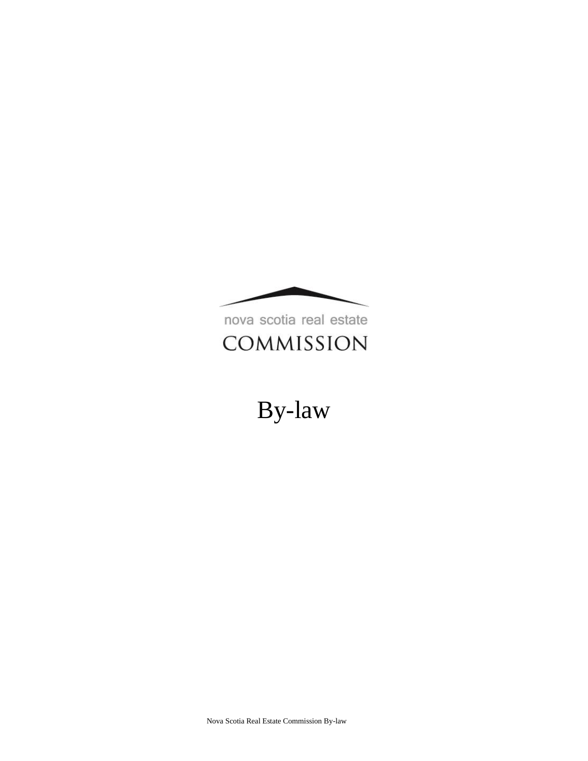nova scotia real estate

COMMISSION

# By-law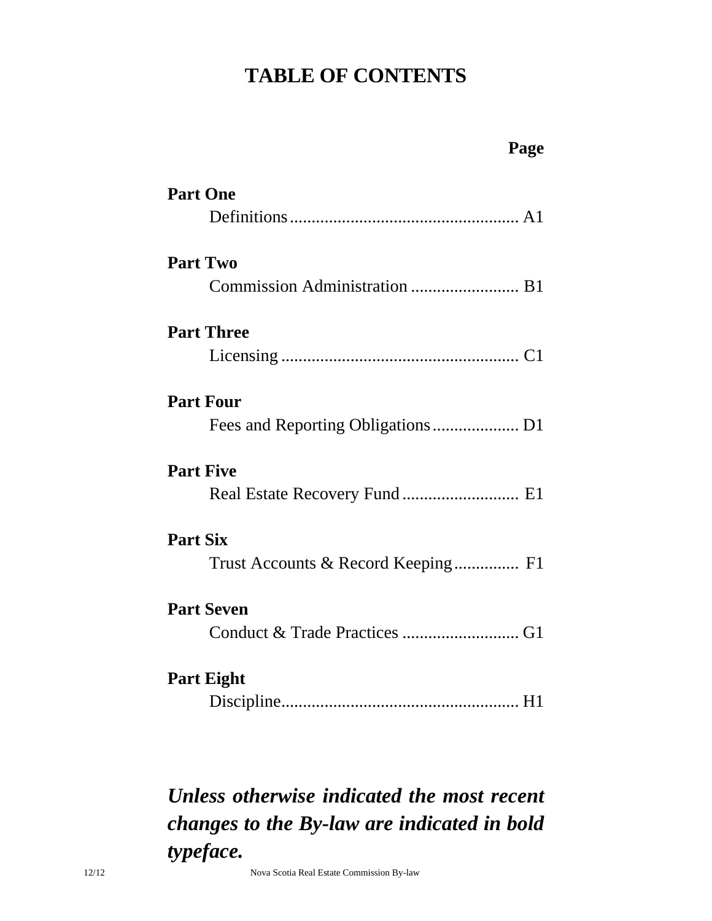# TABLE OF CONTENTS

| | Page |
|---|---|
| **Part One** | |
| Definitions | A1 |
| **Part Two** | |
| Commission Administration | B1 |
| **Part Three** | |
| Licensing | C1 |
| **Part Four** | |
| Fees and Reporting Obligations | D1 |
| **Part Five** | |
| Real Estate Recovery Fund | E1 |
| **Part Six** | |
| Trust Accounts & Record Keeping | F1 |
| **Part Seven** | |
| Conduct & Trade Practices | G1 |
| **Part Eight** | |
| Discipline | H1 |

***Unless otherwise indicated the most recent changes to the By-law are indicated in bold typeface.***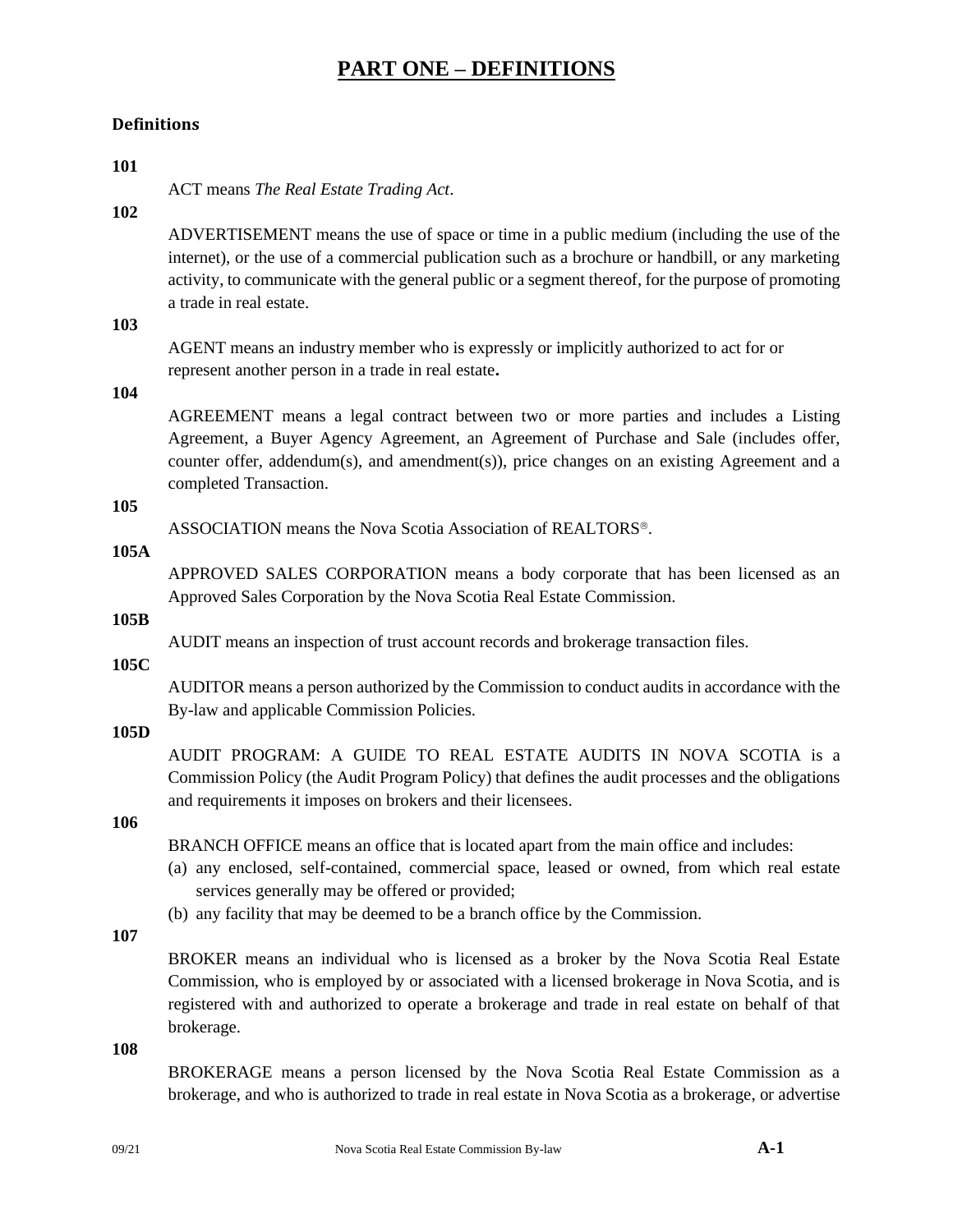# PART ONE – DEFINITIONS

## Definitions

**101**

ACT means *The Real Estate Trading Act*.

**102**

ADVERTISEMENT means the use of space or time in a public medium (including the use of the internet), or the use of a commercial publication such as a brochure or handbill, or any marketing activity, to communicate with the general public or a segment thereof, for the purpose of promoting a trade in real estate.

**103**

AGENT means an industry member who is expressly or implicitly authorized to act for or represent another person in a trade in real estate**.**

**104**

AGREEMENT means a legal contract between two or more parties and includes a Listing Agreement, a Buyer Agency Agreement, an Agreement of Purchase and Sale (includes offer, counter offer, addendum(s), and amendment(s)), price changes on an existing Agreement and a completed Transaction.

**105**

ASSOCIATION means the Nova Scotia Association of REALTORS®.

**105A**

APPROVED SALES CORPORATION means a body corporate that has been licensed as an Approved Sales Corporation by the Nova Scotia Real Estate Commission.

**105B**

AUDIT means an inspection of trust account records and brokerage transaction files.

**105C**

AUDITOR means a person authorized by the Commission to conduct audits in accordance with the By-law and applicable Commission Policies.

**105D**

AUDIT PROGRAM: A GUIDE TO REAL ESTATE AUDITS IN NOVA SCOTIA is a Commission Policy (the Audit Program Policy) that defines the audit processes and the obligations and requirements it imposes on brokers and their licensees.

**106**

BRANCH OFFICE means an office that is located apart from the main office and includes:

(a) any enclosed, self-contained, commercial space, leased or owned, from which real estate services generally may be offered or provided;

(b) any facility that may be deemed to be a branch office by the Commission.

**107**

BROKER means an individual who is licensed as a broker by the Nova Scotia Real Estate Commission, who is employed by or associated with a licensed brokerage in Nova Scotia, and is registered with and authorized to operate a brokerage and trade in real estate on behalf of that brokerage.

**108**

BROKERAGE means a person licensed by the Nova Scotia Real Estate Commission as a brokerage, and who is authorized to trade in real estate in Nova Scotia as a brokerage, or advertise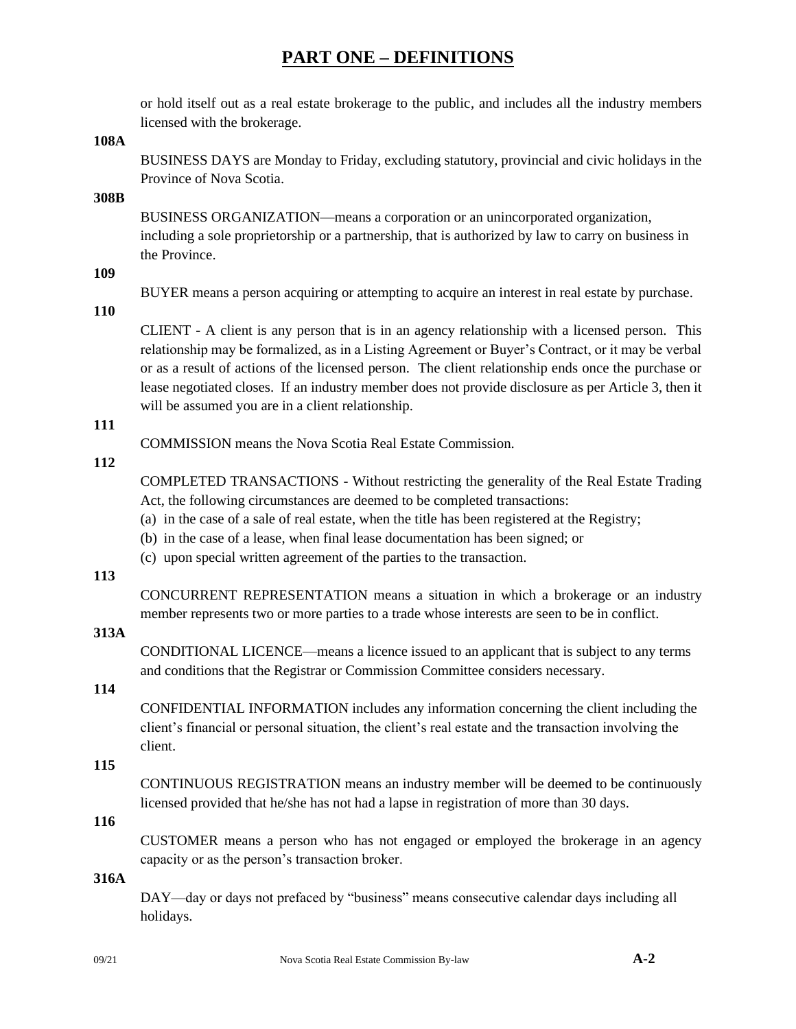# PART ONE – DEFINITIONS

or hold itself out as a real estate brokerage to the public, and includes all the industry members licensed with the brokerage.

**108A**

BUSINESS DAYS are Monday to Friday, excluding statutory, provincial and civic holidays in the Province of Nova Scotia.

**308B**

BUSINESS ORGANIZATION—means a corporation or an unincorporated organization, including a sole proprietorship or a partnership, that is authorized by law to carry on business in the Province.

**109**

BUYER means a person acquiring or attempting to acquire an interest in real estate by purchase.

**110**

CLIENT - A client is any person that is in an agency relationship with a licensed person. This relationship may be formalized, as in a Listing Agreement or Buyer's Contract, or it may be verbal or as a result of actions of the licensed person. The client relationship ends once the purchase or lease negotiated closes. If an industry member does not provide disclosure as per Article 3, then it will be assumed you are in a client relationship.

**111**

COMMISSION means the Nova Scotia Real Estate Commission.

**112**

COMPLETED TRANSACTIONS - Without restricting the generality of the Real Estate Trading Act, the following circumstances are deemed to be completed transactions:

(a) in the case of a sale of real estate, when the title has been registered at the Registry;
(b) in the case of a lease, when final lease documentation has been signed; or
(c) upon special written agreement of the parties to the transaction.

**113**

CONCURRENT REPRESENTATION means a situation in which a brokerage or an industry member represents two or more parties to a trade whose interests are seen to be in conflict.

**313A**

CONDITIONAL LICENCE—means a licence issued to an applicant that is subject to any terms and conditions that the Registrar or Commission Committee considers necessary.

**114**

CONFIDENTIAL INFORMATION includes any information concerning the client including the client's financial or personal situation, the client's real estate and the transaction involving the client.

**115**

CONTINUOUS REGISTRATION means an industry member will be deemed to be continuously licensed provided that he/she has not had a lapse in registration of more than 30 days.

**116**

CUSTOMER means a person who has not engaged or employed the brokerage in an agency capacity or as the person's transaction broker.

**316A**

DAY—day or days not prefaced by "business" means consecutive calendar days including all holidays.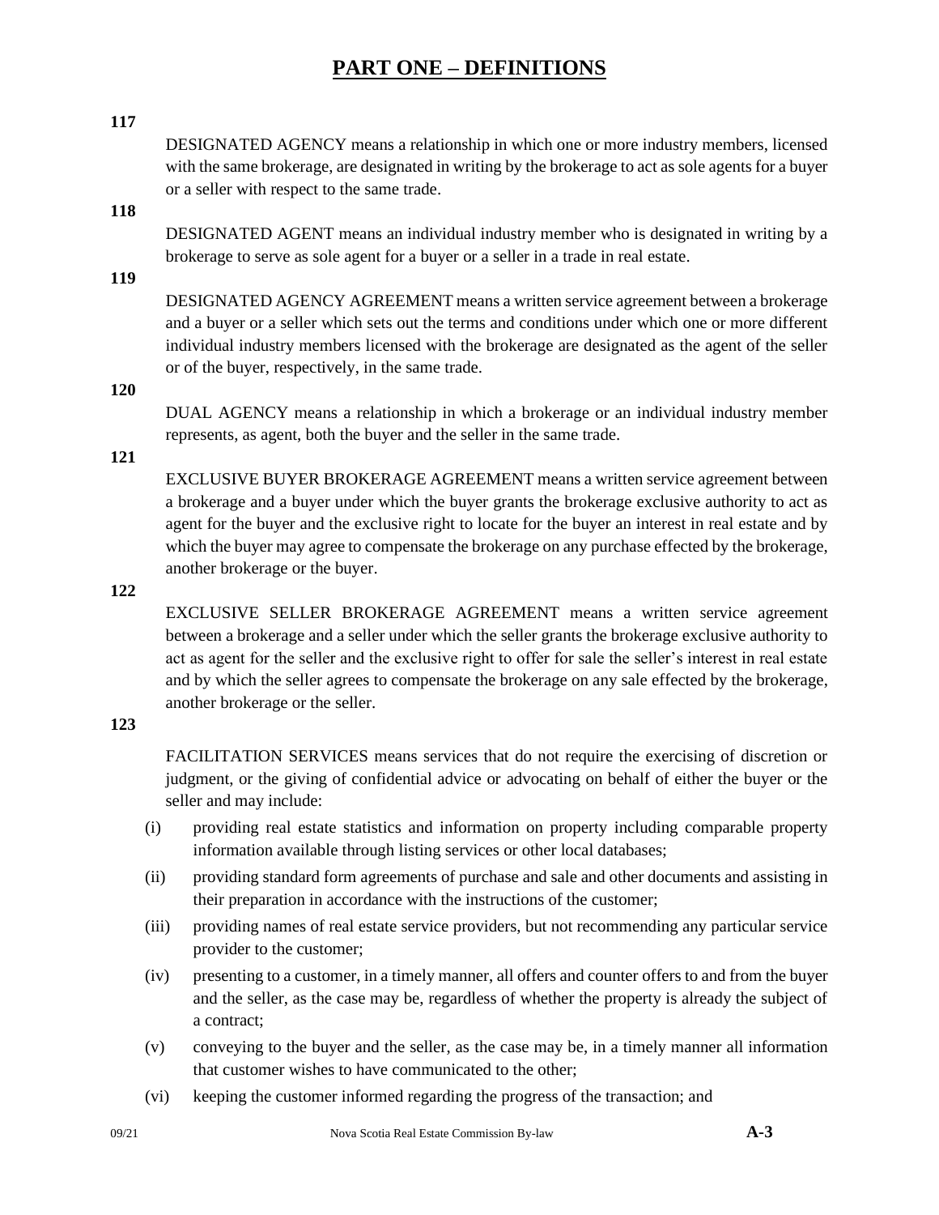# PART ONE – DEFINITIONS

**117**

DESIGNATED AGENCY means a relationship in which one or more industry members, licensed with the same brokerage, are designated in writing by the brokerage to act as sole agents for a buyer or a seller with respect to the same trade.

**118**

DESIGNATED AGENT means an individual industry member who is designated in writing by a brokerage to serve as sole agent for a buyer or a seller in a trade in real estate.

**119**

DESIGNATED AGENCY AGREEMENT means a written service agreement between a brokerage and a buyer or a seller which sets out the terms and conditions under which one or more different individual industry members licensed with the brokerage are designated as the agent of the seller or of the buyer, respectively, in the same trade.

**120**

DUAL AGENCY means a relationship in which a brokerage or an individual industry member represents, as agent, both the buyer and the seller in the same trade.

**121**

EXCLUSIVE BUYER BROKERAGE AGREEMENT means a written service agreement between a brokerage and a buyer under which the buyer grants the brokerage exclusive authority to act as agent for the buyer and the exclusive right to locate for the buyer an interest in real estate and by which the buyer may agree to compensate the brokerage on any purchase effected by the brokerage, another brokerage or the buyer.

**122**

EXCLUSIVE SELLER BROKERAGE AGREEMENT means a written service agreement between a brokerage and a seller under which the seller grants the brokerage exclusive authority to act as agent for the seller and the exclusive right to offer for sale the seller's interest in real estate and by which the seller agrees to compensate the brokerage on any sale effected by the brokerage, another brokerage or the seller.

**123**

FACILITATION SERVICES means services that do not require the exercising of discretion or judgment, or the giving of confidential advice or advocating on behalf of either the buyer or the seller and may include:

(i) providing real estate statistics and information on property including comparable property information available through listing services or other local databases;

(ii) providing standard form agreements of purchase and sale and other documents and assisting in their preparation in accordance with the instructions of the customer;

(iii) providing names of real estate service providers, but not recommending any particular service provider to the customer;

(iv) presenting to a customer, in a timely manner, all offers and counter offers to and from the buyer and the seller, as the case may be, regardless of whether the property is already the subject of a contract;

(v) conveying to the buyer and the seller, as the case may be, in a timely manner all information that customer wishes to have communicated to the other;

(vi) keeping the customer informed regarding the progress of the transaction; and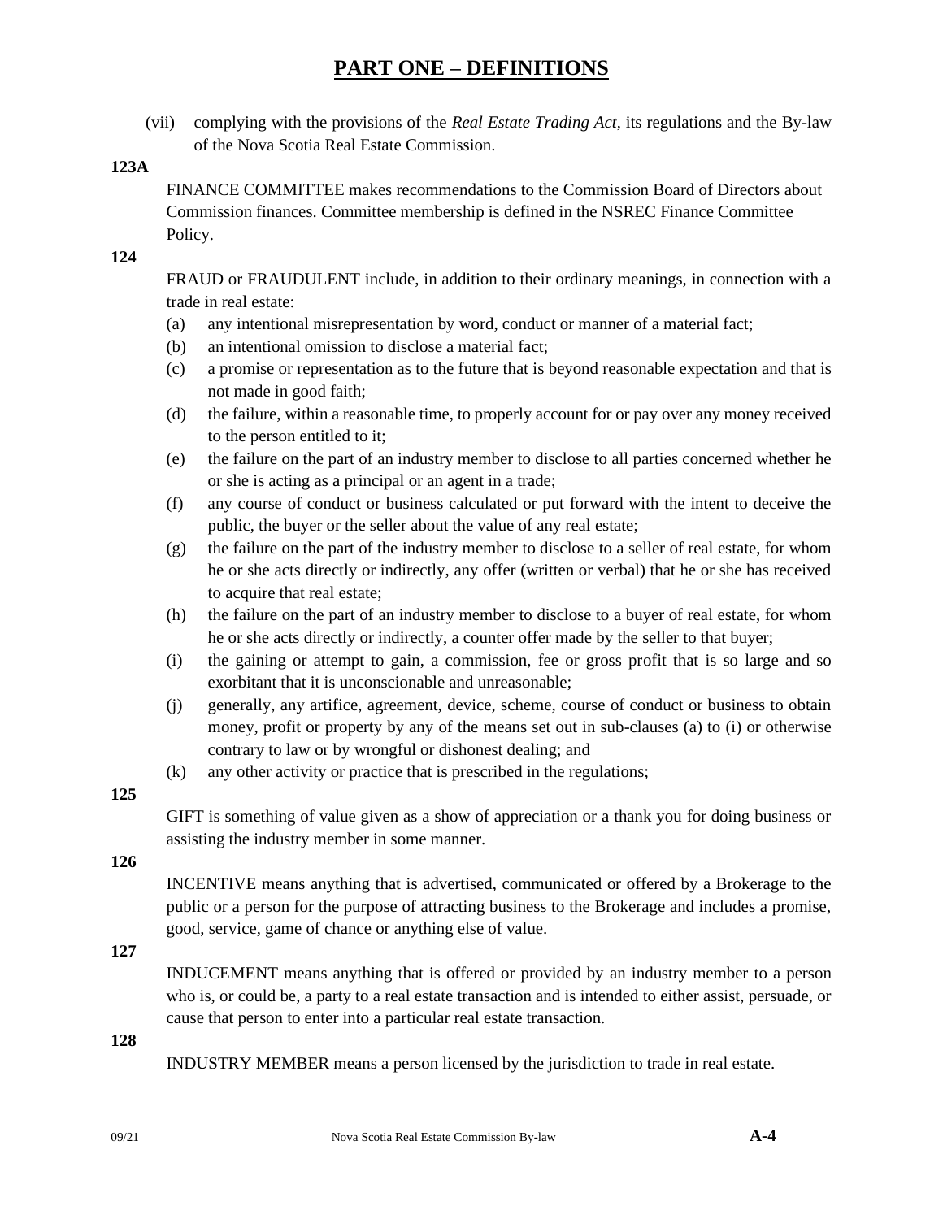# PART ONE – DEFINITIONS

(vii) complying with the provisions of the *Real Estate Trading Act*, its regulations and the By-law of the Nova Scotia Real Estate Commission.

**123A**

FINANCE COMMITTEE makes recommendations to the Commission Board of Directors about Commission finances. Committee membership is defined in the NSREC Finance Committee Policy.

**124**

FRAUD or FRAUDULENT include, in addition to their ordinary meanings, in connection with a trade in real estate:

(a) any intentional misrepresentation by word, conduct or manner of a material fact;

(b) an intentional omission to disclose a material fact;

(c) a promise or representation as to the future that is beyond reasonable expectation and that is not made in good faith;

(d) the failure, within a reasonable time, to properly account for or pay over any money received to the person entitled to it;

(e) the failure on the part of an industry member to disclose to all parties concerned whether he or she is acting as a principal or an agent in a trade;

(f) any course of conduct or business calculated or put forward with the intent to deceive the public, the buyer or the seller about the value of any real estate;

(g) the failure on the part of the industry member to disclose to a seller of real estate, for whom he or she acts directly or indirectly, any offer (written or verbal) that he or she has received to acquire that real estate;

(h) the failure on the part of an industry member to disclose to a buyer of real estate, for whom he or she acts directly or indirectly, a counter offer made by the seller to that buyer;

(i) the gaining or attempt to gain, a commission, fee or gross profit that is so large and so exorbitant that it is unconscionable and unreasonable;

(j) generally, any artifice, agreement, device, scheme, course of conduct or business to obtain money, profit or property by any of the means set out in sub-clauses (a) to (i) or otherwise contrary to law or by wrongful or dishonest dealing; and

(k) any other activity or practice that is prescribed in the regulations;

**125**

GIFT is something of value given as a show of appreciation or a thank you for doing business or assisting the industry member in some manner.

**126**

INCENTIVE means anything that is advertised, communicated or offered by a Brokerage to the public or a person for the purpose of attracting business to the Brokerage and includes a promise, good, service, game of chance or anything else of value.

**127**

INDUCEMENT means anything that is offered or provided by an industry member to a person who is, or could be, a party to a real estate transaction and is intended to either assist, persuade, or cause that person to enter into a particular real estate transaction.

**128**

INDUSTRY MEMBER means a person licensed by the jurisdiction to trade in real estate.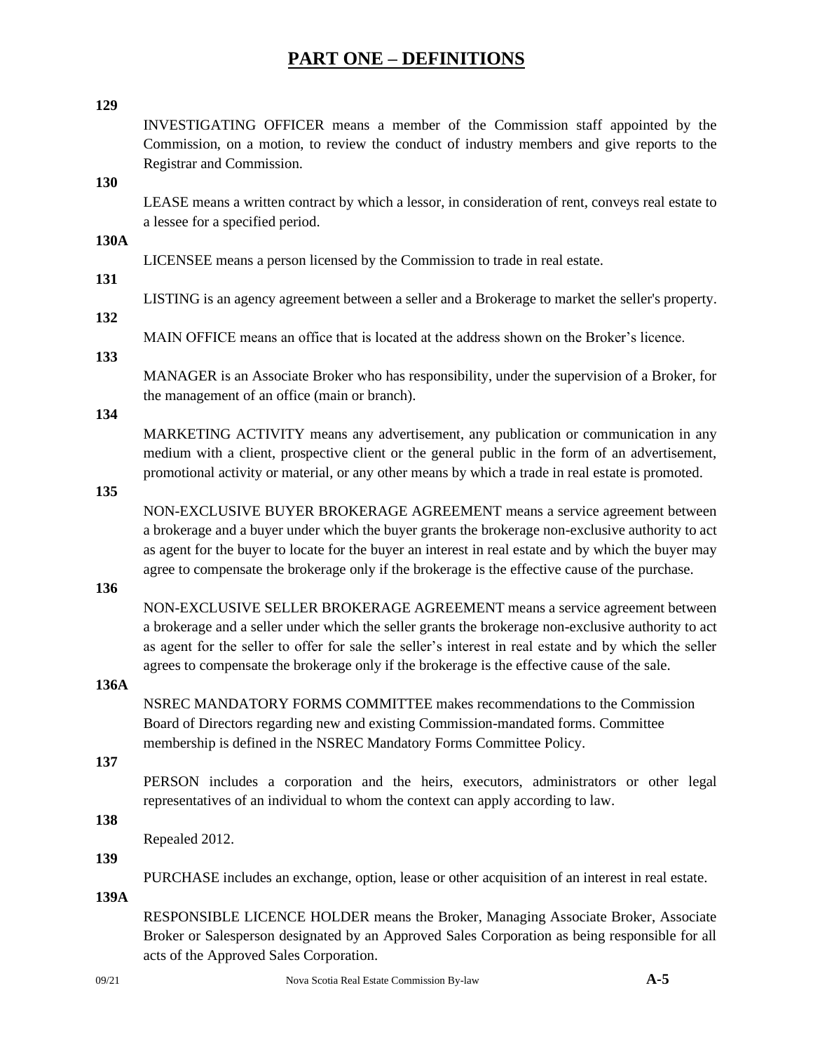# PART ONE – DEFINITIONS

**129**

INVESTIGATING OFFICER means a member of the Commission staff appointed by the Commission, on a motion, to review the conduct of industry members and give reports to the Registrar and Commission.

**130**

LEASE means a written contract by which a lessor, in consideration of rent, conveys real estate to a lessee for a specified period.

**130A**

LICENSEE means a person licensed by the Commission to trade in real estate.

**131**

LISTING is an agency agreement between a seller and a Brokerage to market the seller's property.

**132**

MAIN OFFICE means an office that is located at the address shown on the Broker's licence.

**133**

MANAGER is an Associate Broker who has responsibility, under the supervision of a Broker, for the management of an office (main or branch).

**134**

MARKETING ACTIVITY means any advertisement, any publication or communication in any medium with a client, prospective client or the general public in the form of an advertisement, promotional activity or material, or any other means by which a trade in real estate is promoted.

**135**

NON-EXCLUSIVE BUYER BROKERAGE AGREEMENT means a service agreement between a brokerage and a buyer under which the buyer grants the brokerage non-exclusive authority to act as agent for the buyer to locate for the buyer an interest in real estate and by which the buyer may agree to compensate the brokerage only if the brokerage is the effective cause of the purchase.

**136**

NON-EXCLUSIVE SELLER BROKERAGE AGREEMENT means a service agreement between a brokerage and a seller under which the seller grants the brokerage non-exclusive authority to act as agent for the seller to offer for sale the seller's interest in real estate and by which the seller agrees to compensate the brokerage only if the brokerage is the effective cause of the sale.

**136A**

NSREC MANDATORY FORMS COMMITTEE makes recommendations to the Commission Board of Directors regarding new and existing Commission-mandated forms. Committee membership is defined in the NSREC Mandatory Forms Committee Policy.

**137**

PERSON includes a corporation and the heirs, executors, administrators or other legal representatives of an individual to whom the context can apply according to law.

**138**

Repealed 2012.

**139**

PURCHASE includes an exchange, option, lease or other acquisition of an interest in real estate.

**139A**

RESPONSIBLE LICENCE HOLDER means the Broker, Managing Associate Broker, Associate Broker or Salesperson designated by an Approved Sales Corporation as being responsible for all acts of the Approved Sales Corporation.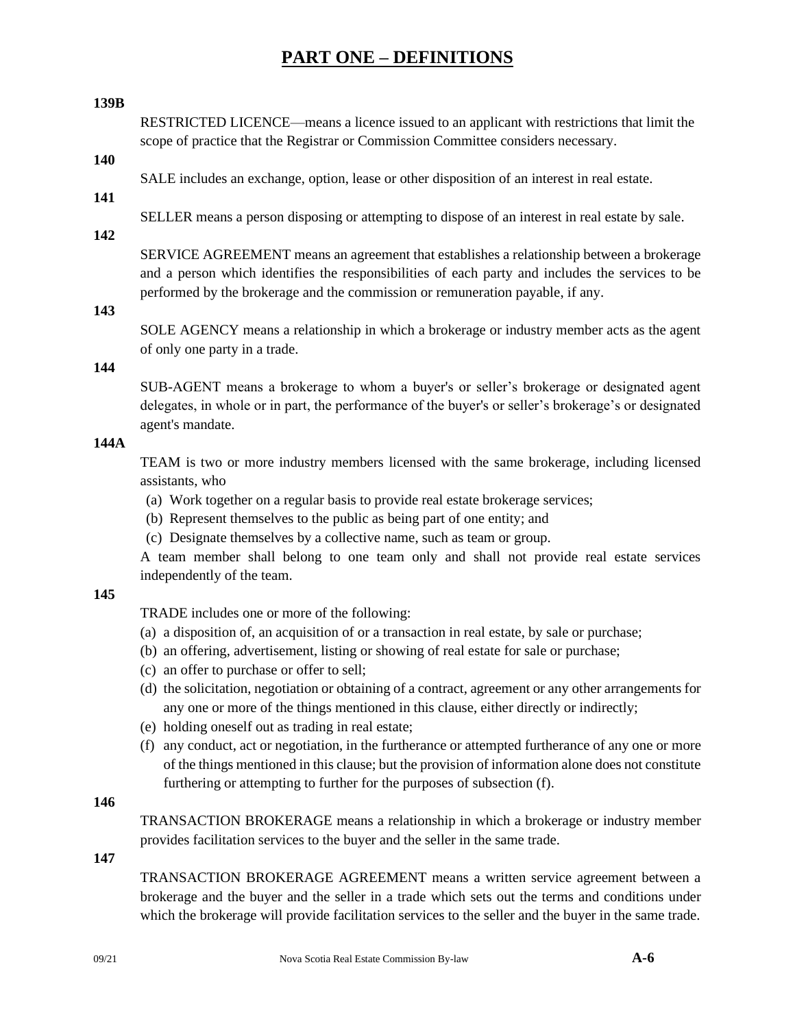# PART ONE – DEFINITIONS

**139B**

RESTRICTED LICENCE—means a licence issued to an applicant with restrictions that limit the scope of practice that the Registrar or Commission Committee considers necessary.

**140**

SALE includes an exchange, option, lease or other disposition of an interest in real estate.

**141**

SELLER means a person disposing or attempting to dispose of an interest in real estate by sale.

**142**

SERVICE AGREEMENT means an agreement that establishes a relationship between a brokerage and a person which identifies the responsibilities of each party and includes the services to be performed by the brokerage and the commission or remuneration payable, if any.

**143**

SOLE AGENCY means a relationship in which a brokerage or industry member acts as the agent of only one party in a trade.

**144**

SUB-AGENT means a brokerage to whom a buyer's or seller's brokerage or designated agent delegates, in whole or in part, the performance of the buyer's or seller's brokerage's or designated agent's mandate.

**144A**

TEAM is two or more industry members licensed with the same brokerage, including licensed assistants, who

(a) Work together on a regular basis to provide real estate brokerage services;
(b) Represent themselves to the public as being part of one entity; and
(c) Designate themselves by a collective name, such as team or group.

A team member shall belong to one team only and shall not provide real estate services independently of the team.

**145**

TRADE includes one or more of the following:

(a) a disposition of, an acquisition of or a transaction in real estate, by sale or purchase;
(b) an offering, advertisement, listing or showing of real estate for sale or purchase;
(c) an offer to purchase or offer to sell;
(d) the solicitation, negotiation or obtaining of a contract, agreement or any other arrangements for any one or more of the things mentioned in this clause, either directly or indirectly;
(e) holding oneself out as trading in real estate;
(f) any conduct, act or negotiation, in the furtherance or attempted furtherance of any one or more of the things mentioned in this clause; but the provision of information alone does not constitute furthering or attempting to further for the purposes of subsection (f).

**146**

TRANSACTION BROKERAGE means a relationship in which a brokerage or industry member provides facilitation services to the buyer and the seller in the same trade.

**147**

TRANSACTION BROKERAGE AGREEMENT means a written service agreement between a brokerage and the buyer and the seller in a trade which sets out the terms and conditions under which the brokerage will provide facilitation services to the seller and the buyer in the same trade.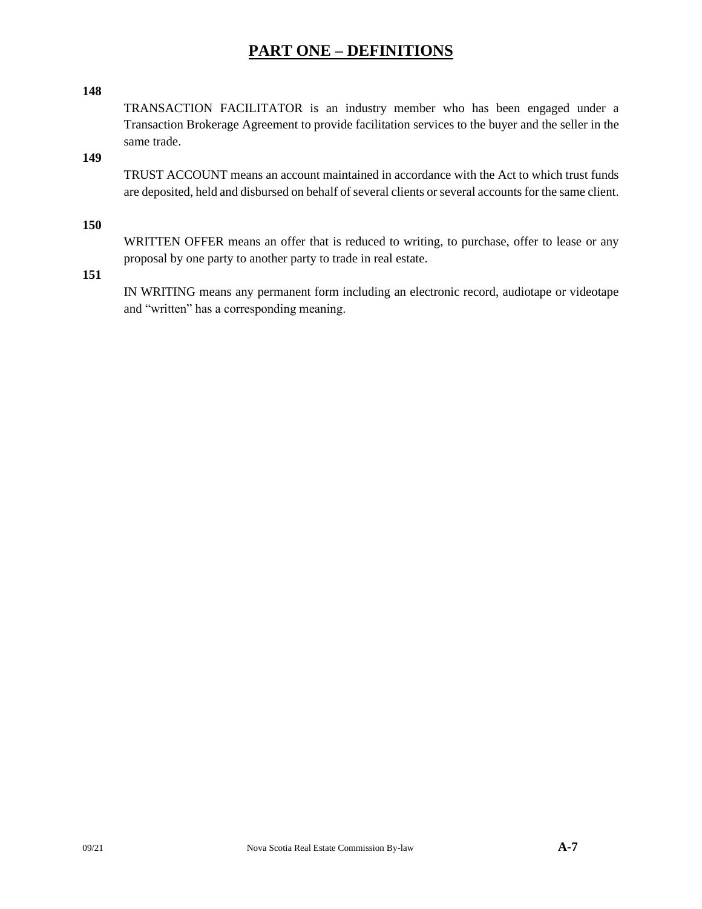# PART ONE – DEFINITIONS

**148**

TRANSACTION FACILITATOR is an industry member who has been engaged under a Transaction Brokerage Agreement to provide facilitation services to the buyer and the seller in the same trade.

**149**

TRUST ACCOUNT means an account maintained in accordance with the Act to which trust funds are deposited, held and disbursed on behalf of several clients or several accounts for the same client.

**150**

WRITTEN OFFER means an offer that is reduced to writing, to purchase, offer to lease or any proposal by one party to another party to trade in real estate.

**151**

IN WRITING means any permanent form including an electronic record, audiotape or videotape and "written" has a corresponding meaning.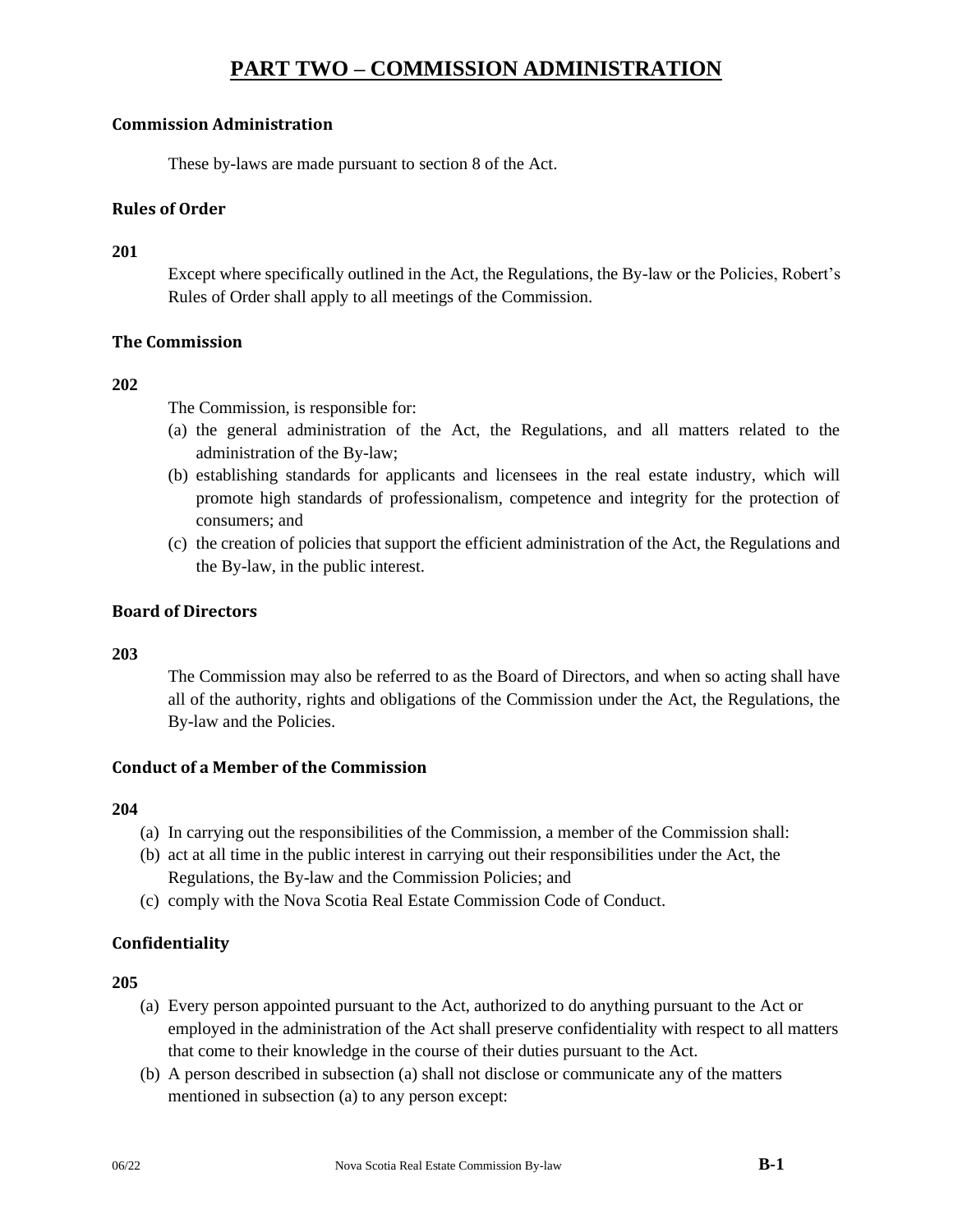# PART TWO – COMMISSION ADMINISTRATION

### Commission Administration

These by-laws are made pursuant to section 8 of the Act.

### Rules of Order

**201**

Except where specifically outlined in the Act, the Regulations, the By-law or the Policies, Robert's Rules of Order shall apply to all meetings of the Commission.

### The Commission

**202**

The Commission, is responsible for:

(a) the general administration of the Act, the Regulations, and all matters related to the administration of the By-law;

(b) establishing standards for applicants and licensees in the real estate industry, which will promote high standards of professionalism, competence and integrity for the protection of consumers; and

(c) the creation of policies that support the efficient administration of the Act, the Regulations and the By-law, in the public interest.

### Board of Directors

**203**

The Commission may also be referred to as the Board of Directors, and when so acting shall have all of the authority, rights and obligations of the Commission under the Act, the Regulations, the By-law and the Policies.

### Conduct of a Member of the Commission

**204**

(a) In carrying out the responsibilities of the Commission, a member of the Commission shall:

(b) act at all time in the public interest in carrying out their responsibilities under the Act, the Regulations, the By-law and the Commission Policies; and

(c) comply with the Nova Scotia Real Estate Commission Code of Conduct.

### Confidentiality

**205**

(a) Every person appointed pursuant to the Act, authorized to do anything pursuant to the Act or employed in the administration of the Act shall preserve confidentiality with respect to all matters that come to their knowledge in the course of their duties pursuant to the Act.

(b) A person described in subsection (a) shall not disclose or communicate any of the matters mentioned in subsection (a) to any person except: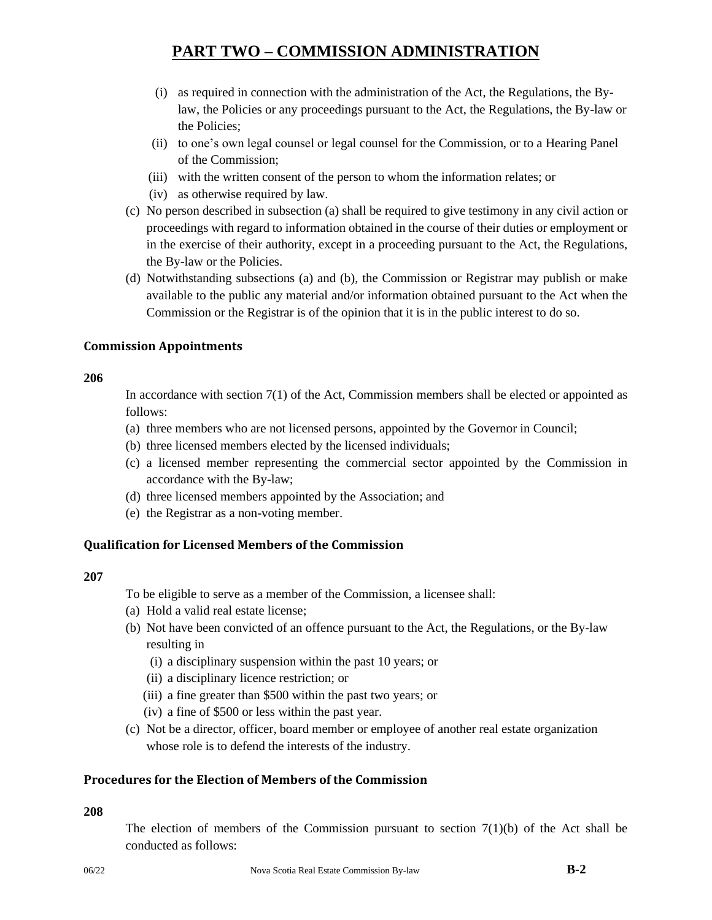# PART TWO – COMMISSION ADMINISTRATION

   (i) as required in connection with the administration of the Act, the Regulations, the By-law, the Policies or any proceedings pursuant to the Act, the Regulations, the By-law or the Policies;
   (ii) to one's own legal counsel or legal counsel for the Commission, or to a Hearing Panel of the Commission;
   (iii) with the written consent of the person to whom the information relates; or
   (iv) as otherwise required by law.

(c) No person described in subsection (a) shall be required to give testimony in any civil action or proceedings with regard to information obtained in the course of their duties or employment or in the exercise of their authority, except in a proceeding pursuant to the Act, the Regulations, the By-law or the Policies.

(d) Notwithstanding subsections (a) and (b), the Commission or Registrar may publish or make available to the public any material and/or information obtained pursuant to the Act when the Commission or the Registrar is of the opinion that it is in the public interest to do so.

### Commission Appointments

**206**

In accordance with section 7(1) of the Act, Commission members shall be elected or appointed as follows:

(a) three members who are not licensed persons, appointed by the Governor in Council;
(b) three licensed members elected by the licensed individuals;
(c) a licensed member representing the commercial sector appointed by the Commission in accordance with the By-law;
(d) three licensed members appointed by the Association; and
(e) the Registrar as a non-voting member.

### Qualification for Licensed Members of the Commission

**207**

To be eligible to serve as a member of the Commission, a licensee shall:

(a) Hold a valid real estate license;
(b) Not have been convicted of an offence pursuant to the Act, the Regulations, or the By-law resulting in
   (i) a disciplinary suspension within the past 10 years; or
   (ii) a disciplinary licence restriction; or
   (iii) a fine greater than $500 within the past two years; or
   (iv) a fine of $500 or less within the past year.
(c) Not be a director, officer, board member or employee of another real estate organization whose role is to defend the interests of the industry.

### Procedures for the Election of Members of the Commission

**208**

The election of members of the Commission pursuant to section 7(1)(b) of the Act shall be conducted as follows: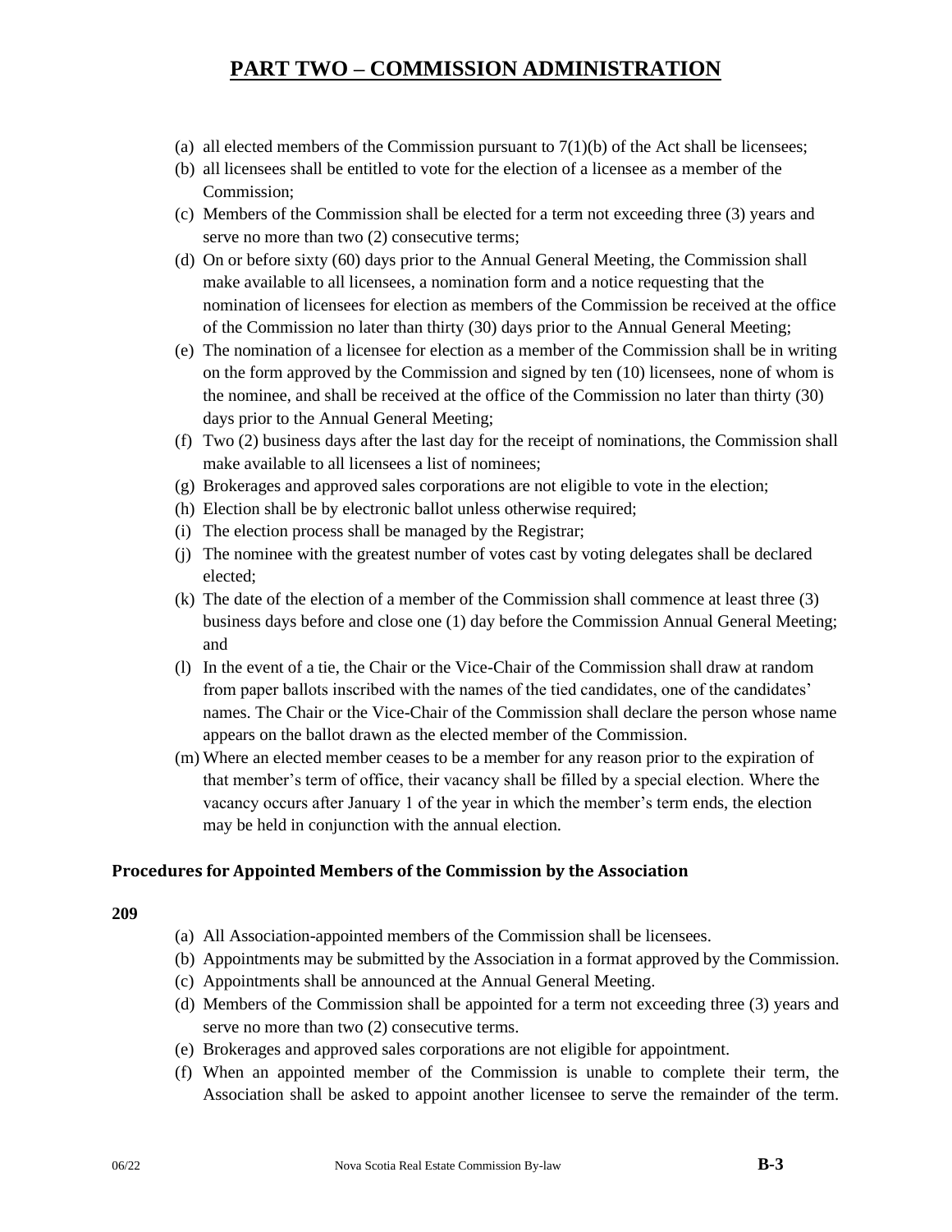# PART TWO – COMMISSION ADMINISTRATION

(a) all elected members of the Commission pursuant to 7(1)(b) of the Act shall be licensees;

(b) all licensees shall be entitled to vote for the election of a licensee as a member of the Commission;

(c) Members of the Commission shall be elected for a term not exceeding three (3) years and serve no more than two (2) consecutive terms;

(d) On or before sixty (60) days prior to the Annual General Meeting, the Commission shall make available to all licensees, a nomination form and a notice requesting that the nomination of licensees for election as members of the Commission be received at the office of the Commission no later than thirty (30) days prior to the Annual General Meeting;

(e) The nomination of a licensee for election as a member of the Commission shall be in writing on the form approved by the Commission and signed by ten (10) licensees, none of whom is the nominee, and shall be received at the office of the Commission no later than thirty (30) days prior to the Annual General Meeting;

(f) Two (2) business days after the last day for the receipt of nominations, the Commission shall make available to all licensees a list of nominees;

(g) Brokerages and approved sales corporations are not eligible to vote in the election;

(h) Election shall be by electronic ballot unless otherwise required;

(i) The election process shall be managed by the Registrar;

(j) The nominee with the greatest number of votes cast by voting delegates shall be declared elected;

(k) The date of the election of a member of the Commission shall commence at least three (3) business days before and close one (1) day before the Commission Annual General Meeting; and

(l) In the event of a tie, the Chair or the Vice-Chair of the Commission shall draw at random from paper ballots inscribed with the names of the tied candidates, one of the candidates' names. The Chair or the Vice-Chair of the Commission shall declare the person whose name appears on the ballot drawn as the elected member of the Commission.

(m) Where an elected member ceases to be a member for any reason prior to the expiration of that member's term of office, their vacancy shall be filled by a special election. Where the vacancy occurs after January 1 of the year in which the member's term ends, the election may be held in conjunction with the annual election.

### Procedures for Appointed Members of the Commission by the Association

**209**

(a) All Association-appointed members of the Commission shall be licensees.

(b) Appointments may be submitted by the Association in a format approved by the Commission.

(c) Appointments shall be announced at the Annual General Meeting.

(d) Members of the Commission shall be appointed for a term not exceeding three (3) years and serve no more than two (2) consecutive terms.

(e) Brokerages and approved sales corporations are not eligible for appointment.

(f) When an appointed member of the Commission is unable to complete their term, the Association shall be asked to appoint another licensee to serve the remainder of the term.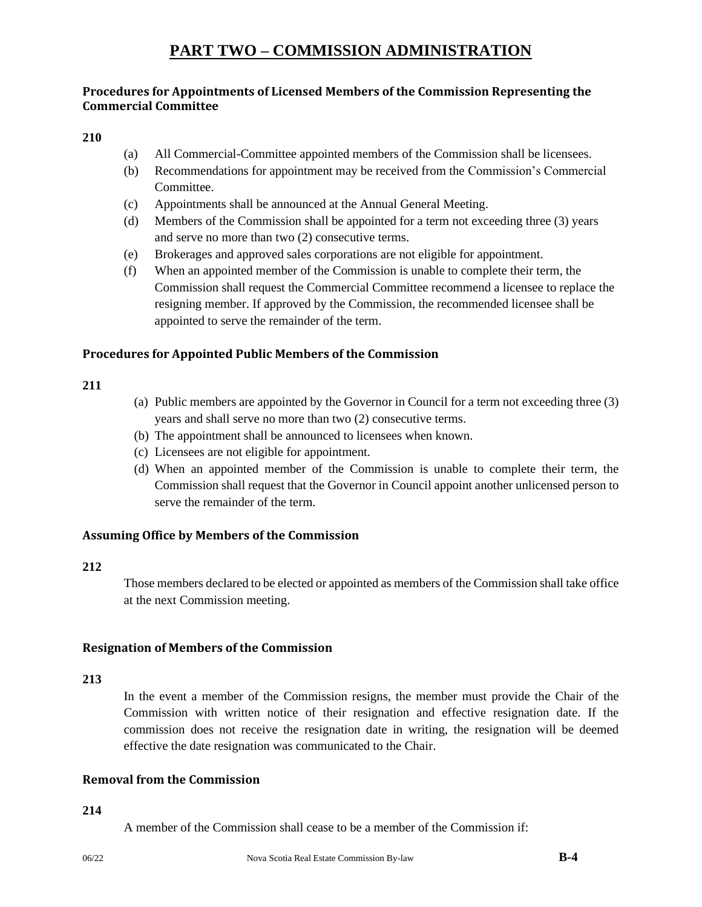# PART TWO – COMMISSION ADMINISTRATION

### Procedures for Appointments of Licensed Members of the Commission Representing the Commercial Committee

**210**

(a) All Commercial-Committee appointed members of the Commission shall be licensees.
(b) Recommendations for appointment may be received from the Commission's Commercial Committee.
(c) Appointments shall be announced at the Annual General Meeting.
(d) Members of the Commission shall be appointed for a term not exceeding three (3) years and serve no more than two (2) consecutive terms.
(e) Brokerages and approved sales corporations are not eligible for appointment.
(f) When an appointed member of the Commission is unable to complete their term, the Commission shall request the Commercial Committee recommend a licensee to replace the resigning member. If approved by the Commission, the recommended licensee shall be appointed to serve the remainder of the term.

### Procedures for Appointed Public Members of the Commission

**211**

(a) Public members are appointed by the Governor in Council for a term not exceeding three (3) years and shall serve no more than two (2) consecutive terms.
(b) The appointment shall be announced to licensees when known.
(c) Licensees are not eligible for appointment.
(d) When an appointed member of the Commission is unable to complete their term, the Commission shall request that the Governor in Council appoint another unlicensed person to serve the remainder of the term.

### Assuming Office by Members of the Commission

**212**

Those members declared to be elected or appointed as members of the Commission shall take office at the next Commission meeting.

### Resignation of Members of the Commission

**213**

In the event a member of the Commission resigns, the member must provide the Chair of the Commission with written notice of their resignation and effective resignation date. If the commission does not receive the resignation date in writing, the resignation will be deemed effective the date resignation was communicated to the Chair.

### Removal from the Commission

**214**

A member of the Commission shall cease to be a member of the Commission if: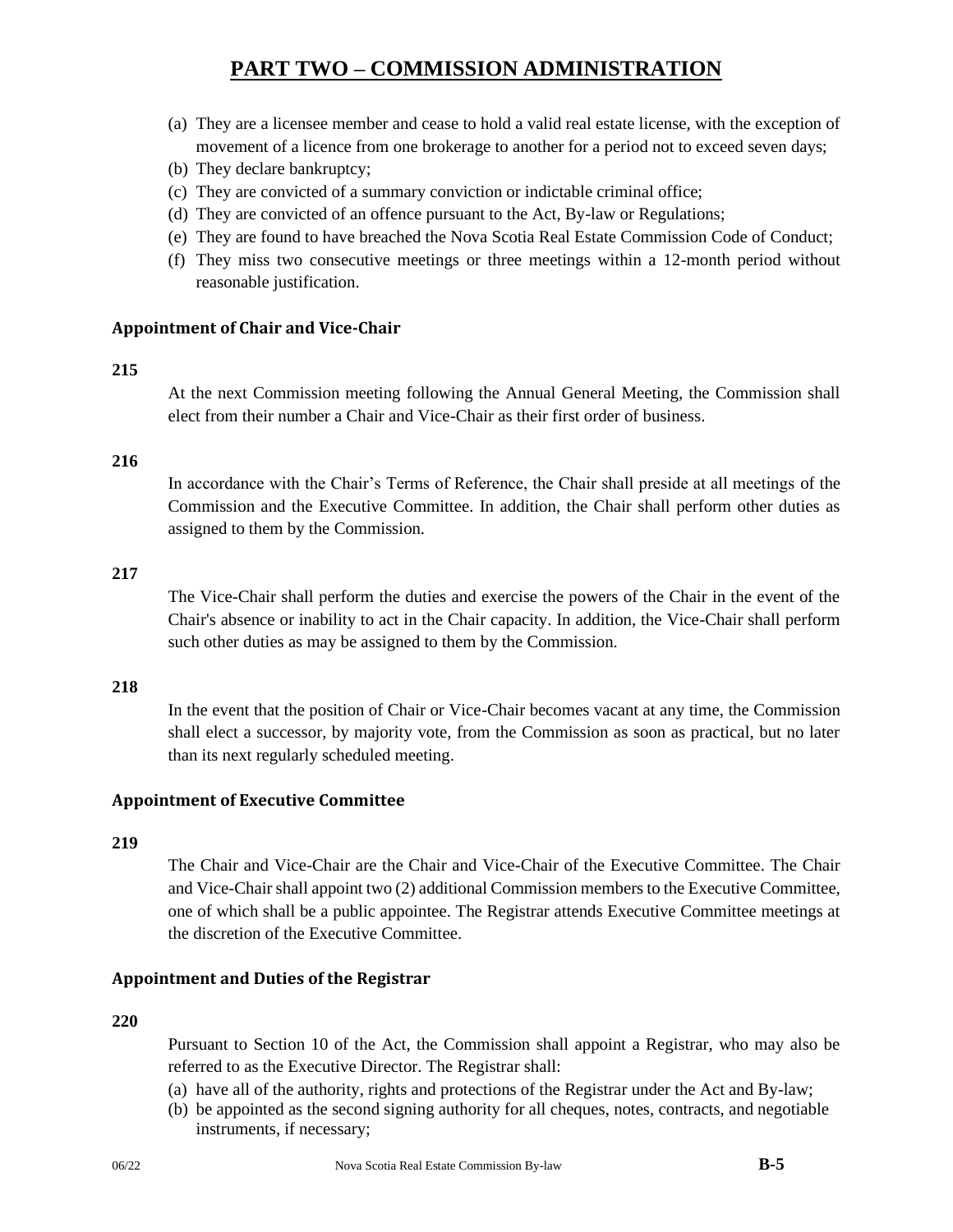# PART TWO – COMMISSION ADMINISTRATION

(a) They are a licensee member and cease to hold a valid real estate license, with the exception of movement of a licence from one brokerage to another for a period not to exceed seven days;
(b) They declare bankruptcy;
(c) They are convicted of a summary conviction or indictable criminal office;
(d) They are convicted of an offence pursuant to the Act, By-law or Regulations;
(e) They are found to have breached the Nova Scotia Real Estate Commission Code of Conduct;
(f) They miss two consecutive meetings or three meetings within a 12-month period without reasonable justification.

### Appointment of Chair and Vice-Chair

**215**

At the next Commission meeting following the Annual General Meeting, the Commission shall elect from their number a Chair and Vice-Chair as their first order of business.

**216**

In accordance with the Chair's Terms of Reference, the Chair shall preside at all meetings of the Commission and the Executive Committee. In addition, the Chair shall perform other duties as assigned to them by the Commission.

**217**

The Vice-Chair shall perform the duties and exercise the powers of the Chair in the event of the Chair's absence or inability to act in the Chair capacity. In addition, the Vice-Chair shall perform such other duties as may be assigned to them by the Commission.

**218**

In the event that the position of Chair or Vice-Chair becomes vacant at any time, the Commission shall elect a successor, by majority vote, from the Commission as soon as practical, but no later than its next regularly scheduled meeting.

### Appointment of Executive Committee

**219**

The Chair and Vice-Chair are the Chair and Vice-Chair of the Executive Committee. The Chair and Vice-Chair shall appoint two (2) additional Commission members to the Executive Committee, one of which shall be a public appointee. The Registrar attends Executive Committee meetings at the discretion of the Executive Committee.

### Appointment and Duties of the Registrar

**220**

Pursuant to Section 10 of the Act, the Commission shall appoint a Registrar, who may also be referred to as the Executive Director. The Registrar shall:

(a) have all of the authority, rights and protections of the Registrar under the Act and By-law;
(b) be appointed as the second signing authority for all cheques, notes, contracts, and negotiable instruments, if necessary;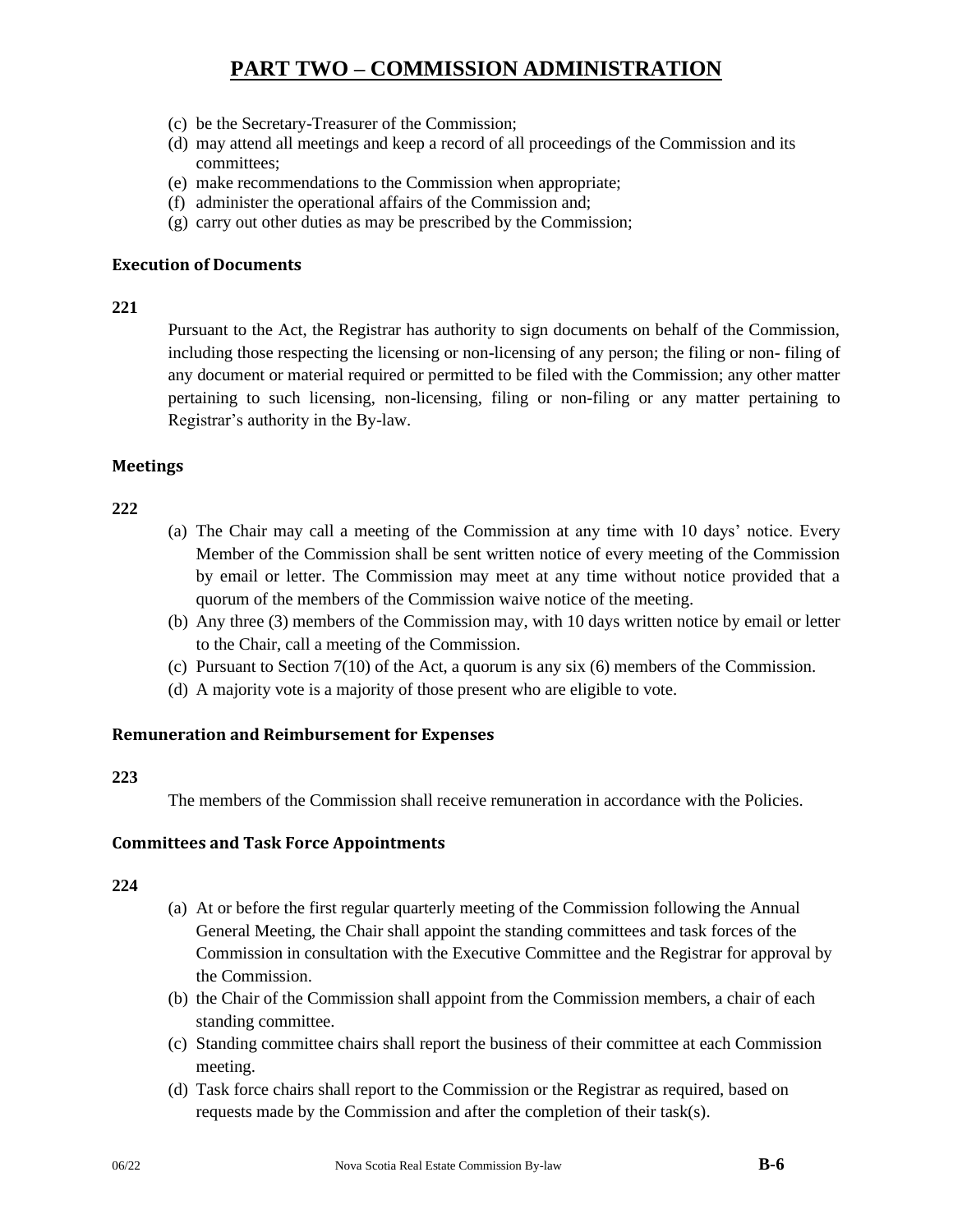# PART TWO – COMMISSION ADMINISTRATION

(c) be the Secretary-Treasurer of the Commission;
(d) may attend all meetings and keep a record of all proceedings of the Commission and its committees;
(e) make recommendations to the Commission when appropriate;
(f) administer the operational affairs of the Commission and;
(g) carry out other duties as may be prescribed by the Commission;

### Execution of Documents

**221**

Pursuant to the Act, the Registrar has authority to sign documents on behalf of the Commission, including those respecting the licensing or non-licensing of any person; the filing or non- filing of any document or material required or permitted to be filed with the Commission; any other matter pertaining to such licensing, non-licensing, filing or non-filing or any matter pertaining to Registrar's authority in the By-law.

### Meetings

**222**

(a) The Chair may call a meeting of the Commission at any time with 10 days' notice. Every Member of the Commission shall be sent written notice of every meeting of the Commission by email or letter. The Commission may meet at any time without notice provided that a quorum of the members of the Commission waive notice of the meeting.
(b) Any three (3) members of the Commission may, with 10 days written notice by email or letter to the Chair, call a meeting of the Commission.
(c) Pursuant to Section 7(10) of the Act, a quorum is any six (6) members of the Commission.
(d) A majority vote is a majority of those present who are eligible to vote.

### Remuneration and Reimbursement for Expenses

**223**

The members of the Commission shall receive remuneration in accordance with the Policies.

### Committees and Task Force Appointments

**224**

(a) At or before the first regular quarterly meeting of the Commission following the Annual General Meeting, the Chair shall appoint the standing committees and task forces of the Commission in consultation with the Executive Committee and the Registrar for approval by the Commission.
(b) the Chair of the Commission shall appoint from the Commission members, a chair of each standing committee.
(c) Standing committee chairs shall report the business of their committee at each Commission meeting.
(d) Task force chairs shall report to the Commission or the Registrar as required, based on requests made by the Commission and after the completion of their task(s).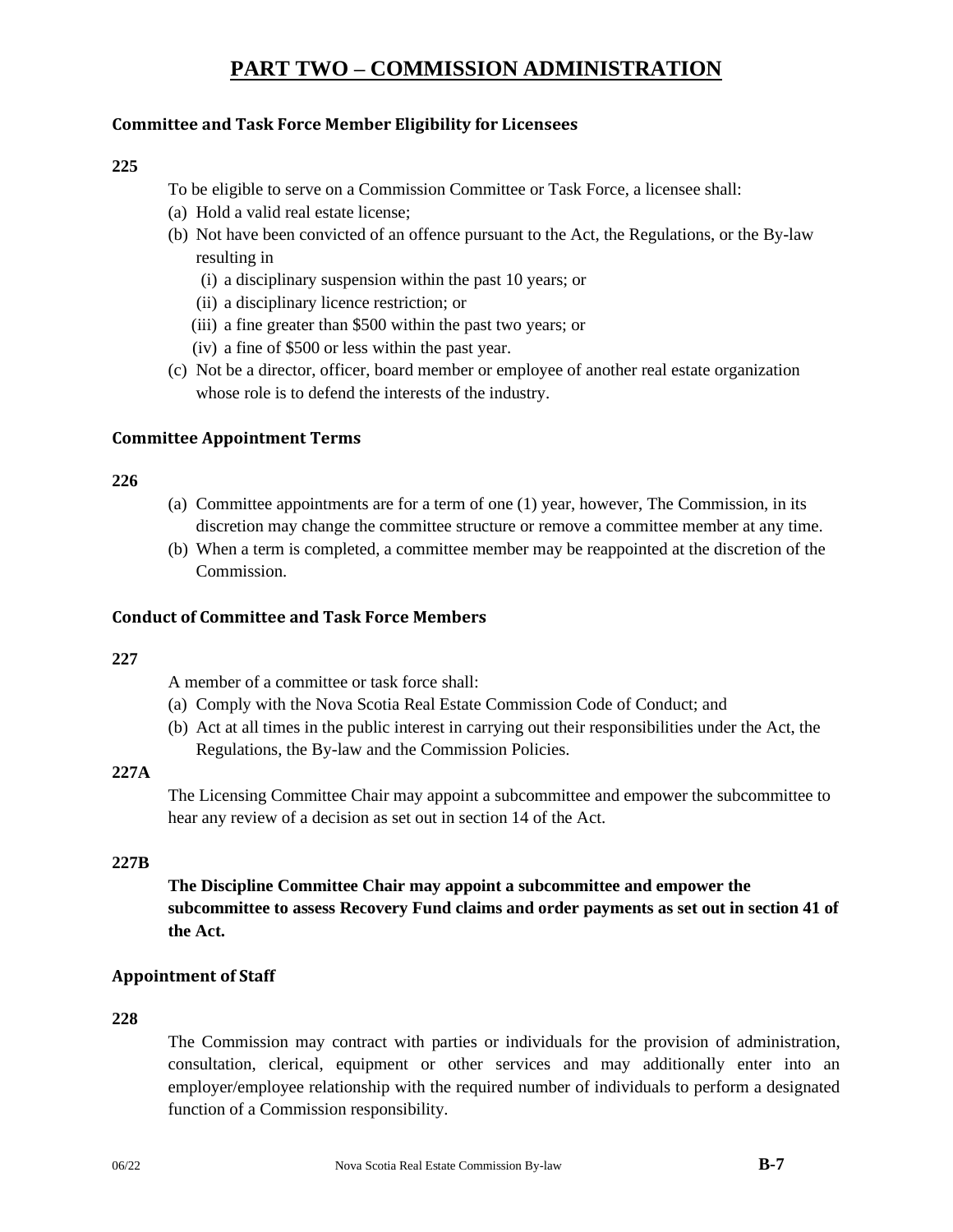# PART TWO – COMMISSION ADMINISTRATION

### Committee and Task Force Member Eligibility for Licensees

**225**

To be eligible to serve on a Commission Committee or Task Force, a licensee shall:

(a) Hold a valid real estate license;

(b) Not have been convicted of an offence pursuant to the Act, the Regulations, or the By-law resulting in

  (i) a disciplinary suspension within the past 10 years; or

  (ii) a disciplinary licence restriction; or

  (iii) a fine greater than \$500 within the past two years; or

  (iv) a fine of \$500 or less within the past year.

(c) Not be a director, officer, board member or employee of another real estate organization whose role is to defend the interests of the industry.

### Committee Appointment Terms

**226**

(a) Committee appointments are for a term of one (1) year, however, The Commission, in its discretion may change the committee structure or remove a committee member at any time.

(b) When a term is completed, a committee member may be reappointed at the discretion of the Commission.

### Conduct of Committee and Task Force Members

**227**

A member of a committee or task force shall:

(a) Comply with the Nova Scotia Real Estate Commission Code of Conduct; and

(b) Act at all times in the public interest in carrying out their responsibilities under the Act, the Regulations, the By-law and the Commission Policies.

**227A**

The Licensing Committee Chair may appoint a subcommittee and empower the subcommittee to hear any review of a decision as set out in section 14 of the Act.

**227B**

**The Discipline Committee Chair may appoint a subcommittee and empower the subcommittee to assess Recovery Fund claims and order payments as set out in section 41 of the Act.**

### Appointment of Staff

**228**

The Commission may contract with parties or individuals for the provision of administration, consultation, clerical, equipment or other services and may additionally enter into an employer/employee relationship with the required number of individuals to perform a designated function of a Commission responsibility.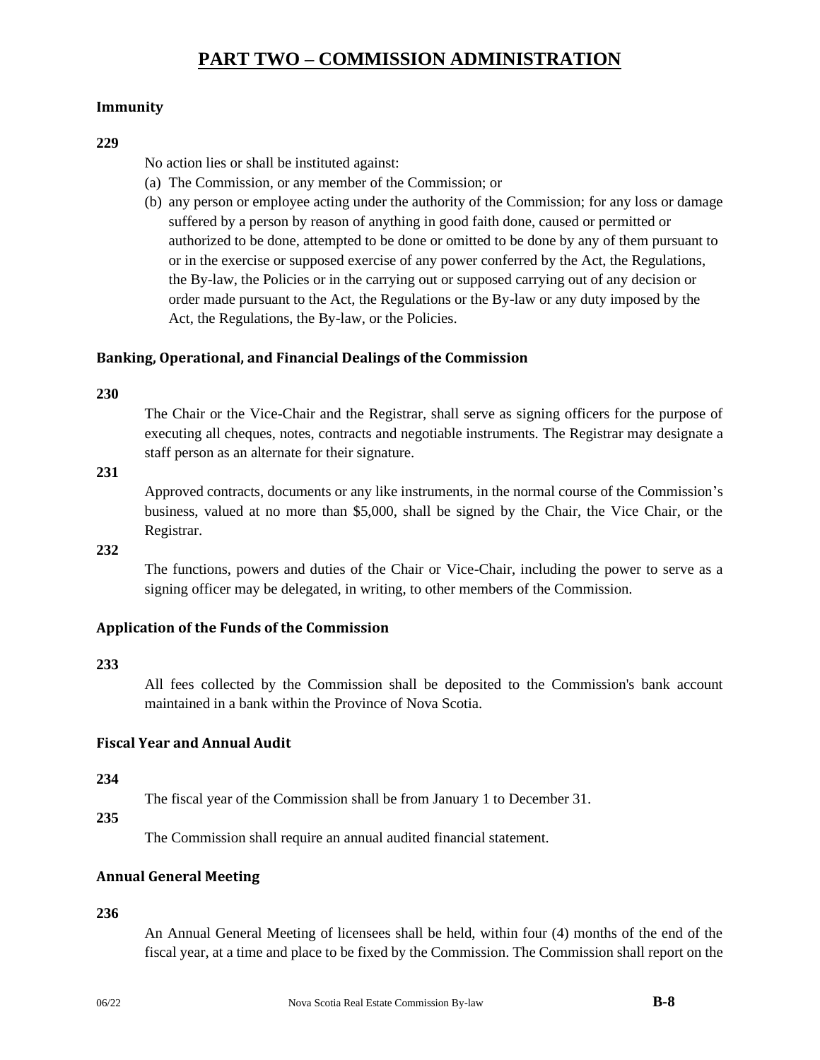# PART TWO – COMMISSION ADMINISTRATION

### Immunity

**229**

No action lies or shall be instituted against:

(a) The Commission, or any member of the Commission; or

(b) any person or employee acting under the authority of the Commission; for any loss or damage suffered by a person by reason of anything in good faith done, caused or permitted or authorized to be done, attempted to be done or omitted to be done by any of them pursuant to or in the exercise or supposed exercise of any power conferred by the Act, the Regulations, the By-law, the Policies or in the carrying out or supposed carrying out of any decision or order made pursuant to the Act, the Regulations or the By-law or any duty imposed by the Act, the Regulations, the By-law, or the Policies.

### Banking, Operational, and Financial Dealings of the Commission

**230**

The Chair or the Vice-Chair and the Registrar, shall serve as signing officers for the purpose of executing all cheques, notes, contracts and negotiable instruments. The Registrar may designate a staff person as an alternate for their signature.

**231**

Approved contracts, documents or any like instruments, in the normal course of the Commission's business, valued at no more than $5,000, shall be signed by the Chair, the Vice Chair, or the Registrar.

**232**

The functions, powers and duties of the Chair or Vice-Chair, including the power to serve as a signing officer may be delegated, in writing, to other members of the Commission.

### Application of the Funds of the Commission

**233**

All fees collected by the Commission shall be deposited to the Commission's bank account maintained in a bank within the Province of Nova Scotia.

### Fiscal Year and Annual Audit

**234**

The fiscal year of the Commission shall be from January 1 to December 31.

**235**

The Commission shall require an annual audited financial statement.

### Annual General Meeting

**236**

An Annual General Meeting of licensees shall be held, within four (4) months of the end of the fiscal year, at a time and place to be fixed by the Commission. The Commission shall report on the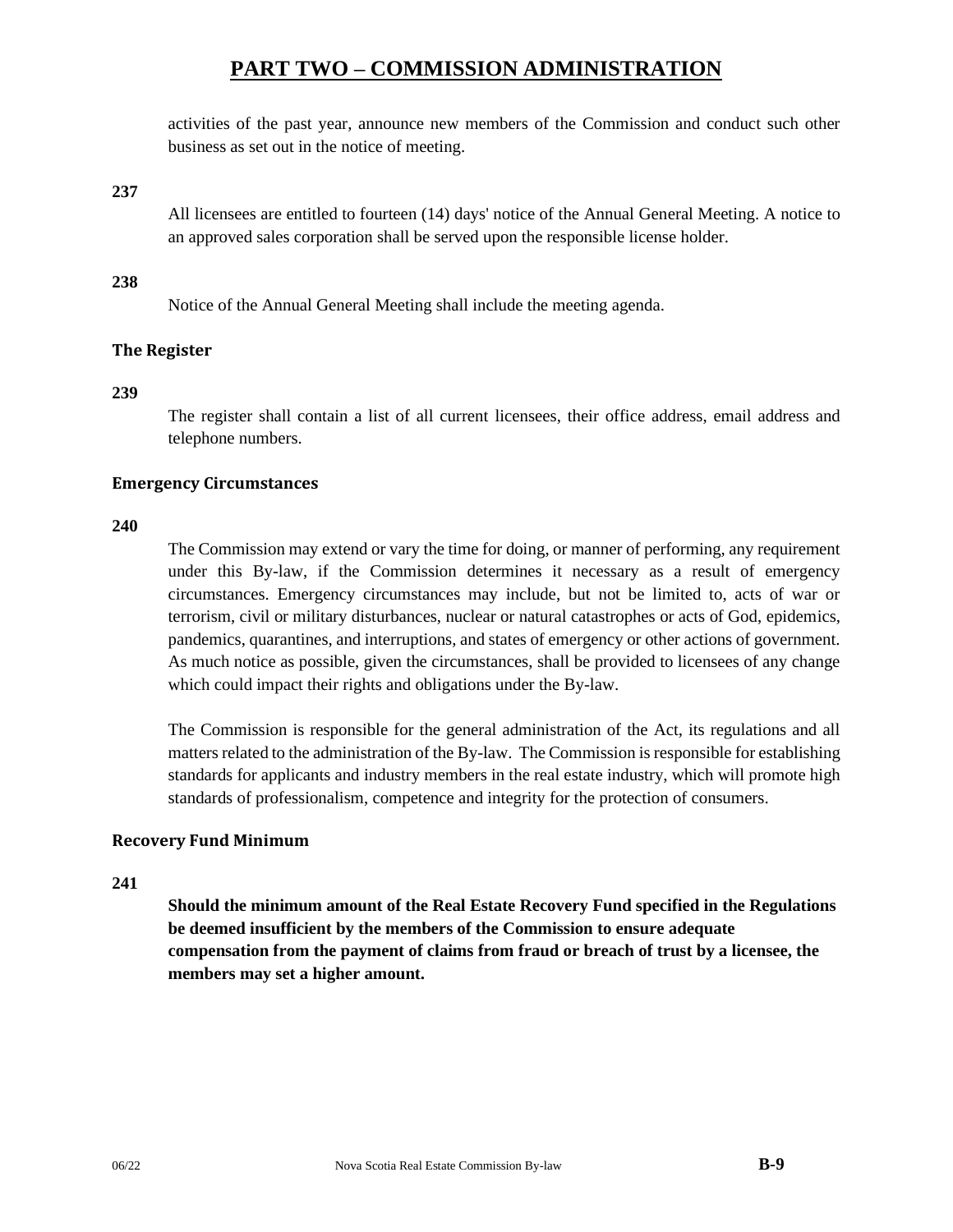activities of the past year, announce new members of the Commission and conduct such other business as set out in the notice of meeting.

**237**

All licensees are entitled to fourteen (14) days' notice of the Annual General Meeting. A notice to an approved sales corporation shall be served upon the responsible license holder.

**238**

Notice of the Annual General Meeting shall include the meeting agenda.

### The Register

**239**

The register shall contain a list of all current licensees, their office address, email address and telephone numbers.

### Emergency Circumstances

**240**

The Commission may extend or vary the time for doing, or manner of performing, any requirement under this By-law, if the Commission determines it necessary as a result of emergency circumstances. Emergency circumstances may include, but not be limited to, acts of war or terrorism, civil or military disturbances, nuclear or natural catastrophes or acts of God, epidemics, pandemics, quarantines, and interruptions, and states of emergency or other actions of government. As much notice as possible, given the circumstances, shall be provided to licensees of any change which could impact their rights and obligations under the By-law.

The Commission is responsible for the general administration of the Act, its regulations and all matters related to the administration of the By-law. The Commission is responsible for establishing standards for applicants and industry members in the real estate industry, which will promote high standards of professionalism, competence and integrity for the protection of consumers.

### Recovery Fund Minimum

**241**

**Should the minimum amount of the Real Estate Recovery Fund specified in the Regulations be deemed insufficient by the members of the Commission to ensure adequate compensation from the payment of claims from fraud or breach of trust by a licensee, the members may set a higher amount.**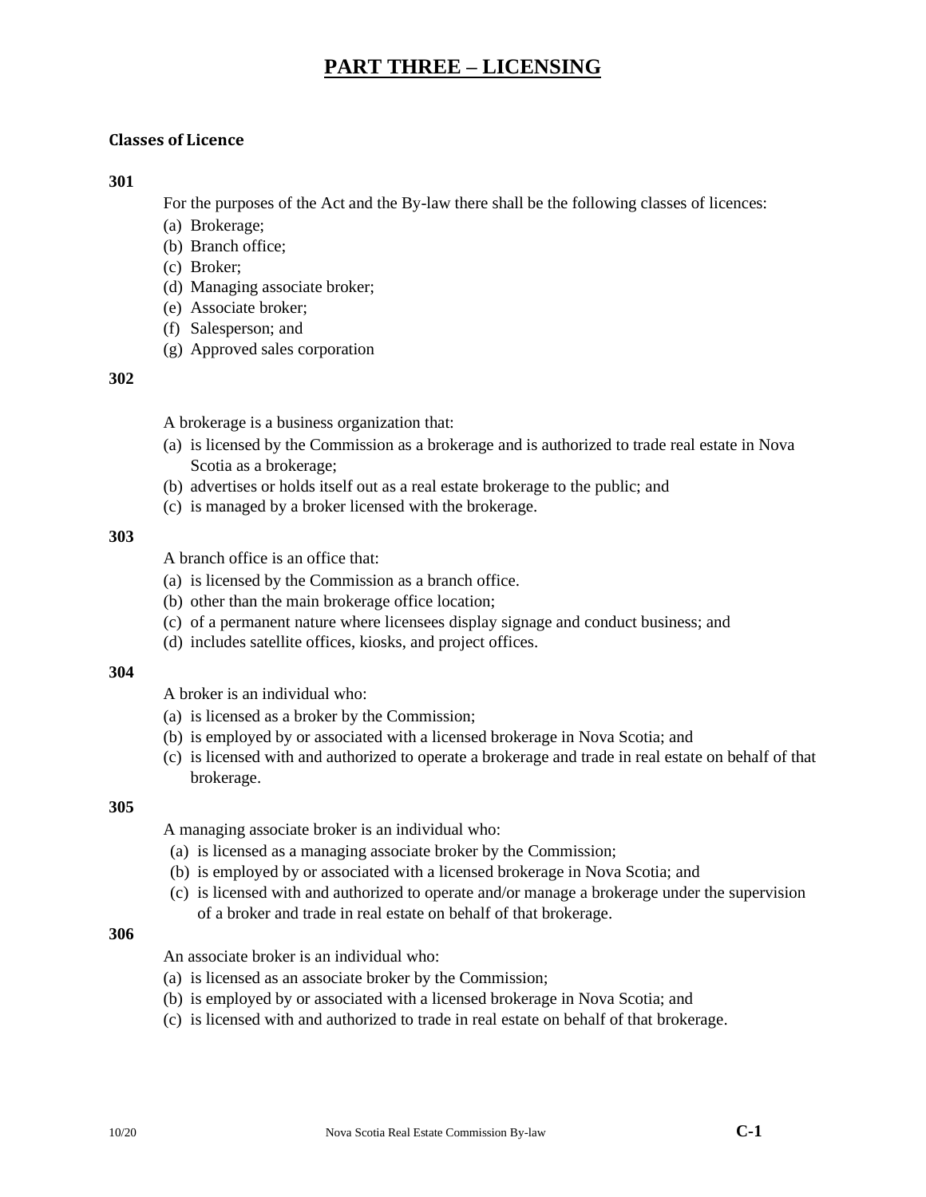# PART THREE – LICENSING

### Classes of Licence

**301**

For the purposes of the Act and the By-law there shall be the following classes of licences:

(a) Brokerage;
(b) Branch office;
(c) Broker;
(d) Managing associate broker;
(e) Associate broker;
(f) Salesperson; and
(g) Approved sales corporation

**302**

A brokerage is a business organization that:

(a) is licensed by the Commission as a brokerage and is authorized to trade real estate in Nova Scotia as a brokerage;
(b) advertises or holds itself out as a real estate brokerage to the public; and
(c) is managed by a broker licensed with the brokerage.

**303**

A branch office is an office that:

(a) is licensed by the Commission as a branch office.
(b) other than the main brokerage office location;
(c) of a permanent nature where licensees display signage and conduct business; and
(d) includes satellite offices, kiosks, and project offices.

**304**

A broker is an individual who:

(a) is licensed as a broker by the Commission;
(b) is employed by or associated with a licensed brokerage in Nova Scotia; and
(c) is licensed with and authorized to operate a brokerage and trade in real estate on behalf of that brokerage.

**305**

A managing associate broker is an individual who:

(a) is licensed as a managing associate broker by the Commission;
(b) is employed by or associated with a licensed brokerage in Nova Scotia; and
(c) is licensed with and authorized to operate and/or manage a brokerage under the supervision of a broker and trade in real estate on behalf of that brokerage.

**306**

An associate broker is an individual who:

(a) is licensed as an associate broker by the Commission;
(b) is employed by or associated with a licensed brokerage in Nova Scotia; and
(c) is licensed with and authorized to trade in real estate on behalf of that brokerage.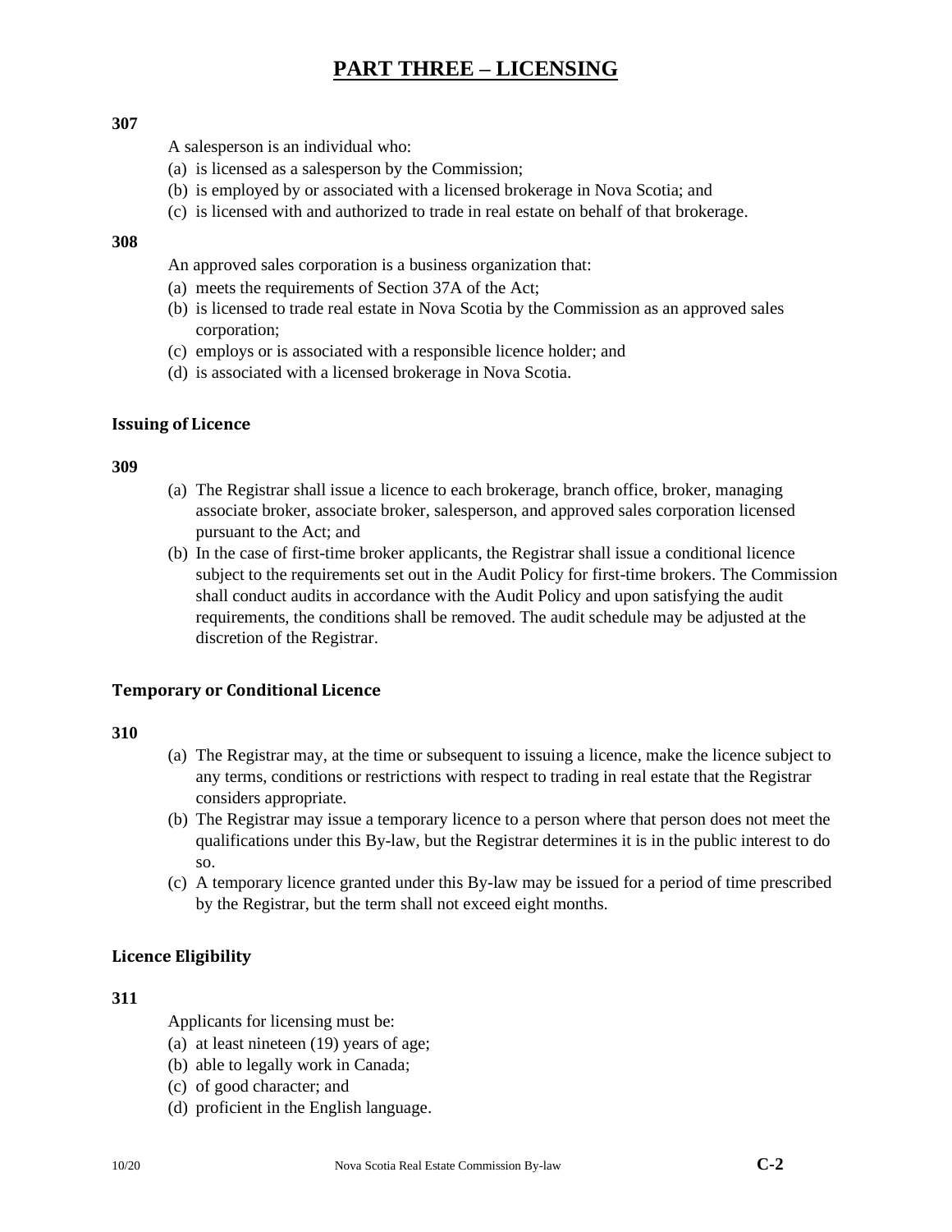# PART THREE – LICENSING

**307**

A salesperson is an individual who:

(a) is licensed as a salesperson by the Commission;
(b) is employed by or associated with a licensed brokerage in Nova Scotia; and
(c) is licensed with and authorized to trade in real estate on behalf of that brokerage.

**308**

An approved sales corporation is a business organization that:

(a) meets the requirements of Section 37A of the Act;
(b) is licensed to trade real estate in Nova Scotia by the Commission as an approved sales corporation;
(c) employs or is associated with a responsible licence holder; and
(d) is associated with a licensed brokerage in Nova Scotia.

### Issuing of Licence

**309**

(a) The Registrar shall issue a licence to each brokerage, branch office, broker, managing associate broker, associate broker, salesperson, and approved sales corporation licensed pursuant to the Act; and
(b) In the case of first-time broker applicants, the Registrar shall issue a conditional licence subject to the requirements set out in the Audit Policy for first-time brokers. The Commission shall conduct audits in accordance with the Audit Policy and upon satisfying the audit requirements, the conditions shall be removed. The audit schedule may be adjusted at the discretion of the Registrar.

### Temporary or Conditional Licence

**310**

(a) The Registrar may, at the time or subsequent to issuing a licence, make the licence subject to any terms, conditions or restrictions with respect to trading in real estate that the Registrar considers appropriate.
(b) The Registrar may issue a temporary licence to a person where that person does not meet the qualifications under this By-law, but the Registrar determines it is in the public interest to do so.
(c) A temporary licence granted under this By-law may be issued for a period of time prescribed by the Registrar, but the term shall not exceed eight months.

### Licence Eligibility

**311**

Applicants for licensing must be:

(a) at least nineteen (19) years of age;
(b) able to legally work in Canada;
(c) of good character; and
(d) proficient in the English language.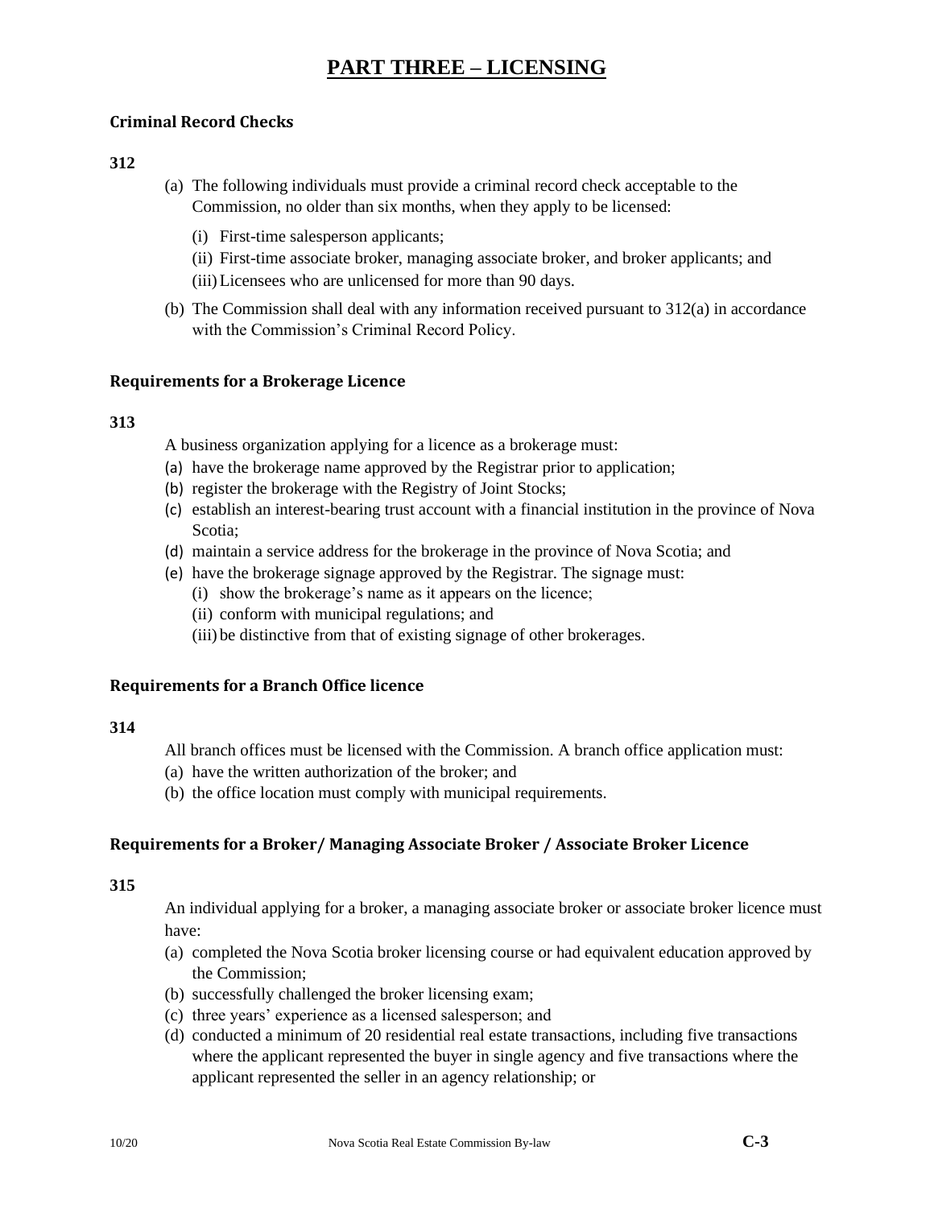# PART THREE – LICENSING

### Criminal Record Checks

**312**

(a) The following individuals must provide a criminal record check acceptable to the Commission, no older than six months, when they apply to be licensed:

(i) First-time salesperson applicants;

(ii) First-time associate broker, managing associate broker, and broker applicants; and

(iii) Licensees who are unlicensed for more than 90 days.

(b) The Commission shall deal with any information received pursuant to 312(a) in accordance with the Commission's Criminal Record Policy.

### Requirements for a Brokerage Licence

**313**

A business organization applying for a licence as a brokerage must:

(a) have the brokerage name approved by the Registrar prior to application;

(b) register the brokerage with the Registry of Joint Stocks;

(c) establish an interest-bearing trust account with a financial institution in the province of Nova Scotia;

(d) maintain a service address for the brokerage in the province of Nova Scotia; and

(e) have the brokerage signage approved by the Registrar. The signage must:

(i) show the brokerage's name as it appears on the licence;

(ii) conform with municipal regulations; and

(iii) be distinctive from that of existing signage of other brokerages.

### Requirements for a Branch Office licence

**314**

All branch offices must be licensed with the Commission. A branch office application must:

(a) have the written authorization of the broker; and

(b) the office location must comply with municipal requirements.

### Requirements for a Broker/ Managing Associate Broker / Associate Broker Licence

**315**

An individual applying for a broker, a managing associate broker or associate broker licence must have:

(a) completed the Nova Scotia broker licensing course or had equivalent education approved by the Commission;

(b) successfully challenged the broker licensing exam;

(c) three years' experience as a licensed salesperson; and

(d) conducted a minimum of 20 residential real estate transactions, including five transactions where the applicant represented the buyer in single agency and five transactions where the applicant represented the seller in an agency relationship; or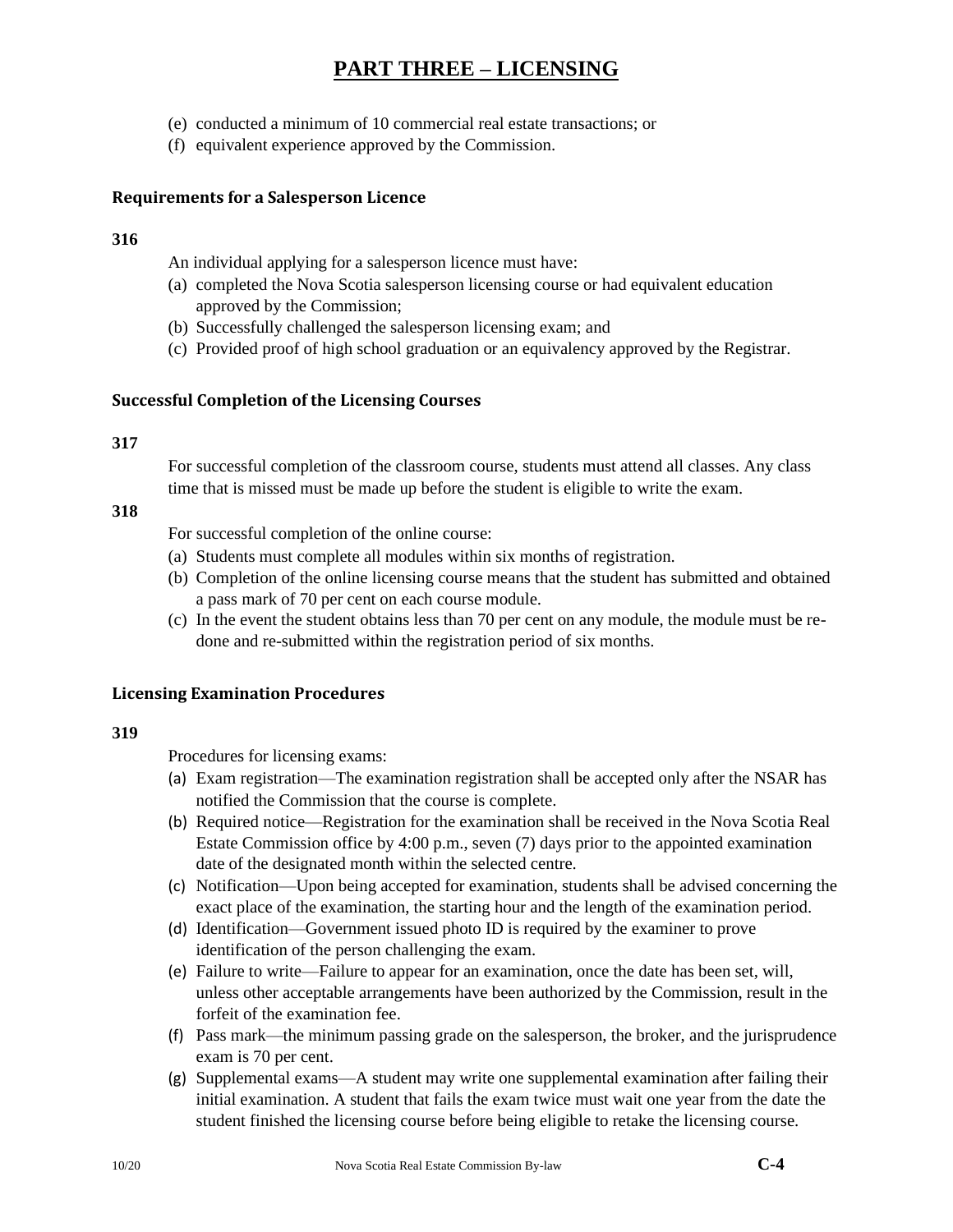# PART THREE – LICENSING

(e) conducted a minimum of 10 commercial real estate transactions; or
(f) equivalent experience approved by the Commission.

### Requirements for a Salesperson Licence

**316**

An individual applying for a salesperson licence must have:

(a) completed the Nova Scotia salesperson licensing course or had equivalent education approved by the Commission;
(b) Successfully challenged the salesperson licensing exam; and
(c) Provided proof of high school graduation or an equivalency approved by the Registrar.

### Successful Completion of the Licensing Courses

**317**

For successful completion of the classroom course, students must attend all classes. Any class time that is missed must be made up before the student is eligible to write the exam.

**318**

For successful completion of the online course:

(a) Students must complete all modules within six months of registration.
(b) Completion of the online licensing course means that the student has submitted and obtained a pass mark of 70 per cent on each course module.
(c) In the event the student obtains less than 70 per cent on any module, the module must be re-done and re-submitted within the registration period of six months.

### Licensing Examination Procedures

**319**

Procedures for licensing exams:

(a) Exam registration—The examination registration shall be accepted only after the NSAR has notified the Commission that the course is complete.
(b) Required notice—Registration for the examination shall be received in the Nova Scotia Real Estate Commission office by 4:00 p.m., seven (7) days prior to the appointed examination date of the designated month within the selected centre.
(c) Notification—Upon being accepted for examination, students shall be advised concerning the exact place of the examination, the starting hour and the length of the examination period.
(d) Identification—Government issued photo ID is required by the examiner to prove identification of the person challenging the exam.
(e) Failure to write—Failure to appear for an examination, once the date has been set, will, unless other acceptable arrangements have been authorized by the Commission, result in the forfeit of the examination fee.
(f) Pass mark—the minimum passing grade on the salesperson, the broker, and the jurisprudence exam is 70 per cent.
(g) Supplemental exams—A student may write one supplemental examination after failing their initial examination. A student that fails the exam twice must wait one year from the date the student finished the licensing course before being eligible to retake the licensing course.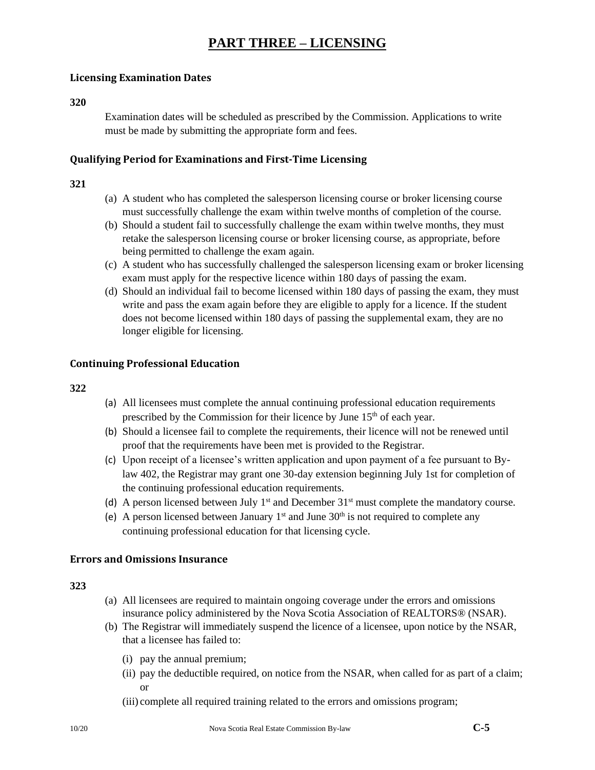# PART THREE – LICENSING

### Licensing Examination Dates

**320**

Examination dates will be scheduled as prescribed by the Commission. Applications to write must be made by submitting the appropriate form and fees.

### Qualifying Period for Examinations and First-Time Licensing

**321**

(a) A student who has completed the salesperson licensing course or broker licensing course must successfully challenge the exam within twelve months of completion of the course.

(b) Should a student fail to successfully challenge the exam within twelve months, they must retake the salesperson licensing course or broker licensing course, as appropriate, before being permitted to challenge the exam again.

(c) A student who has successfully challenged the salesperson licensing exam or broker licensing exam must apply for the respective licence within 180 days of passing the exam.

(d) Should an individual fail to become licensed within 180 days of passing the exam, they must write and pass the exam again before they are eligible to apply for a licence. If the student does not become licensed within 180 days of passing the supplemental exam, they are no longer eligible for licensing.

### Continuing Professional Education

**322**

(a) All licensees must complete the annual continuing professional education requirements prescribed by the Commission for their licence by June 15th of each year.

(b) Should a licensee fail to complete the requirements, their licence will not be renewed until proof that the requirements have been met is provided to the Registrar.

(c) Upon receipt of a licensee's written application and upon payment of a fee pursuant to By-law 402, the Registrar may grant one 30-day extension beginning July 1st for completion of the continuing professional education requirements.

(d) A person licensed between July 1st and December 31st must complete the mandatory course.

(e) A person licensed between January 1st and June 30th is not required to complete any continuing professional education for that licensing cycle.

### Errors and Omissions Insurance

**323**

(a) All licensees are required to maintain ongoing coverage under the errors and omissions insurance policy administered by the Nova Scotia Association of REALTORS® (NSAR).

(b) The Registrar will immediately suspend the licence of a licensee, upon notice by the NSAR, that a licensee has failed to:

   (i) pay the annual premium;

   (ii) pay the deductible required, on notice from the NSAR, when called for as part of a claim; or

   (iii) complete all required training related to the errors and omissions program;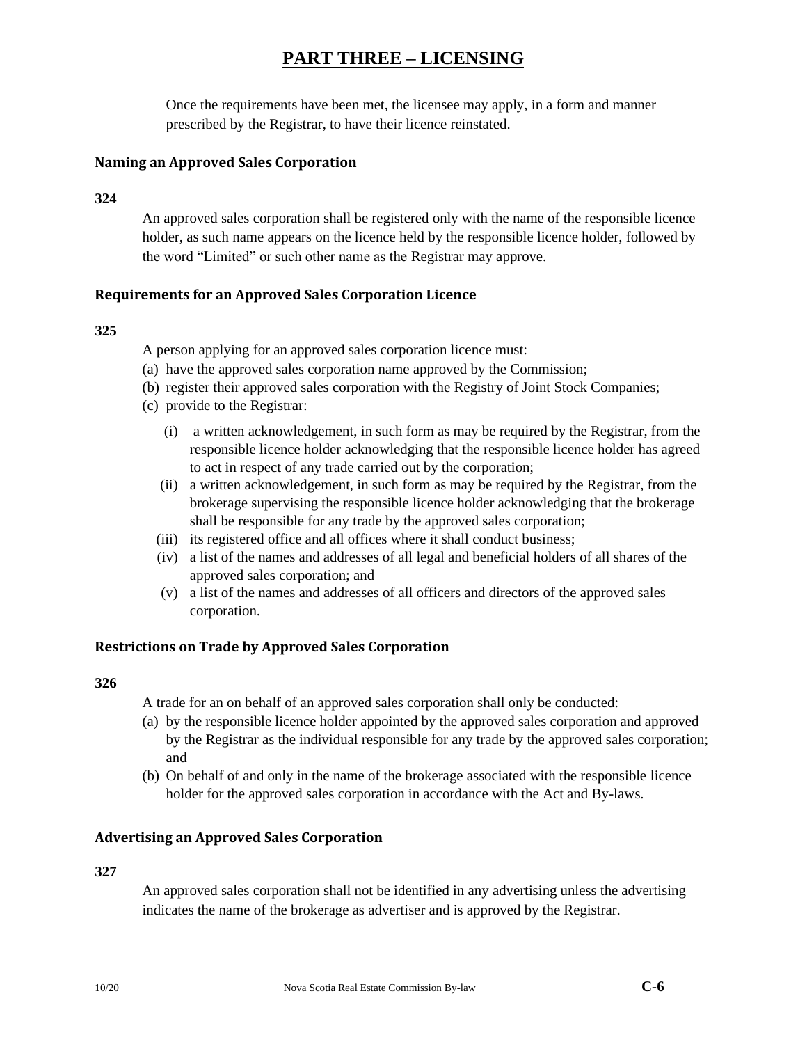# PART THREE – LICENSING

Once the requirements have been met, the licensee may apply, in a form and manner prescribed by the Registrar, to have their licence reinstated.

### Naming an Approved Sales Corporation

**324**

An approved sales corporation shall be registered only with the name of the responsible licence holder, as such name appears on the licence held by the responsible licence holder, followed by the word "Limited" or such other name as the Registrar may approve.

### Requirements for an Approved Sales Corporation Licence

**325**

A person applying for an approved sales corporation licence must:

(a) have the approved sales corporation name approved by the Commission;

(b) register their approved sales corporation with the Registry of Joint Stock Companies;

(c) provide to the Registrar:

- (i) a written acknowledgement, in such form as may be required by the Registrar, from the responsible licence holder acknowledging that the responsible licence holder has agreed to act in respect of any trade carried out by the corporation;
- (ii) a written acknowledgement, in such form as may be required by the Registrar, from the brokerage supervising the responsible licence holder acknowledging that the brokerage shall be responsible for any trade by the approved sales corporation;
- (iii) its registered office and all offices where it shall conduct business;
- (iv) a list of the names and addresses of all legal and beneficial holders of all shares of the approved sales corporation; and
- (v) a list of the names and addresses of all officers and directors of the approved sales corporation.

### Restrictions on Trade by Approved Sales Corporation

**326**

A trade for an on behalf of an approved sales corporation shall only be conducted:

(a) by the responsible licence holder appointed by the approved sales corporation and approved by the Registrar as the individual responsible for any trade by the approved sales corporation; and

(b) On behalf of and only in the name of the brokerage associated with the responsible licence holder for the approved sales corporation in accordance with the Act and By-laws.

### Advertising an Approved Sales Corporation

**327**

An approved sales corporation shall not be identified in any advertising unless the advertising indicates the name of the brokerage as advertiser and is approved by the Registrar.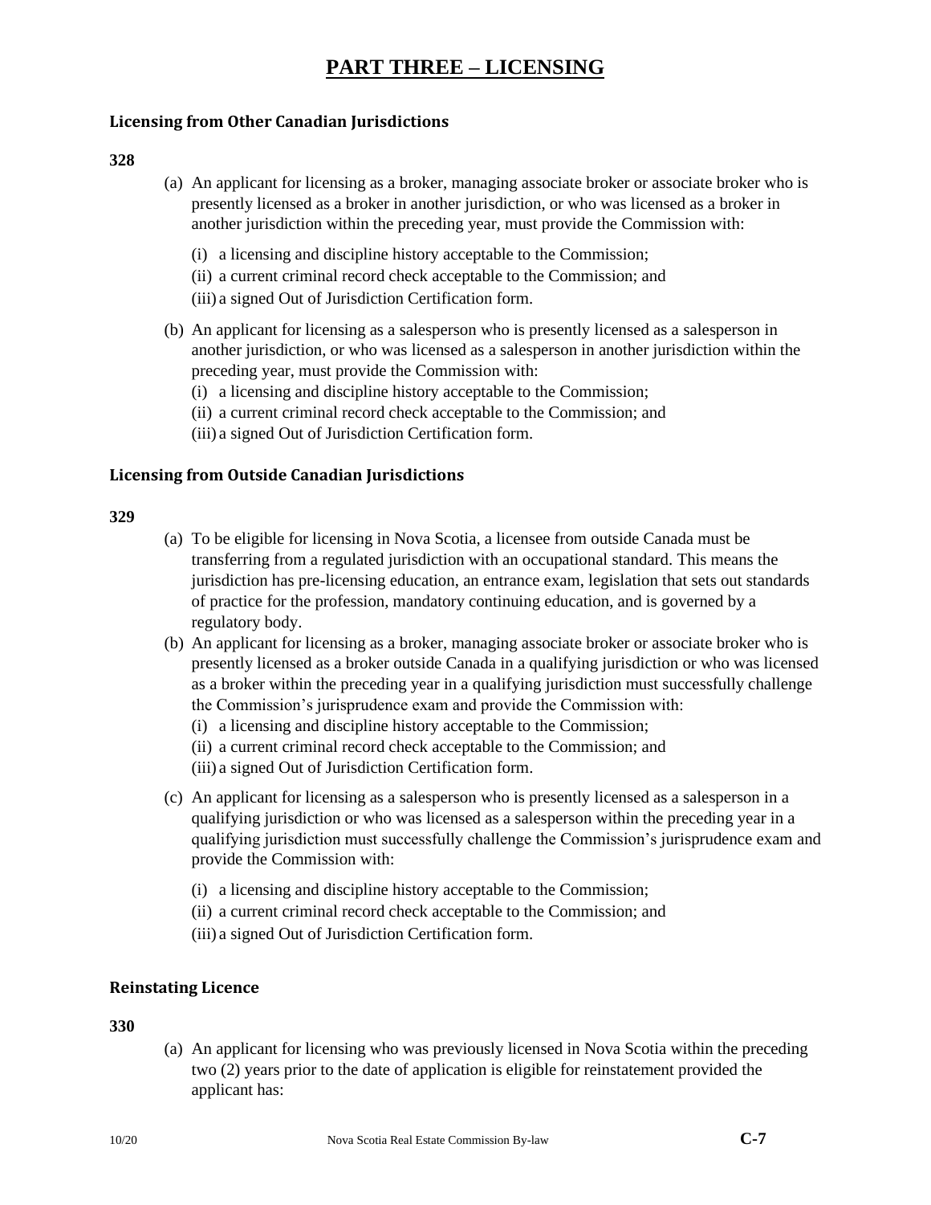# PART THREE – LICENSING

### Licensing from Other Canadian Jurisdictions

**328**

(a) An applicant for licensing as a broker, managing associate broker or associate broker who is presently licensed as a broker in another jurisdiction, or who was licensed as a broker in another jurisdiction within the preceding year, must provide the Commission with:

(i) a licensing and discipline history acceptable to the Commission;
(ii) a current criminal record check acceptable to the Commission; and
(iii) a signed Out of Jurisdiction Certification form.

(b) An applicant for licensing as a salesperson who is presently licensed as a salesperson in another jurisdiction, or who was licensed as a salesperson in another jurisdiction within the preceding year, must provide the Commission with:

(i) a licensing and discipline history acceptable to the Commission;
(ii) a current criminal record check acceptable to the Commission; and
(iii) a signed Out of Jurisdiction Certification form.

### Licensing from Outside Canadian Jurisdictions

**329**

(a) To be eligible for licensing in Nova Scotia, a licensee from outside Canada must be transferring from a regulated jurisdiction with an occupational standard. This means the jurisdiction has pre-licensing education, an entrance exam, legislation that sets out standards of practice for the profession, mandatory continuing education, and is governed by a regulatory body.

(b) An applicant for licensing as a broker, managing associate broker or associate broker who is presently licensed as a broker outside Canada in a qualifying jurisdiction or who was licensed as a broker within the preceding year in a qualifying jurisdiction must successfully challenge the Commission's jurisprudence exam and provide the Commission with:

(i) a licensing and discipline history acceptable to the Commission;
(ii) a current criminal record check acceptable to the Commission; and
(iii) a signed Out of Jurisdiction Certification form.

(c) An applicant for licensing as a salesperson who is presently licensed as a salesperson in a qualifying jurisdiction or who was licensed as a salesperson within the preceding year in a qualifying jurisdiction must successfully challenge the Commission's jurisprudence exam and provide the Commission with:

(i) a licensing and discipline history acceptable to the Commission;
(ii) a current criminal record check acceptable to the Commission; and
(iii) a signed Out of Jurisdiction Certification form.

### Reinstating Licence

**330**

(a) An applicant for licensing who was previously licensed in Nova Scotia within the preceding two (2) years prior to the date of application is eligible for reinstatement provided the applicant has: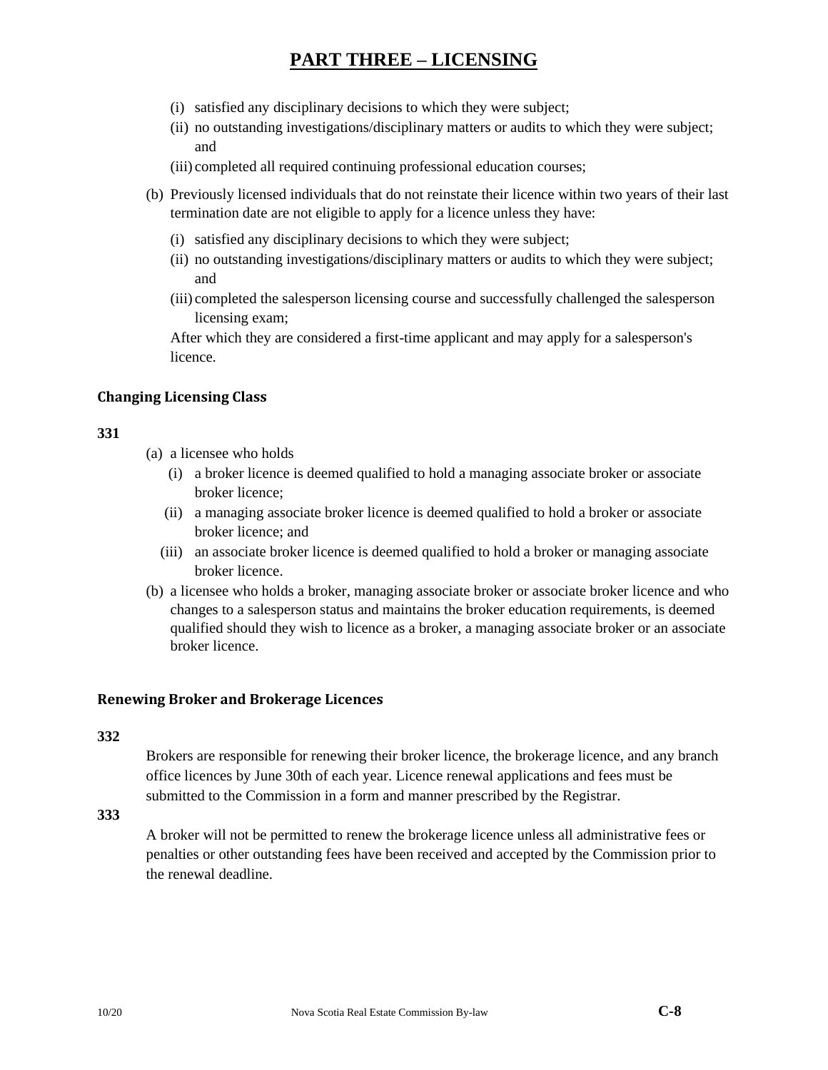# PART THREE – LICENSING

(i) satisfied any disciplinary decisions to which they were subject;

(ii) no outstanding investigations/disciplinary matters or audits to which they were subject; and

(iii) completed all required continuing professional education courses;

(b) Previously licensed individuals that do not reinstate their licence within two years of their last termination date are not eligible to apply for a licence unless they have:

(i) satisfied any disciplinary decisions to which they were subject;

(ii) no outstanding investigations/disciplinary matters or audits to which they were subject; and

(iii) completed the salesperson licensing course and successfully challenged the salesperson licensing exam;

After which they are considered a first-time applicant and may apply for a salesperson's licence.

### Changing Licensing Class

**331**

(a) a licensee who holds

(i) a broker licence is deemed qualified to hold a managing associate broker or associate broker licence;

(ii) a managing associate broker licence is deemed qualified to hold a broker or associate broker licence; and

(iii) an associate broker licence is deemed qualified to hold a broker or managing associate broker licence.

(b) a licensee who holds a broker, managing associate broker or associate broker licence and who changes to a salesperson status and maintains the broker education requirements, is deemed qualified should they wish to licence as a broker, a managing associate broker or an associate broker licence.

### Renewing Broker and Brokerage Licences

**332**

Brokers are responsible for renewing their broker licence, the brokerage licence, and any branch office licences by June 30th of each year. Licence renewal applications and fees must be submitted to the Commission in a form and manner prescribed by the Registrar.

**333**

A broker will not be permitted to renew the brokerage licence unless all administrative fees or penalties or other outstanding fees have been received and accepted by the Commission prior to the renewal deadline.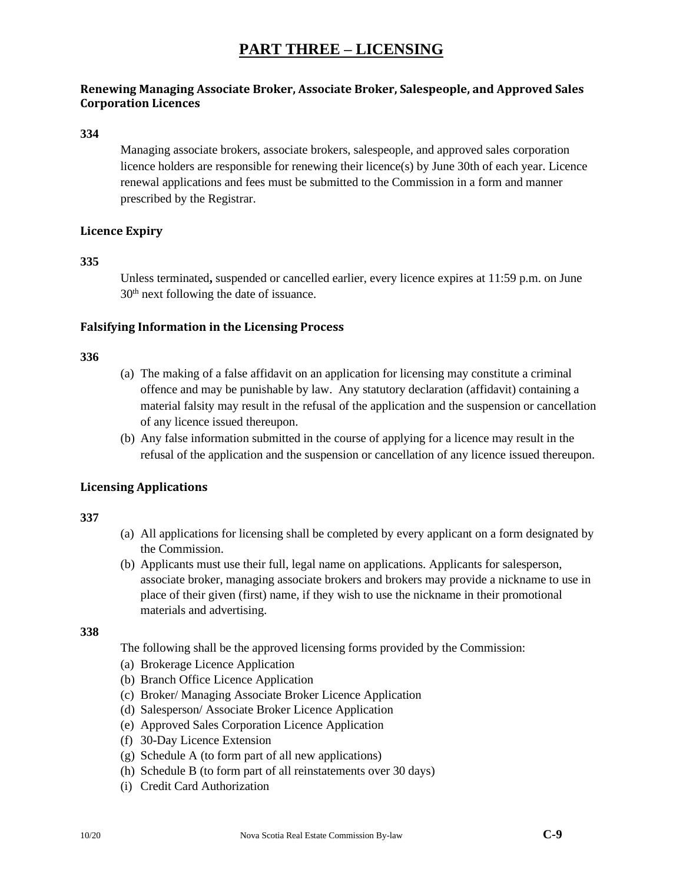# PART THREE – LICENSING

### Renewing Managing Associate Broker, Associate Broker, Salespeople, and Approved Sales Corporation Licences

**334**

Managing associate brokers, associate brokers, salespeople, and approved sales corporation licence holders are responsible for renewing their licence(s) by June 30th of each year. Licence renewal applications and fees must be submitted to the Commission in a form and manner prescribed by the Registrar.

### Licence Expiry

**335**

Unless terminated, suspended or cancelled earlier, every licence expires at 11:59 p.m. on June 30th next following the date of issuance.

### Falsifying Information in the Licensing Process

**336**

(a) The making of a false affidavit on an application for licensing may constitute a criminal offence and may be punishable by law. Any statutory declaration (affidavit) containing a material falsity may result in the refusal of the application and the suspension or cancellation of any licence issued thereupon.

(b) Any false information submitted in the course of applying for a licence may result in the refusal of the application and the suspension or cancellation of any licence issued thereupon.

### Licensing Applications

**337**

(a) All applications for licensing shall be completed by every applicant on a form designated by the Commission.

(b) Applicants must use their full, legal name on applications. Applicants for salesperson, associate broker, managing associate brokers and brokers may provide a nickname to use in place of their given (first) name, if they wish to use the nickname in their promotional materials and advertising.

**338**

The following shall be the approved licensing forms provided by the Commission:

(a) Brokerage Licence Application
(b) Branch Office Licence Application
(c) Broker/ Managing Associate Broker Licence Application
(d) Salesperson/ Associate Broker Licence Application
(e) Approved Sales Corporation Licence Application
(f) 30-Day Licence Extension
(g) Schedule A (to form part of all new applications)
(h) Schedule B (to form part of all reinstatements over 30 days)
(i) Credit Card Authorization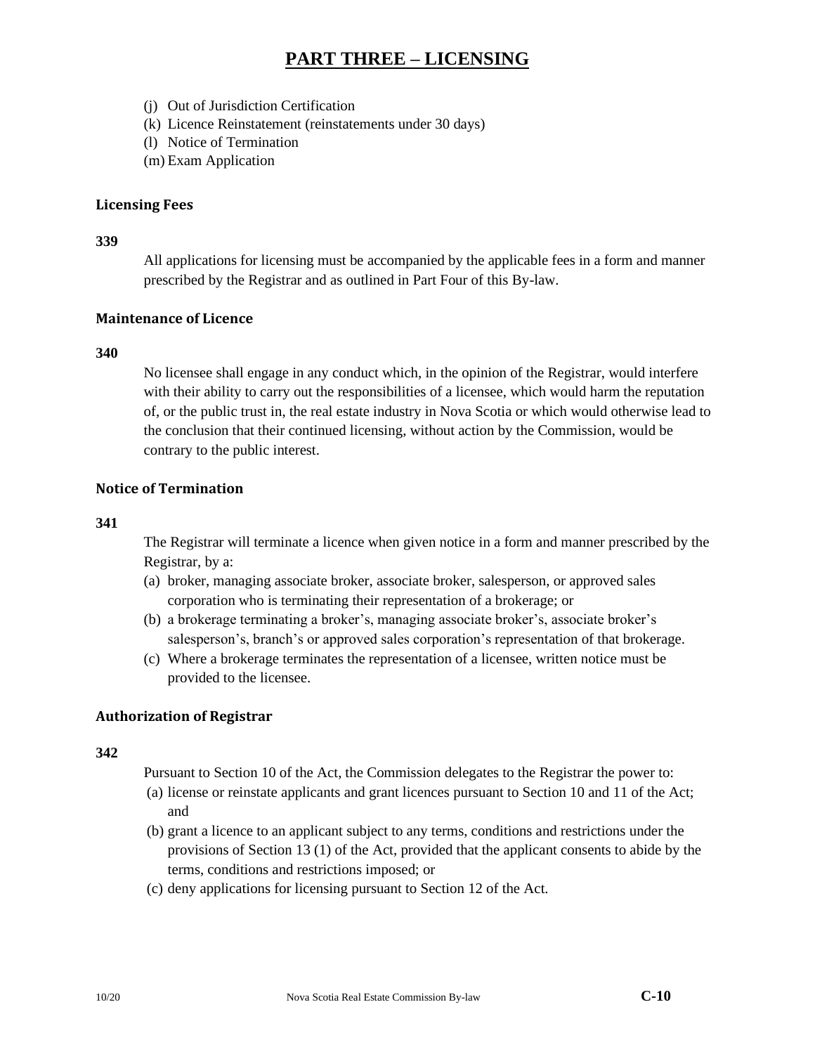# PART THREE – LICENSING

(j) Out of Jurisdiction Certification
(k) Licence Reinstatement (reinstatements under 30 days)
(l) Notice of Termination
(m) Exam Application

### Licensing Fees

**339**

All applications for licensing must be accompanied by the applicable fees in a form and manner prescribed by the Registrar and as outlined in Part Four of this By-law.

### Maintenance of Licence

**340**

No licensee shall engage in any conduct which, in the opinion of the Registrar, would interfere with their ability to carry out the responsibilities of a licensee, which would harm the reputation of, or the public trust in, the real estate industry in Nova Scotia or which would otherwise lead to the conclusion that their continued licensing, without action by the Commission, would be contrary to the public interest.

### Notice of Termination

**341**

The Registrar will terminate a licence when given notice in a form and manner prescribed by the Registrar, by a:

(a) broker, managing associate broker, associate broker, salesperson, or approved sales corporation who is terminating their representation of a brokerage; or
(b) a brokerage terminating a broker's, managing associate broker's, associate broker's salesperson's, branch's or approved sales corporation's representation of that brokerage.
(c) Where a brokerage terminates the representation of a licensee, written notice must be provided to the licensee.

### Authorization of Registrar

**342**

Pursuant to Section 10 of the Act, the Commission delegates to the Registrar the power to:

(a) license or reinstate applicants and grant licences pursuant to Section 10 and 11 of the Act; and
(b) grant a licence to an applicant subject to any terms, conditions and restrictions under the provisions of Section 13 (1) of the Act, provided that the applicant consents to abide by the terms, conditions and restrictions imposed; or
(c) deny applications for licensing pursuant to Section 12 of the Act.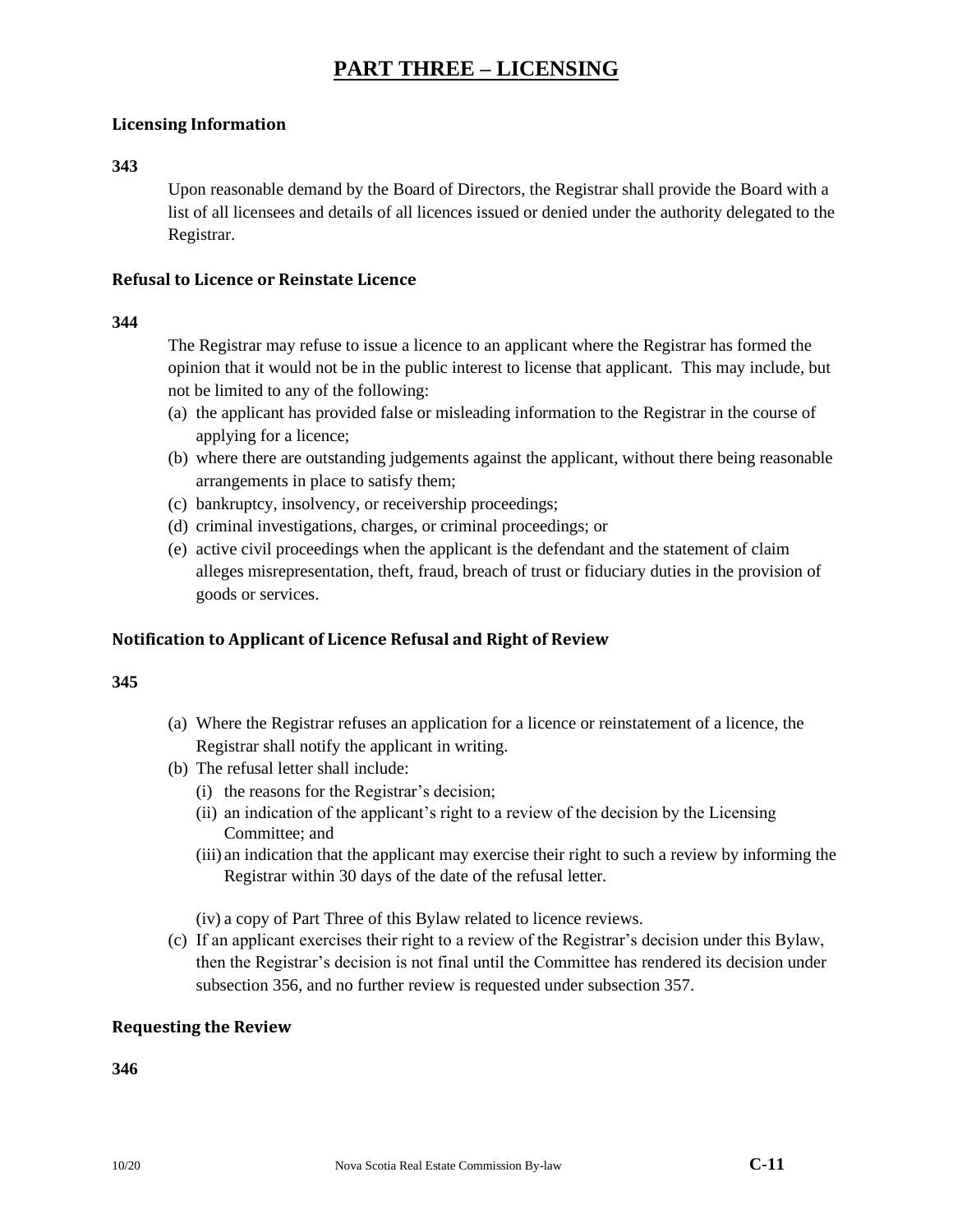# PART THREE – LICENSING

### Licensing Information

**343**

Upon reasonable demand by the Board of Directors, the Registrar shall provide the Board with a list of all licensees and details of all licences issued or denied under the authority delegated to the Registrar.

### Refusal to Licence or Reinstate Licence

**344**

The Registrar may refuse to issue a licence to an applicant where the Registrar has formed the opinion that it would not be in the public interest to license that applicant. This may include, but not be limited to any of the following:

(a) the applicant has provided false or misleading information to the Registrar in the course of applying for a licence;
(b) where there are outstanding judgements against the applicant, without there being reasonable arrangements in place to satisfy them;
(c) bankruptcy, insolvency, or receivership proceedings;
(d) criminal investigations, charges, or criminal proceedings; or
(e) active civil proceedings when the applicant is the defendant and the statement of claim alleges misrepresentation, theft, fraud, breach of trust or fiduciary duties in the provision of goods or services.

### Notification to Applicant of Licence Refusal and Right of Review

**345**

(a) Where the Registrar refuses an application for a licence or reinstatement of a licence, the Registrar shall notify the applicant in writing.
(b) The refusal letter shall include:
   (i) the reasons for the Registrar's decision;
   (ii) an indication of the applicant's right to a review of the decision by the Licensing Committee; and
   (iii) an indication that the applicant may exercise their right to such a review by informing the Registrar within 30 days of the date of the refusal letter.

   (iv) a copy of Part Three of this Bylaw related to licence reviews.
(c) If an applicant exercises their right to a review of the Registrar's decision under this Bylaw, then the Registrar's decision is not final until the Committee has rendered its decision under subsection 356, and no further review is requested under subsection 357.

### Requesting the Review

**346**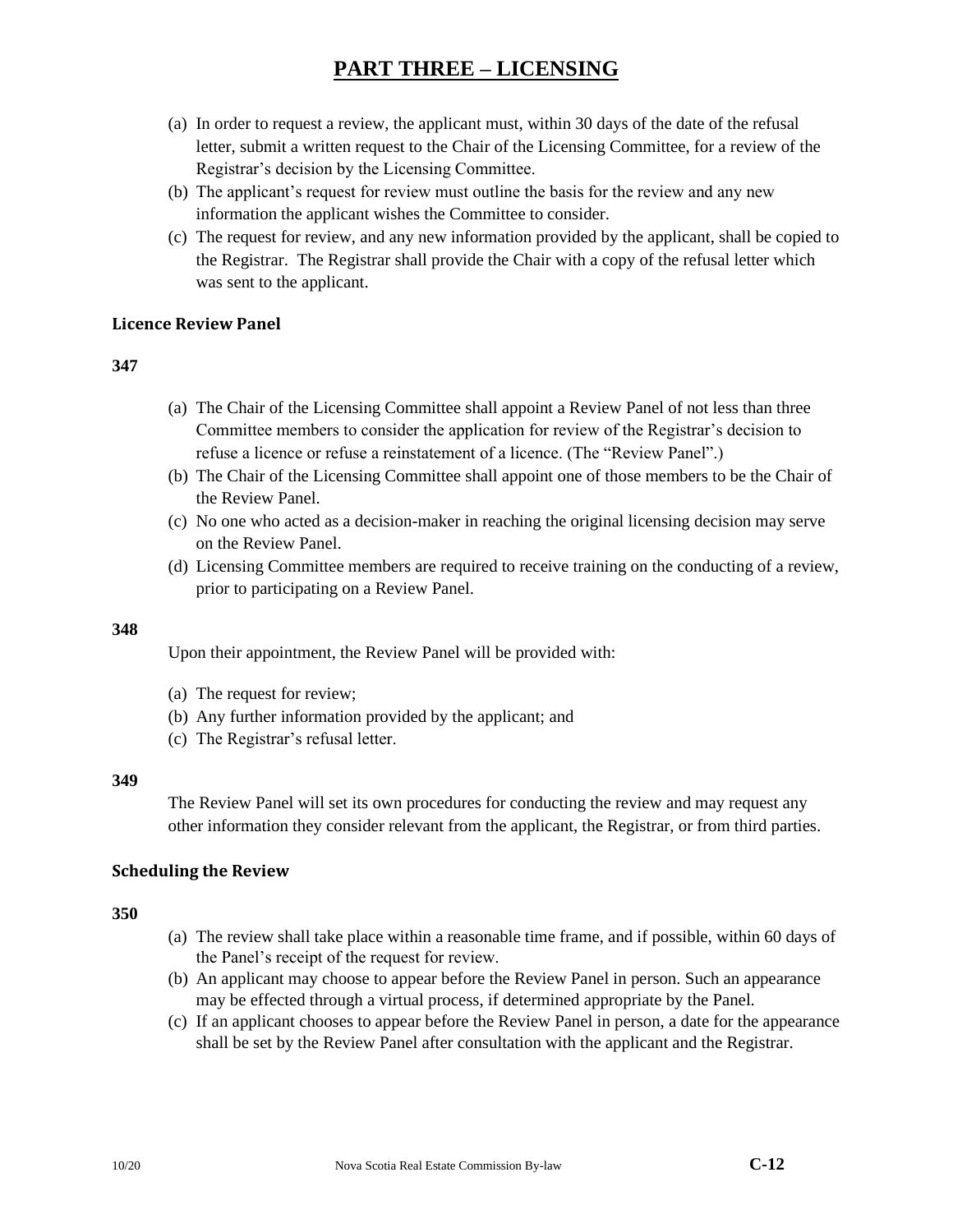# PART THREE – LICENSING

(a) In order to request a review, the applicant must, within 30 days of the date of the refusal letter, submit a written request to the Chair of the Licensing Committee, for a review of the Registrar's decision by the Licensing Committee.

(b) The applicant's request for review must outline the basis for the review and any new information the applicant wishes the Committee to consider.

(c) The request for review, and any new information provided by the applicant, shall be copied to the Registrar. The Registrar shall provide the Chair with a copy of the refusal letter which was sent to the applicant.

### Licence Review Panel

**347**

(a) The Chair of the Licensing Committee shall appoint a Review Panel of not less than three Committee members to consider the application for review of the Registrar's decision to refuse a licence or refuse a reinstatement of a licence. (The "Review Panel".)

(b) The Chair of the Licensing Committee shall appoint one of those members to be the Chair of the Review Panel.

(c) No one who acted as a decision-maker in reaching the original licensing decision may serve on the Review Panel.

(d) Licensing Committee members are required to receive training on the conducting of a review, prior to participating on a Review Panel.

**348**

Upon their appointment, the Review Panel will be provided with:

(a) The request for review;

(b) Any further information provided by the applicant; and

(c) The Registrar's refusal letter.

**349**

The Review Panel will set its own procedures for conducting the review and may request any other information they consider relevant from the applicant, the Registrar, or from third parties.

### Scheduling the Review

**350**

(a) The review shall take place within a reasonable time frame, and if possible, within 60 days of the Panel's receipt of the request for review.

(b) An applicant may choose to appear before the Review Panel in person. Such an appearance may be effected through a virtual process, if determined appropriate by the Panel.

(c) If an applicant chooses to appear before the Review Panel in person, a date for the appearance shall be set by the Review Panel after consultation with the applicant and the Registrar.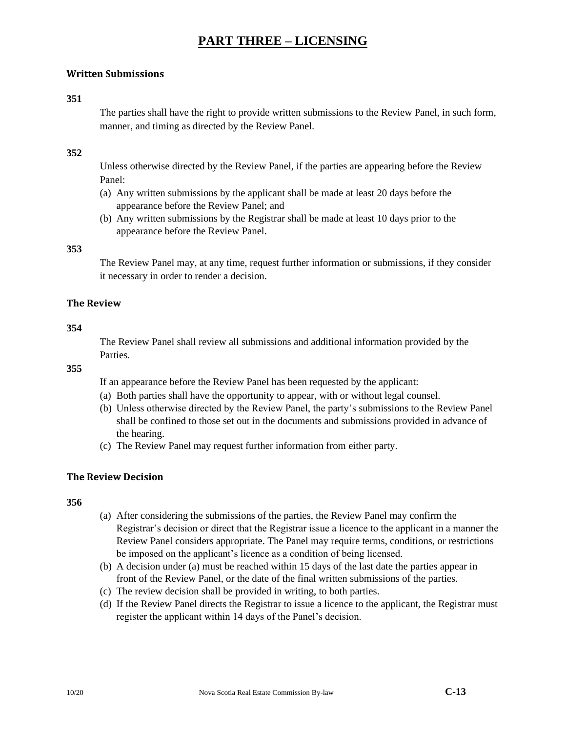# PART THREE – LICENSING

### Written Submissions

**351**

The parties shall have the right to provide written submissions to the Review Panel, in such form, manner, and timing as directed by the Review Panel.

**352**

Unless otherwise directed by the Review Panel, if the parties are appearing before the Review Panel:

(a) Any written submissions by the applicant shall be made at least 20 days before the appearance before the Review Panel; and
(b) Any written submissions by the Registrar shall be made at least 10 days prior to the appearance before the Review Panel.

**353**

The Review Panel may, at any time, request further information or submissions, if they consider it necessary in order to render a decision.

### The Review

**354**

The Review Panel shall review all submissions and additional information provided by the Parties.

**355**

If an appearance before the Review Panel has been requested by the applicant:

(a) Both parties shall have the opportunity to appear, with or without legal counsel.
(b) Unless otherwise directed by the Review Panel, the party's submissions to the Review Panel shall be confined to those set out in the documents and submissions provided in advance of the hearing.
(c) The Review Panel may request further information from either party.

### The Review Decision

**356**

(a) After considering the submissions of the parties, the Review Panel may confirm the Registrar's decision or direct that the Registrar issue a licence to the applicant in a manner the Review Panel considers appropriate. The Panel may require terms, conditions, or restrictions be imposed on the applicant's licence as a condition of being licensed.
(b) A decision under (a) must be reached within 15 days of the last date the parties appear in front of the Review Panel, or the date of the final written submissions of the parties.
(c) The review decision shall be provided in writing, to both parties.
(d) If the Review Panel directs the Registrar to issue a licence to the applicant, the Registrar must register the applicant within 14 days of the Panel's decision.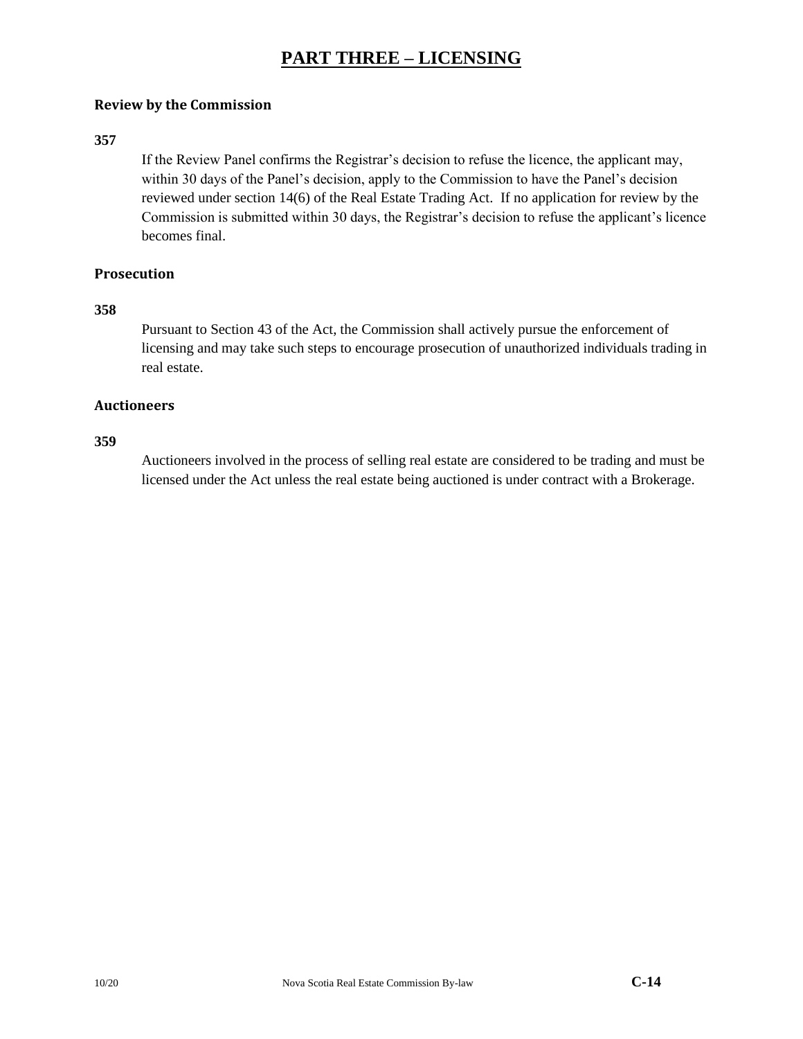# PART THREE – LICENSING

### Review by the Commission

**357**

If the Review Panel confirms the Registrar's decision to refuse the licence, the applicant may, within 30 days of the Panel's decision, apply to the Commission to have the Panel's decision reviewed under section 14(6) of the Real Estate Trading Act. If no application for review by the Commission is submitted within 30 days, the Registrar's decision to refuse the applicant's licence becomes final.

### Prosecution

**358**

Pursuant to Section 43 of the Act, the Commission shall actively pursue the enforcement of licensing and may take such steps to encourage prosecution of unauthorized individuals trading in real estate.

### Auctioneers

**359**

Auctioneers involved in the process of selling real estate are considered to be trading and must be licensed under the Act unless the real estate being auctioned is under contract with a Brokerage.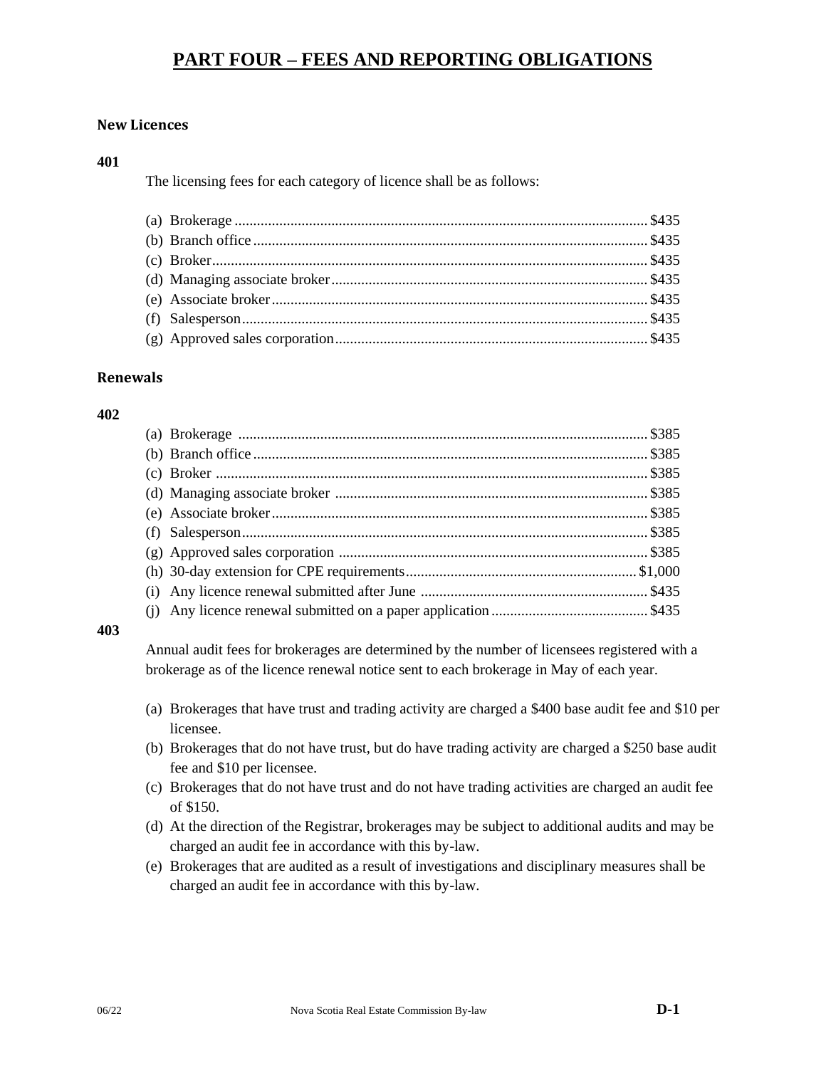# PART FOUR – FEES AND REPORTING OBLIGATIONS

### New Licences

**401**

The licensing fees for each category of licence shall be as follows:

- (a) Brokerage .......... $435
- (b) Branch office .......... $435
- (c) Broker .......... $435
- (d) Managing associate broker .......... $435
- (e) Associate broker .......... $435
- (f) Salesperson .......... $435
- (g) Approved sales corporation .......... $435

### Renewals

**402**

- (a) Brokerage .......... $385
- (b) Branch office .......... $385
- (c) Broker .......... $385
- (d) Managing associate broker .......... $385
- (e) Associate broker .......... $385
- (f) Salesperson .......... $385
- (g) Approved sales corporation .......... $385
- (h) 30-day extension for CPE requirements .......... $1,000
- (i) Any licence renewal submitted after June .......... $435
- (j) Any licence renewal submitted on a paper application .......... $435

**403**

Annual audit fees for brokerages are determined by the number of licensees registered with a brokerage as of the licence renewal notice sent to each brokerage in May of each year.

- (a) Brokerages that have trust and trading activity are charged a $400 base audit fee and $10 per licensee.
- (b) Brokerages that do not have trust, but do have trading activity are charged a $250 base audit fee and $10 per licensee.
- (c) Brokerages that do not have trust and do not have trading activities are charged an audit fee of $150.
- (d) At the direction of the Registrar, brokerages may be subject to additional audits and may be charged an audit fee in accordance with this by-law.
- (e) Brokerages that are audited as a result of investigations and disciplinary measures shall be charged an audit fee in accordance with this by-law.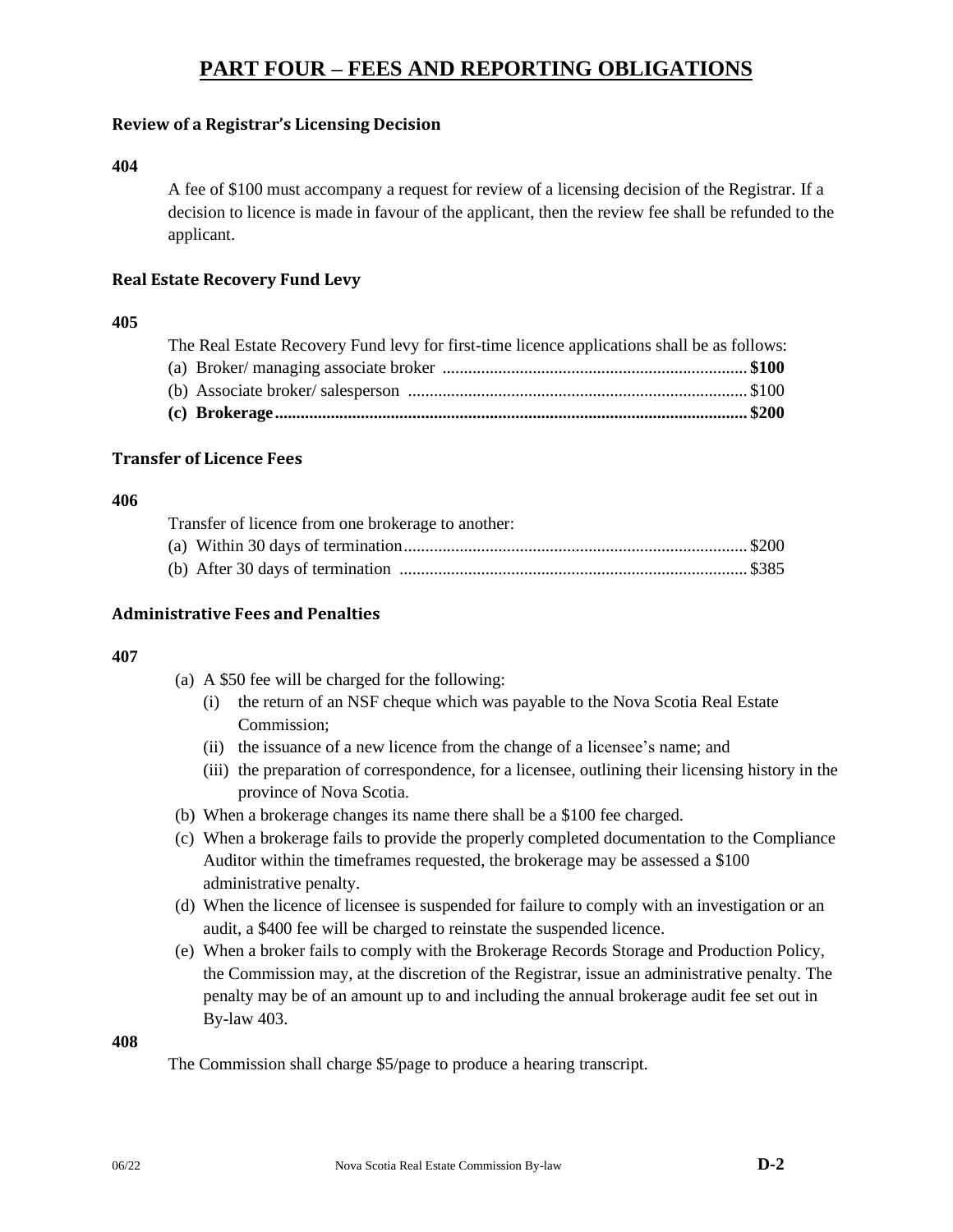# PART FOUR – FEES AND REPORTING OBLIGATIONS

### Review of a Registrar's Licensing Decision

**404**

A fee of $100 must accompany a request for review of a licensing decision of the Registrar. If a decision to licence is made in favour of the applicant, then the review fee shall be refunded to the applicant.

### Real Estate Recovery Fund Levy

**405**

The Real Estate Recovery Fund levy for first-time licence applications shall be as follows:

(a) Broker/ managing associate broker ...................................................................... **$100**
(b) Associate broker/ salesperson .............................................................................. $100
**(c) Brokerage............................................................................................................. $200**

### Transfer of Licence Fees

**406**

Transfer of licence from one brokerage to another:

(a) Within 30 days of termination................................................................................ $200
(b) After 30 days of termination ................................................................................. $385

### Administrative Fees and Penalties

**407**

(a) A $50 fee will be charged for the following:
   (i) the return of an NSF cheque which was payable to the Nova Scotia Real Estate Commission;
   (ii) the issuance of a new licence from the change of a licensee's name; and
   (iii) the preparation of correspondence, for a licensee, outlining their licensing history in the province of Nova Scotia.

(b) When a brokerage changes its name there shall be a $100 fee charged.

(c) When a brokerage fails to provide the properly completed documentation to the Compliance Auditor within the timeframes requested, the brokerage may be assessed a $100 administrative penalty.

(d) When the licence of licensee is suspended for failure to comply with an investigation or an audit, a $400 fee will be charged to reinstate the suspended licence.

(e) When a broker fails to comply with the Brokerage Records Storage and Production Policy, the Commission may, at the discretion of the Registrar, issue an administrative penalty. The penalty may be of an amount up to and including the annual brokerage audit fee set out in By-law 403.

**408**

The Commission shall charge $5/page to produce a hearing transcript.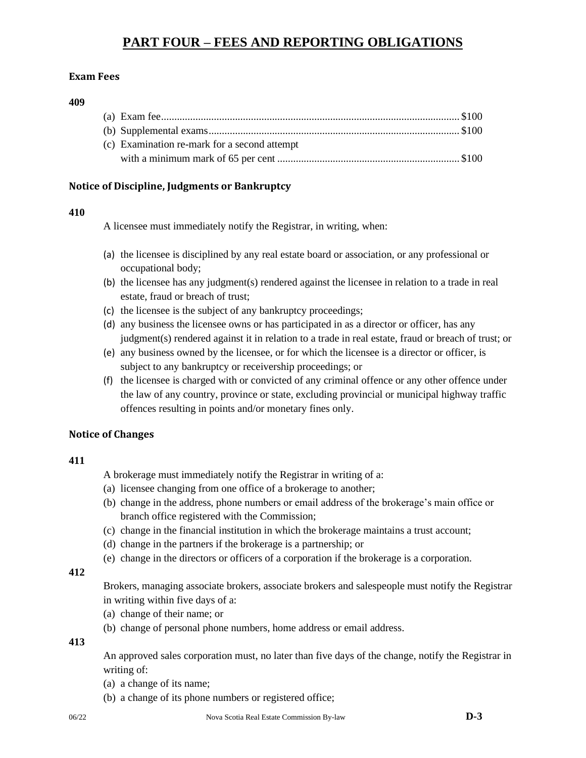# PART FOUR – FEES AND REPORTING OBLIGATIONS

### Exam Fees

**409**

(a) Exam fee................................................................................................................$100
(b) Supplemental exams..............................................................................................$100
(c) Examination re-mark for a second attempt
with a minimum mark of 65 per cent .....................................................................$100

### Notice of Discipline, Judgments or Bankruptcy

**410**

A licensee must immediately notify the Registrar, in writing, when:

(a) the licensee is disciplined by any real estate board or association, or any professional or occupational body;
(b) the licensee has any judgment(s) rendered against the licensee in relation to a trade in real estate, fraud or breach of trust;
(c) the licensee is the subject of any bankruptcy proceedings;
(d) any business the licensee owns or has participated in as a director or officer, has any judgment(s) rendered against it in relation to a trade in real estate, fraud or breach of trust; or
(e) any business owned by the licensee, or for which the licensee is a director or officer, is subject to any bankruptcy or receivership proceedings; or
(f) the licensee is charged with or convicted of any criminal offence or any other offence under the law of any country, province or state, excluding provincial or municipal highway traffic offences resulting in points and/or monetary fines only.

### Notice of Changes

**411**

A brokerage must immediately notify the Registrar in writing of a:
(a) licensee changing from one office of a brokerage to another;
(b) change in the address, phone numbers or email address of the brokerage's main office or branch office registered with the Commission;
(c) change in the financial institution in which the brokerage maintains a trust account;
(d) change in the partners if the brokerage is a partnership; or
(e) change in the directors or officers of a corporation if the brokerage is a corporation.

**412**

Brokers, managing associate brokers, associate brokers and salespeople must notify the Registrar in writing within five days of a:
(a) change of their name; or
(b) change of personal phone numbers, home address or email address.

**413**

An approved sales corporation must, no later than five days of the change, notify the Registrar in writing of:
(a) a change of its name;
(b) a change of its phone numbers or registered office;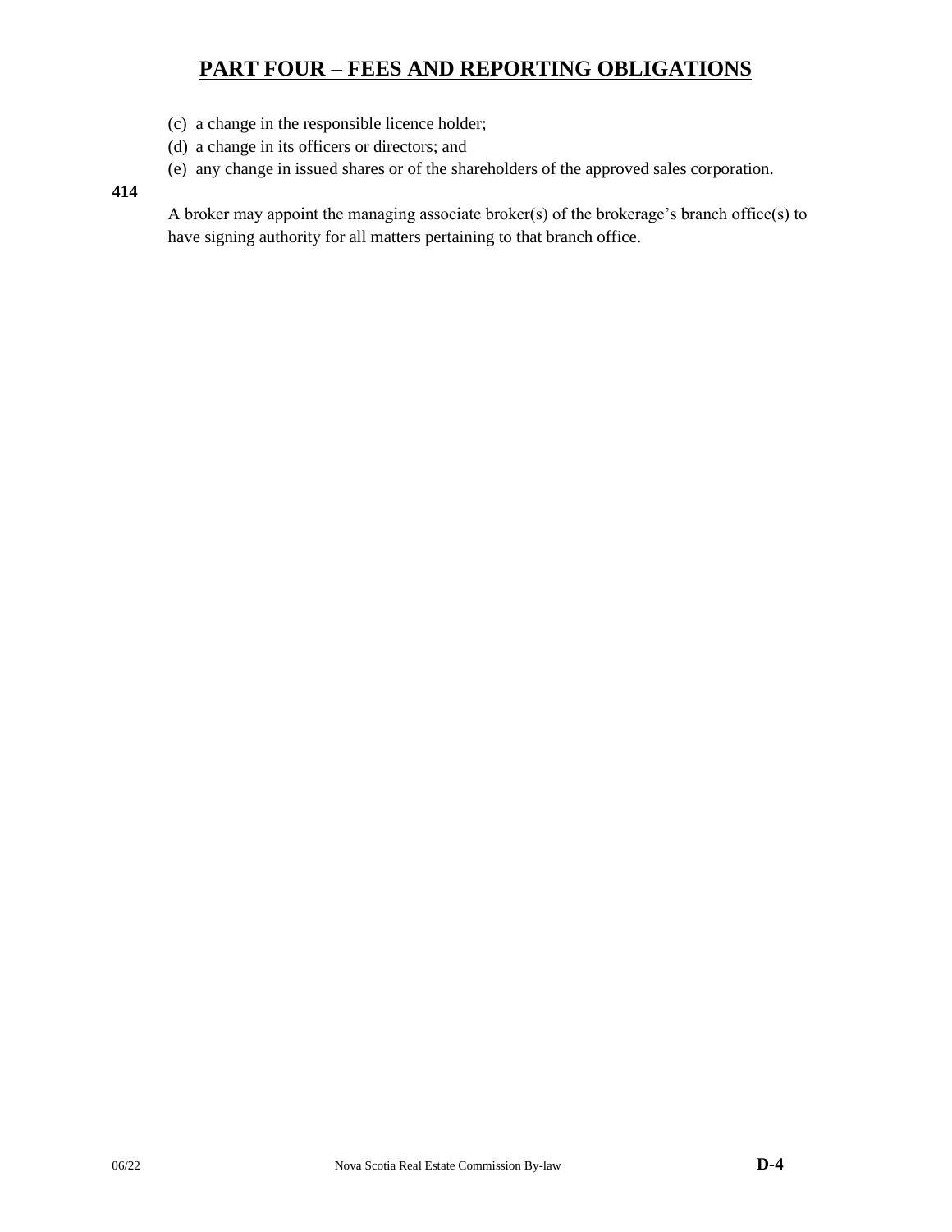# PART FOUR – FEES AND REPORTING OBLIGATIONS

(c) a change in the responsible licence holder;

(d) a change in its officers or directors; and

(e) any change in issued shares or of the shareholders of the approved sales corporation.

**414**

A broker may appoint the managing associate broker(s) of the brokerage's branch office(s) to have signing authority for all matters pertaining to that branch office.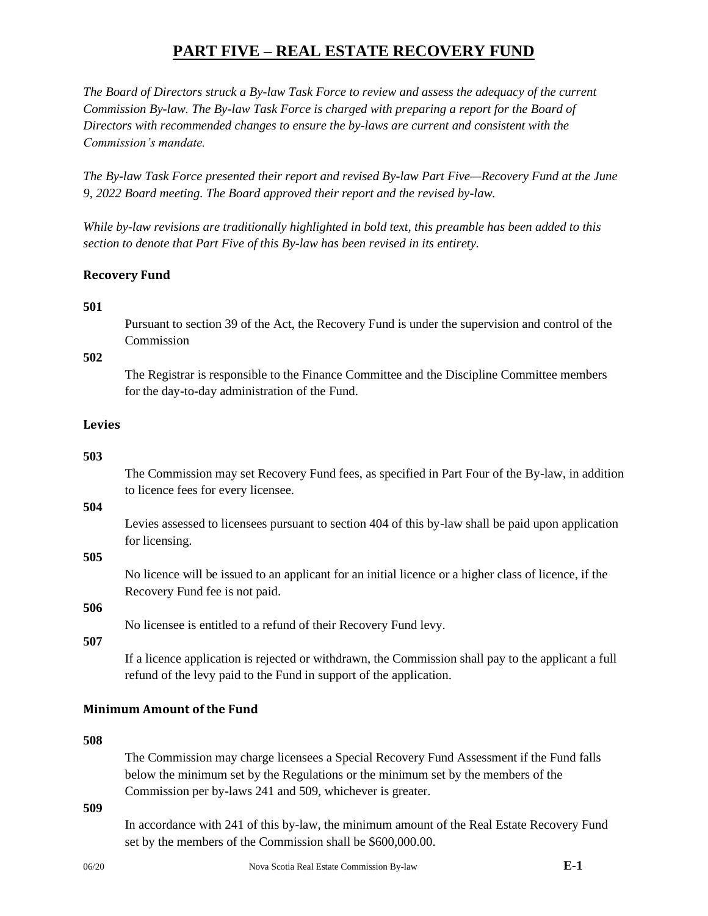# PART FIVE – REAL ESTATE RECOVERY FUND

*The Board of Directors struck a By-law Task Force to review and assess the adequacy of the current Commission By-law. The By-law Task Force is charged with preparing a report for the Board of Directors with recommended changes to ensure the by-laws are current and consistent with the Commission's mandate.*

*The By-law Task Force presented their report and revised By-law Part Five—Recovery Fund at the June 9, 2022 Board meeting. The Board approved their report and the revised by-law.*

*While by-law revisions are traditionally highlighted in bold text, this preamble has been added to this section to denote that Part Five of this By-law has been revised in its entirety.*

### Recovery Fund

**501**

Pursuant to section 39 of the Act, the Recovery Fund is under the supervision and control of the Commission

**502**

The Registrar is responsible to the Finance Committee and the Discipline Committee members for the day-to-day administration of the Fund.

### Levies

**503**

The Commission may set Recovery Fund fees, as specified in Part Four of the By-law, in addition to licence fees for every licensee.

**504**

Levies assessed to licensees pursuant to section 404 of this by-law shall be paid upon application for licensing.

**505**

No licence will be issued to an applicant for an initial licence or a higher class of licence, if the Recovery Fund fee is not paid.

**506**

No licensee is entitled to a refund of their Recovery Fund levy.

**507**

If a licence application is rejected or withdrawn, the Commission shall pay to the applicant a full refund of the levy paid to the Fund in support of the application.

### Minimum Amount of the Fund

**508**

The Commission may charge licensees a Special Recovery Fund Assessment if the Fund falls below the minimum set by the Regulations or the minimum set by the members of the Commission per by-laws 241 and 509, whichever is greater.

**509**

In accordance with 241 of this by-law, the minimum amount of the Real Estate Recovery Fund set by the members of the Commission shall be $600,000.00.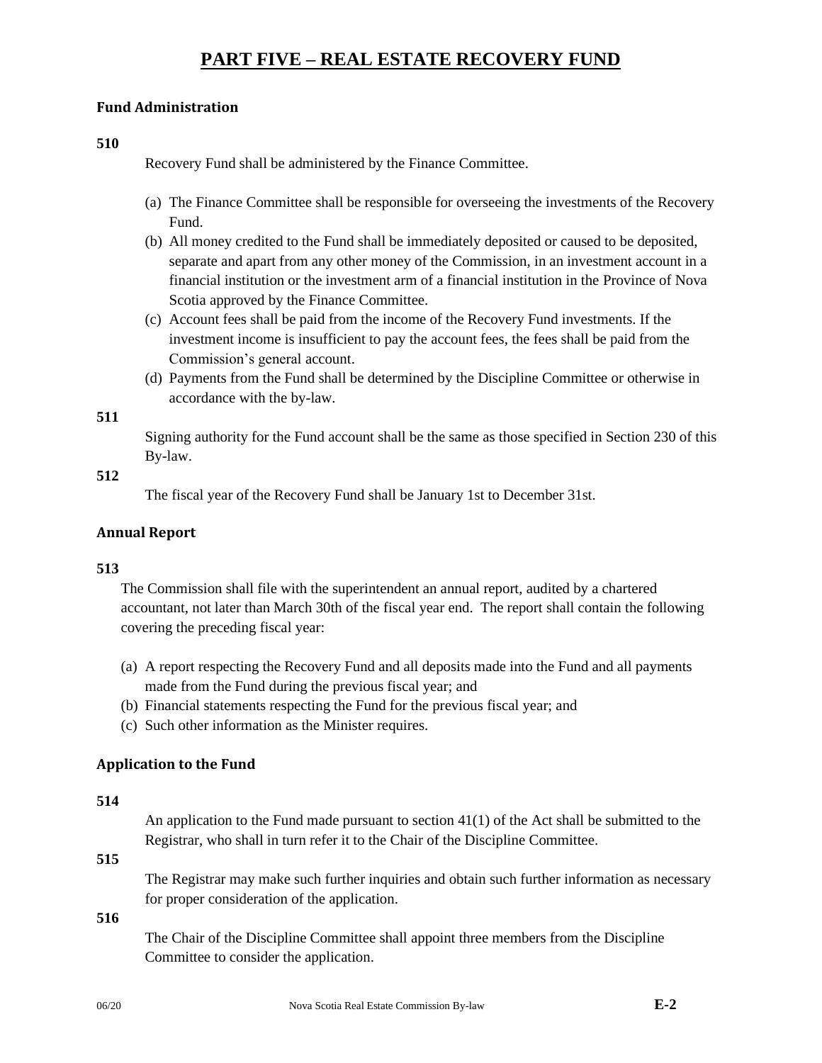# PART FIVE – REAL ESTATE RECOVERY FUND

### Fund Administration

**510**

Recovery Fund shall be administered by the Finance Committee.

(a) The Finance Committee shall be responsible for overseeing the investments of the Recovery Fund.
(b) All money credited to the Fund shall be immediately deposited or caused to be deposited, separate and apart from any other money of the Commission, in an investment account in a financial institution or the investment arm of a financial institution in the Province of Nova Scotia approved by the Finance Committee.
(c) Account fees shall be paid from the income of the Recovery Fund investments. If the investment income is insufficient to pay the account fees, the fees shall be paid from the Commission's general account.
(d) Payments from the Fund shall be determined by the Discipline Committee or otherwise in accordance with the by-law.

**511**

Signing authority for the Fund account shall be the same as those specified in Section 230 of this By-law.

**512**

The fiscal year of the Recovery Fund shall be January 1st to December 31st.

### Annual Report

**513**

The Commission shall file with the superintendent an annual report, audited by a chartered accountant, not later than March 30th of the fiscal year end. The report shall contain the following covering the preceding fiscal year:

(a) A report respecting the Recovery Fund and all deposits made into the Fund and all payments made from the Fund during the previous fiscal year; and
(b) Financial statements respecting the Fund for the previous fiscal year; and
(c) Such other information as the Minister requires.

### Application to the Fund

**514**

An application to the Fund made pursuant to section 41(1) of the Act shall be submitted to the Registrar, who shall in turn refer it to the Chair of the Discipline Committee.

**515**

The Registrar may make such further inquiries and obtain such further information as necessary for proper consideration of the application.

**516**

The Chair of the Discipline Committee shall appoint three members from the Discipline Committee to consider the application.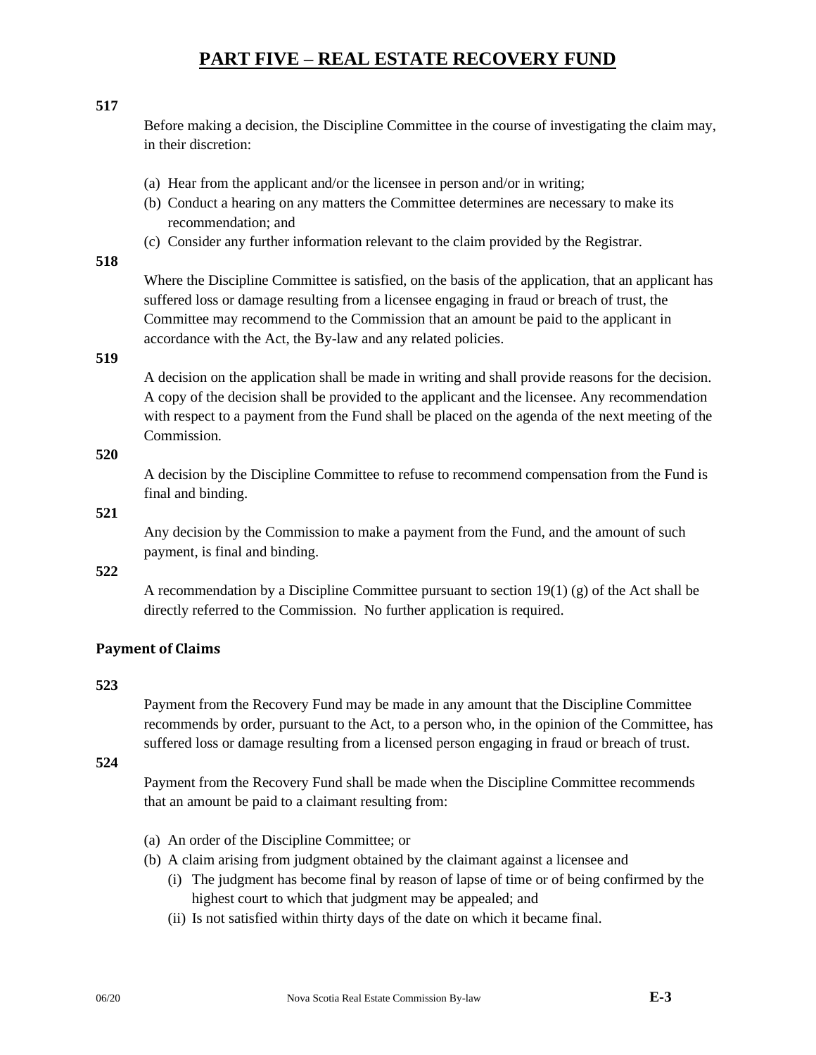# PART FIVE – REAL ESTATE RECOVERY FUND

**517**

Before making a decision, the Discipline Committee in the course of investigating the claim may, in their discretion:

(a) Hear from the applicant and/or the licensee in person and/or in writing;
(b) Conduct a hearing on any matters the Committee determines are necessary to make its recommendation; and
(c) Consider any further information relevant to the claim provided by the Registrar.

**518**

Where the Discipline Committee is satisfied, on the basis of the application, that an applicant has suffered loss or damage resulting from a licensee engaging in fraud or breach of trust, the Committee may recommend to the Commission that an amount be paid to the applicant in accordance with the Act, the By-law and any related policies.

**519**

A decision on the application shall be made in writing and shall provide reasons for the decision. A copy of the decision shall be provided to the applicant and the licensee. Any recommendation with respect to a payment from the Fund shall be placed on the agenda of the next meeting of the Commission.

**520**

A decision by the Discipline Committee to refuse to recommend compensation from the Fund is final and binding.

**521**

Any decision by the Commission to make a payment from the Fund, and the amount of such payment, is final and binding.

**522**

A recommendation by a Discipline Committee pursuant to section 19(1) (g) of the Act shall be directly referred to the Commission. No further application is required.

### Payment of Claims

**523**

Payment from the Recovery Fund may be made in any amount that the Discipline Committee recommends by order, pursuant to the Act, to a person who, in the opinion of the Committee, has suffered loss or damage resulting from a licensed person engaging in fraud or breach of trust.

**524**

Payment from the Recovery Fund shall be made when the Discipline Committee recommends that an amount be paid to a claimant resulting from:

(a) An order of the Discipline Committee; or
(b) A claim arising from judgment obtained by the claimant against a licensee and
   (i) The judgment has become final by reason of lapse of time or of being confirmed by the highest court to which that judgment may be appealed; and
   (ii) Is not satisfied within thirty days of the date on which it became final.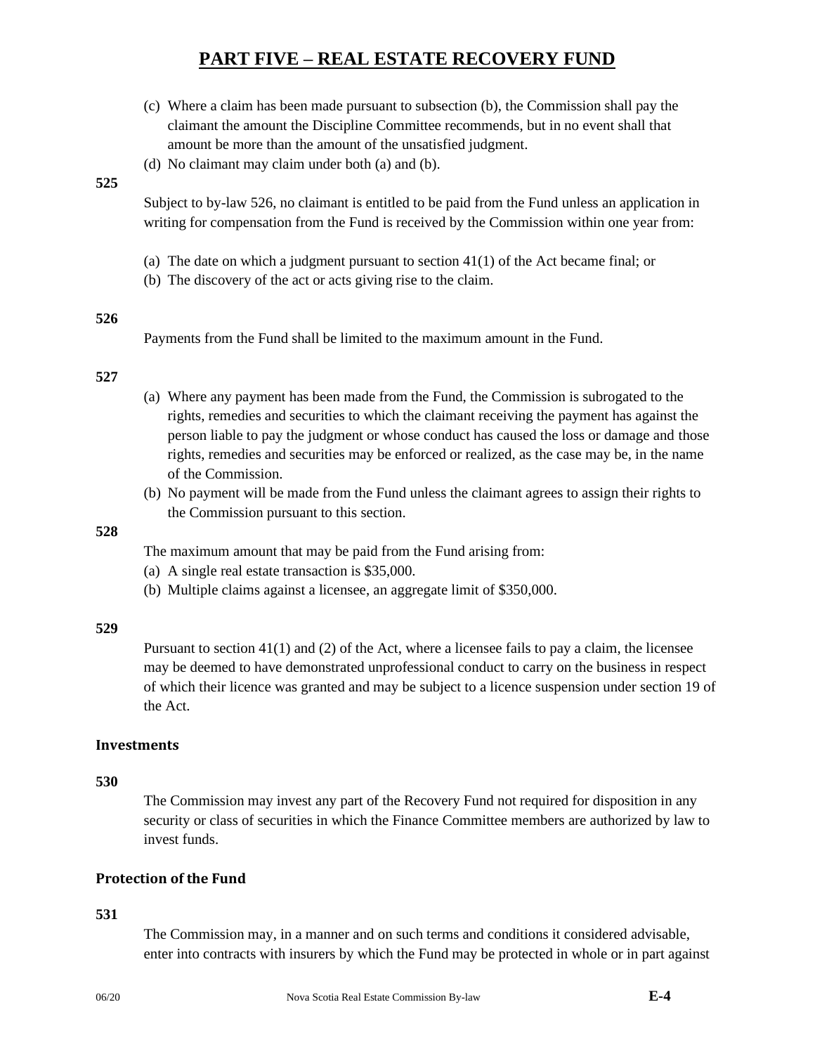# PART FIVE – REAL ESTATE RECOVERY FUND

(c) Where a claim has been made pursuant to subsection (b), the Commission shall pay the claimant the amount the Discipline Committee recommends, but in no event shall that amount be more than the amount of the unsatisfied judgment.

(d) No claimant may claim under both (a) and (b).

**525**

Subject to by-law 526, no claimant is entitled to be paid from the Fund unless an application in writing for compensation from the Fund is received by the Commission within one year from:

(a) The date on which a judgment pursuant to section 41(1) of the Act became final; or

(b) The discovery of the act or acts giving rise to the claim.

**526**

Payments from the Fund shall be limited to the maximum amount in the Fund.

**527**

(a) Where any payment has been made from the Fund, the Commission is subrogated to the rights, remedies and securities to which the claimant receiving the payment has against the person liable to pay the judgment or whose conduct has caused the loss or damage and those rights, remedies and securities may be enforced or realized, as the case may be, in the name of the Commission.

(b) No payment will be made from the Fund unless the claimant agrees to assign their rights to the Commission pursuant to this section.

**528**

The maximum amount that may be paid from the Fund arising from:

(a) A single real estate transaction is $35,000.

(b) Multiple claims against a licensee, an aggregate limit of $350,000.

**529**

Pursuant to section 41(1) and (2) of the Act, where a licensee fails to pay a claim, the licensee may be deemed to have demonstrated unprofessional conduct to carry on the business in respect of which their licence was granted and may be subject to a licence suspension under section 19 of the Act.

### Investments

**530**

The Commission may invest any part of the Recovery Fund not required for disposition in any security or class of securities in which the Finance Committee members are authorized by law to invest funds.

### Protection of the Fund

**531**

The Commission may, in a manner and on such terms and conditions it considered advisable, enter into contracts with insurers by which the Fund may be protected in whole or in part against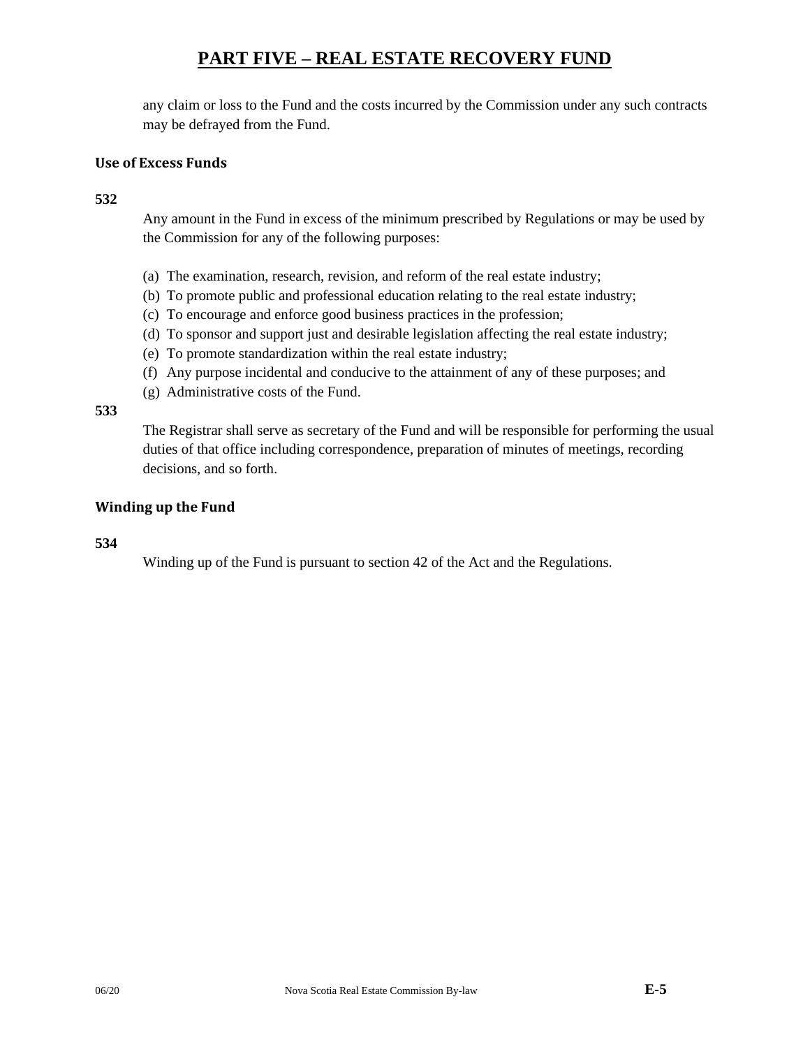any claim or loss to the Fund and the costs incurred by the Commission under any such contracts may be defrayed from the Fund.

### Use of Excess Funds

**532**

Any amount in the Fund in excess of the minimum prescribed by Regulations or may be used by the Commission for any of the following purposes:

(a) The examination, research, revision, and reform of the real estate industry;
(b) To promote public and professional education relating to the real estate industry;
(c) To encourage and enforce good business practices in the profession;
(d) To sponsor and support just and desirable legislation affecting the real estate industry;
(e) To promote standardization within the real estate industry;
(f) Any purpose incidental and conducive to the attainment of any of these purposes; and
(g) Administrative costs of the Fund.

**533**

The Registrar shall serve as secretary of the Fund and will be responsible for performing the usual duties of that office including correspondence, preparation of minutes of meetings, recording decisions, and so forth.

### Winding up the Fund

**534**

Winding up of the Fund is pursuant to section 42 of the Act and the Regulations.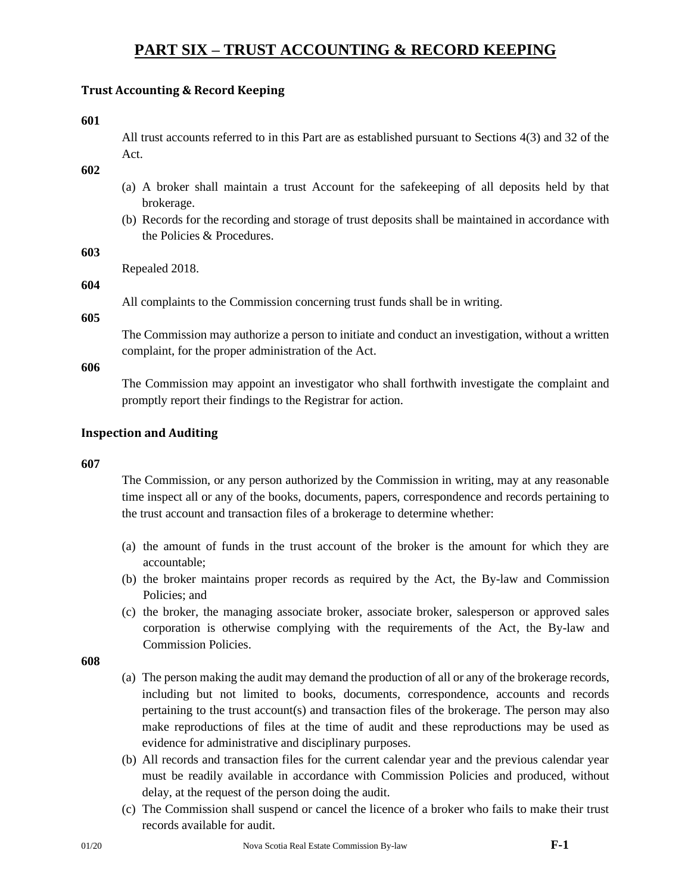# PART SIX – TRUST ACCOUNTING & RECORD KEEPING

### Trust Accounting & Record Keeping

**601**

All trust accounts referred to in this Part are as established pursuant to Sections 4(3) and 32 of the Act.

**602**

(a) A broker shall maintain a trust Account for the safekeeping of all deposits held by that brokerage.

(b) Records for the recording and storage of trust deposits shall be maintained in accordance with the Policies & Procedures.

**603**

Repealed 2018.

**604**

All complaints to the Commission concerning trust funds shall be in writing.

**605**

The Commission may authorize a person to initiate and conduct an investigation, without a written complaint, for the proper administration of the Act.

**606**

The Commission may appoint an investigator who shall forthwith investigate the complaint and promptly report their findings to the Registrar for action.

### Inspection and Auditing

**607**

The Commission, or any person authorized by the Commission in writing, may at any reasonable time inspect all or any of the books, documents, papers, correspondence and records pertaining to the trust account and transaction files of a brokerage to determine whether:

(a) the amount of funds in the trust account of the broker is the amount for which they are accountable;

(b) the broker maintains proper records as required by the Act, the By-law and Commission Policies; and

(c) the broker, the managing associate broker, associate broker, salesperson or approved sales corporation is otherwise complying with the requirements of the Act, the By-law and Commission Policies.

**608**

(a) The person making the audit may demand the production of all or any of the brokerage records, including but not limited to books, documents, correspondence, accounts and records pertaining to the trust account(s) and transaction files of the brokerage. The person may also make reproductions of files at the time of audit and these reproductions may be used as evidence for administrative and disciplinary purposes.

(b) All records and transaction files for the current calendar year and the previous calendar year must be readily available in accordance with Commission Policies and produced, without delay, at the request of the person doing the audit.

(c) The Commission shall suspend or cancel the licence of a broker who fails to make their trust records available for audit.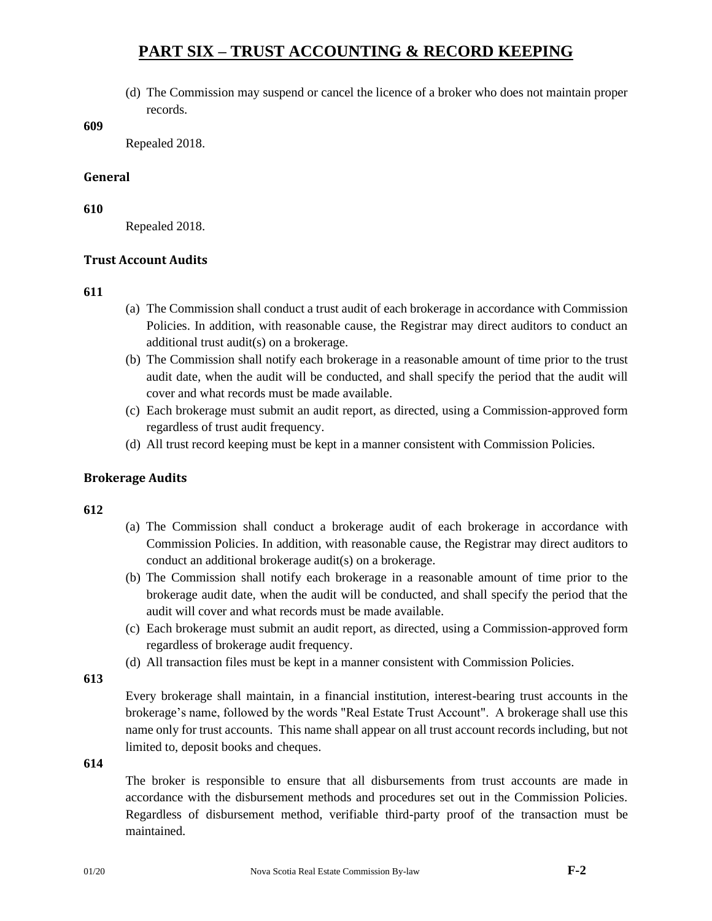# PART SIX – TRUST ACCOUNTING & RECORD KEEPING

(d) The Commission may suspend or cancel the licence of a broker who does not maintain proper records.

**609**

Repealed 2018.

### General

**610**

Repealed 2018.

### Trust Account Audits

**611**

(a) The Commission shall conduct a trust audit of each brokerage in accordance with Commission Policies. In addition, with reasonable cause, the Registrar may direct auditors to conduct an additional trust audit(s) on a brokerage.

(b) The Commission shall notify each brokerage in a reasonable amount of time prior to the trust audit date, when the audit will be conducted, and shall specify the period that the audit will cover and what records must be made available.

(c) Each brokerage must submit an audit report, as directed, using a Commission-approved form regardless of trust audit frequency.

(d) All trust record keeping must be kept in a manner consistent with Commission Policies.

### Brokerage Audits

**612**

(a) The Commission shall conduct a brokerage audit of each brokerage in accordance with Commission Policies. In addition, with reasonable cause, the Registrar may direct auditors to conduct an additional brokerage audit(s) on a brokerage.

(b) The Commission shall notify each brokerage in a reasonable amount of time prior to the brokerage audit date, when the audit will be conducted, and shall specify the period that the audit will cover and what records must be made available.

(c) Each brokerage must submit an audit report, as directed, using a Commission-approved form regardless of brokerage audit frequency.

(d) All transaction files must be kept in a manner consistent with Commission Policies.

**613**

Every brokerage shall maintain, in a financial institution, interest-bearing trust accounts in the brokerage's name, followed by the words "Real Estate Trust Account". A brokerage shall use this name only for trust accounts. This name shall appear on all trust account records including, but not limited to, deposit books and cheques.

**614**

The broker is responsible to ensure that all disbursements from trust accounts are made in accordance with the disbursement methods and procedures set out in the Commission Policies. Regardless of disbursement method, verifiable third-party proof of the transaction must be maintained.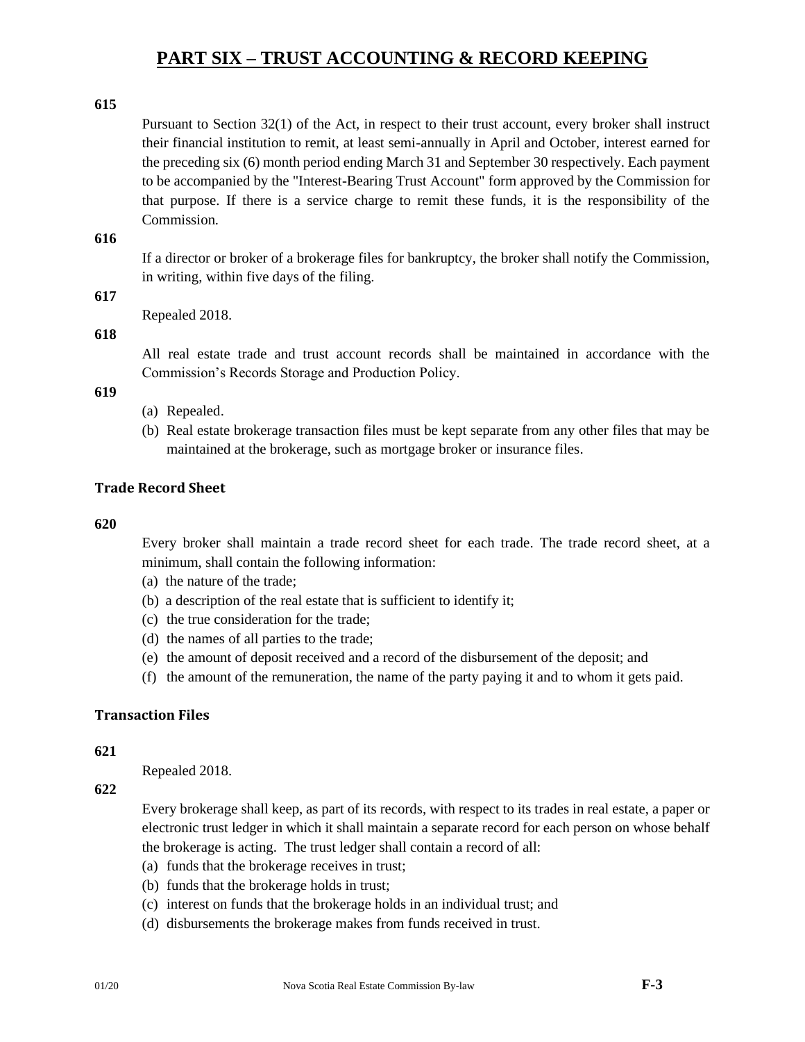# PART SIX – TRUST ACCOUNTING & RECORD KEEPING

**615**

Pursuant to Section 32(1) of the Act, in respect to their trust account, every broker shall instruct their financial institution to remit, at least semi-annually in April and October, interest earned for the preceding six (6) month period ending March 31 and September 30 respectively. Each payment to be accompanied by the "Interest-Bearing Trust Account" form approved by the Commission for that purpose. If there is a service charge to remit these funds, it is the responsibility of the Commission.

**616**

If a director or broker of a brokerage files for bankruptcy, the broker shall notify the Commission, in writing, within five days of the filing.

**617**

Repealed 2018.

**618**

All real estate trade and trust account records shall be maintained in accordance with the Commission's Records Storage and Production Policy.

**619**

(a) Repealed.
(b) Real estate brokerage transaction files must be kept separate from any other files that may be maintained at the brokerage, such as mortgage broker or insurance files.

### Trade Record Sheet

**620**

Every broker shall maintain a trade record sheet for each trade. The trade record sheet, at a minimum, shall contain the following information:

(a) the nature of the trade;
(b) a description of the real estate that is sufficient to identify it;
(c) the true consideration for the trade;
(d) the names of all parties to the trade;
(e) the amount of deposit received and a record of the disbursement of the deposit; and
(f) the amount of the remuneration, the name of the party paying it and to whom it gets paid.

### Transaction Files

**621**

Repealed 2018.

**622**

Every brokerage shall keep, as part of its records, with respect to its trades in real estate, a paper or electronic trust ledger in which it shall maintain a separate record for each person on whose behalf the brokerage is acting. The trust ledger shall contain a record of all:

(a) funds that the brokerage receives in trust;
(b) funds that the brokerage holds in trust;
(c) interest on funds that the brokerage holds in an individual trust; and
(d) disbursements the brokerage makes from funds received in trust.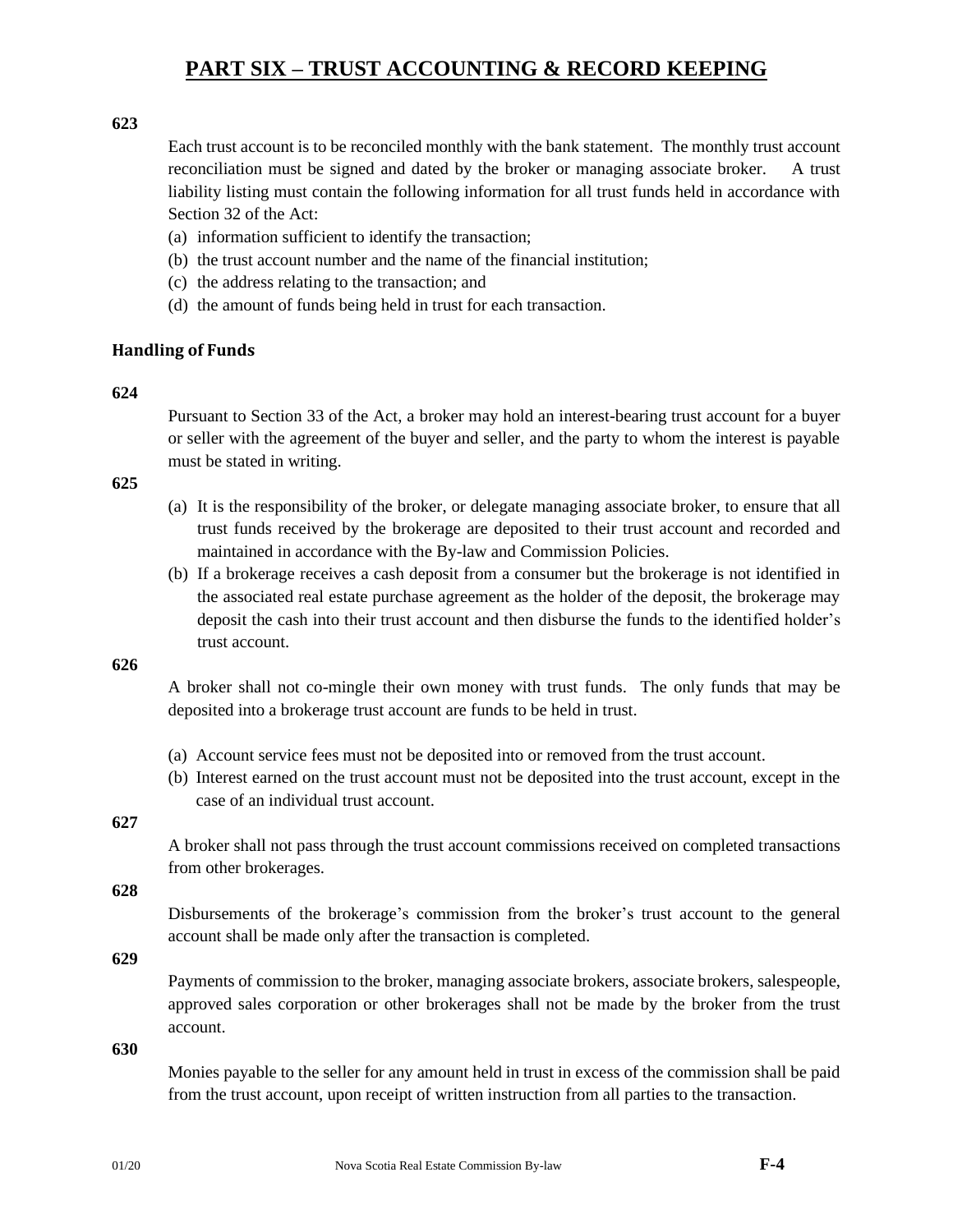# PART SIX – TRUST ACCOUNTING & RECORD KEEPING

**623**

Each trust account is to be reconciled monthly with the bank statement. The monthly trust account reconciliation must be signed and dated by the broker or managing associate broker. A trust liability listing must contain the following information for all trust funds held in accordance with Section 32 of the Act:

(a) information sufficient to identify the transaction;
(b) the trust account number and the name of the financial institution;
(c) the address relating to the transaction; and
(d) the amount of funds being held in trust for each transaction.

### Handling of Funds

**624**

Pursuant to Section 33 of the Act, a broker may hold an interest-bearing trust account for a buyer or seller with the agreement of the buyer and seller, and the party to whom the interest is payable must be stated in writing.

**625**

(a) It is the responsibility of the broker, or delegate managing associate broker, to ensure that all trust funds received by the brokerage are deposited to their trust account and recorded and maintained in accordance with the By-law and Commission Policies.
(b) If a brokerage receives a cash deposit from a consumer but the brokerage is not identified in the associated real estate purchase agreement as the holder of the deposit, the brokerage may deposit the cash into their trust account and then disburse the funds to the identified holder's trust account.

**626**

A broker shall not co-mingle their own money with trust funds. The only funds that may be deposited into a brokerage trust account are funds to be held in trust.

(a) Account service fees must not be deposited into or removed from the trust account.
(b) Interest earned on the trust account must not be deposited into the trust account, except in the case of an individual trust account.

**627**

A broker shall not pass through the trust account commissions received on completed transactions from other brokerages.

**628**

Disbursements of the brokerage's commission from the broker's trust account to the general account shall be made only after the transaction is completed.

**629**

Payments of commission to the broker, managing associate brokers, associate brokers, salespeople, approved sales corporation or other brokerages shall not be made by the broker from the trust account.

**630**

Monies payable to the seller for any amount held in trust in excess of the commission shall be paid from the trust account, upon receipt of written instruction from all parties to the transaction.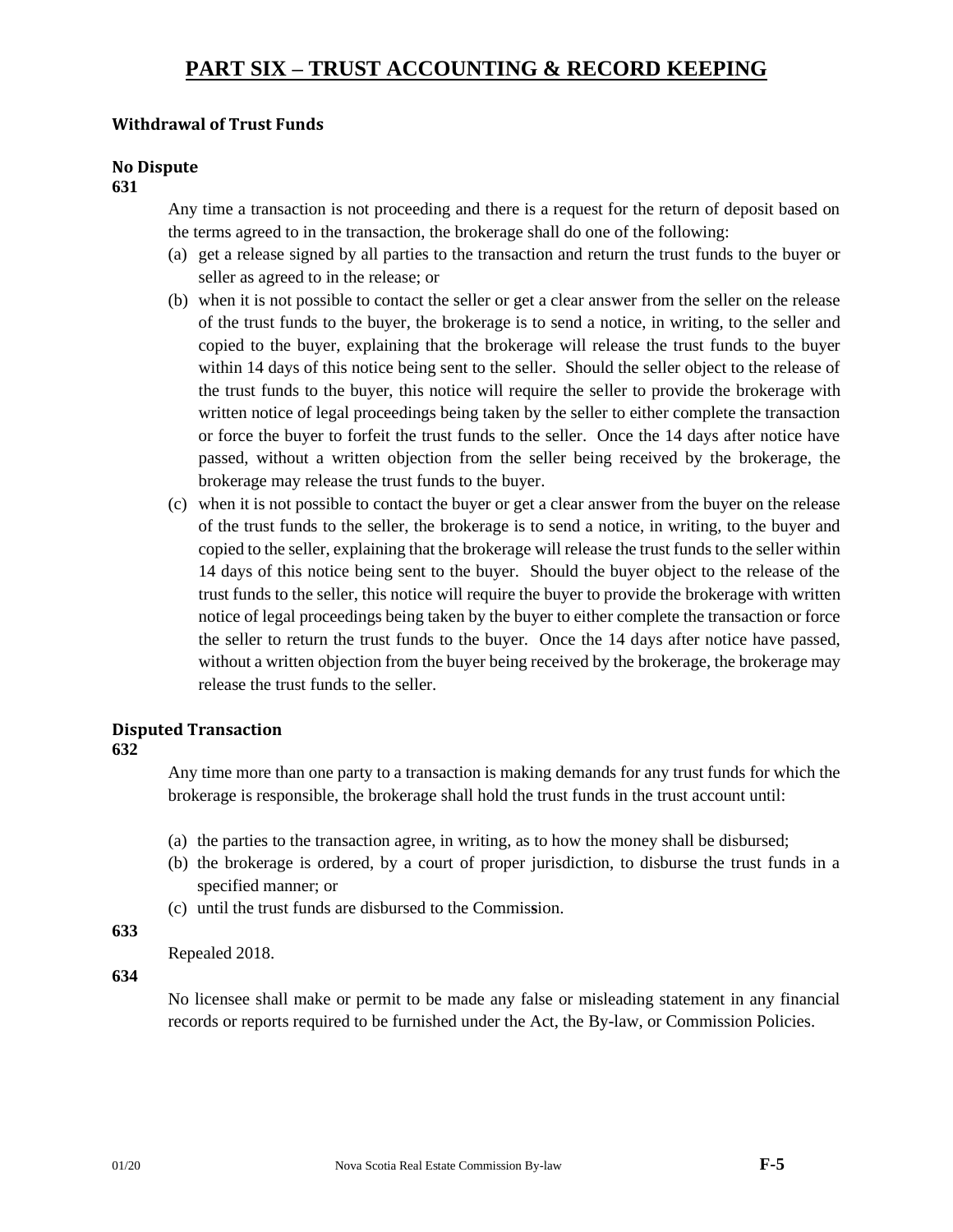# PART SIX – TRUST ACCOUNTING & RECORD KEEPING

### Withdrawal of Trust Funds

#### No Dispute

**631**

Any time a transaction is not proceeding and there is a request for the return of deposit based on the terms agreed to in the transaction, the brokerage shall do one of the following:

(a) get a release signed by all parties to the transaction and return the trust funds to the buyer or seller as agreed to in the release; or

(b) when it is not possible to contact the seller or get a clear answer from the seller on the release of the trust funds to the buyer, the brokerage is to send a notice, in writing, to the seller and copied to the buyer, explaining that the brokerage will release the trust funds to the buyer within 14 days of this notice being sent to the seller. Should the seller object to the release of the trust funds to the buyer, this notice will require the seller to provide the brokerage with written notice of legal proceedings being taken by the seller to either complete the transaction or force the buyer to forfeit the trust funds to the seller. Once the 14 days after notice have passed, without a written objection from the seller being received by the brokerage, the brokerage may release the trust funds to the buyer.

(c) when it is not possible to contact the buyer or get a clear answer from the buyer on the release of the trust funds to the seller, the brokerage is to send a notice, in writing, to the buyer and copied to the seller, explaining that the brokerage will release the trust funds to the seller within 14 days of this notice being sent to the buyer. Should the buyer object to the release of the trust funds to the seller, this notice will require the buyer to provide the brokerage with written notice of legal proceedings being taken by the buyer to either complete the transaction or force the seller to return the trust funds to the buyer. Once the 14 days after notice have passed, without a written objection from the buyer being received by the brokerage, the brokerage may release the trust funds to the seller.

#### Disputed Transaction

**632**

Any time more than one party to a transaction is making demands for any trust funds for which the brokerage is responsible, the brokerage shall hold the trust funds in the trust account until:

(a) the parties to the transaction agree, in writing, as to how the money shall be disbursed;

(b) the brokerage is ordered, by a court of proper jurisdiction, to disburse the trust funds in a specified manner; or

(c) until the trust funds are disbursed to the Commission.

**633**

Repealed 2018.

**634**

No licensee shall make or permit to be made any false or misleading statement in any financial records or reports required to be furnished under the Act, the By-law, or Commission Policies.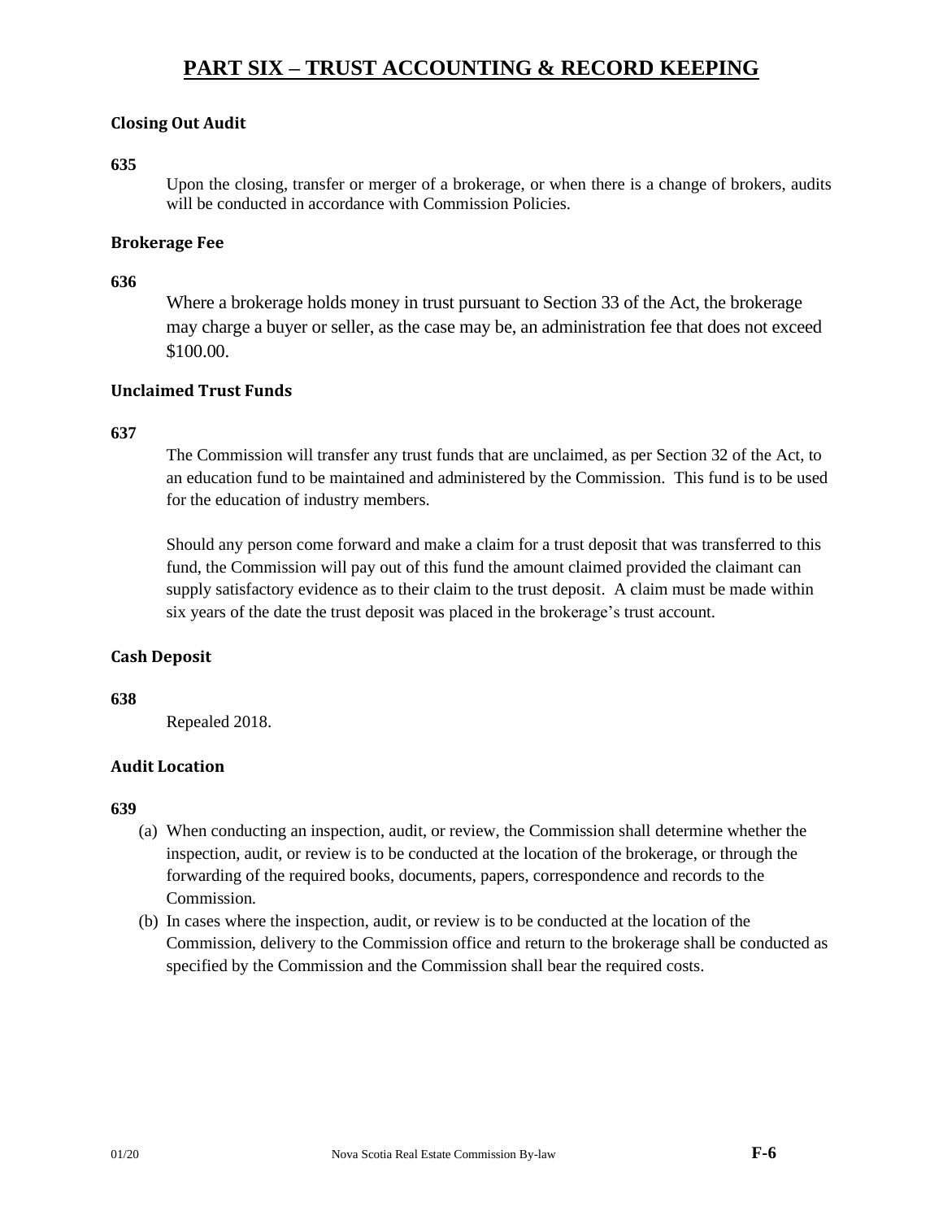# PART SIX – TRUST ACCOUNTING & RECORD KEEPING

### Closing Out Audit

**635**

Upon the closing, transfer or merger of a brokerage, or when there is a change of brokers, audits will be conducted in accordance with Commission Policies.

### Brokerage Fee

**636**

Where a brokerage holds money in trust pursuant to Section 33 of the Act, the brokerage may charge a buyer or seller, as the case may be, an administration fee that does not exceed $100.00.

### Unclaimed Trust Funds

**637**

The Commission will transfer any trust funds that are unclaimed, as per Section 32 of the Act, to an education fund to be maintained and administered by the Commission. This fund is to be used for the education of industry members.

Should any person come forward and make a claim for a trust deposit that was transferred to this fund, the Commission will pay out of this fund the amount claimed provided the claimant can supply satisfactory evidence as to their claim to the trust deposit. A claim must be made within six years of the date the trust deposit was placed in the brokerage's trust account.

### Cash Deposit

**638**

Repealed 2018.

### Audit Location

**639**

(a) When conducting an inspection, audit, or review, the Commission shall determine whether the inspection, audit, or review is to be conducted at the location of the brokerage, or through the forwarding of the required books, documents, papers, correspondence and records to the Commission.

(b) In cases where the inspection, audit, or review is to be conducted at the location of the Commission, delivery to the Commission office and return to the brokerage shall be conducted as specified by the Commission and the Commission shall bear the required costs.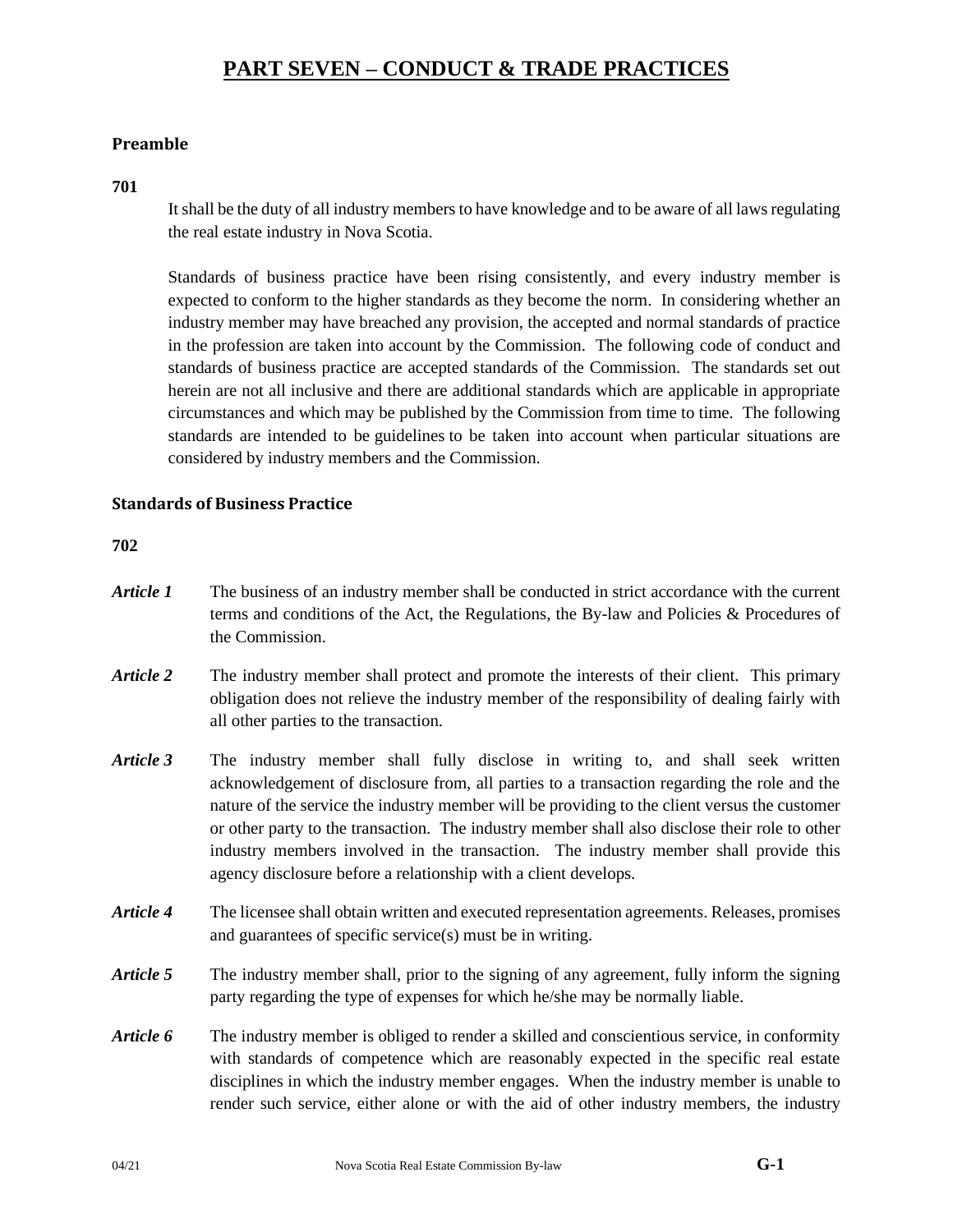# PART SEVEN – CONDUCT & TRADE PRACTICES

### Preamble

**701**

It shall be the duty of all industry members to have knowledge and to be aware of all laws regulating the real estate industry in Nova Scotia.

Standards of business practice have been rising consistently, and every industry member is expected to conform to the higher standards as they become the norm. In considering whether an industry member may have breached any provision, the accepted and normal standards of practice in the profession are taken into account by the Commission. The following code of conduct and standards of business practice are accepted standards of the Commission. The standards set out herein are not all inclusive and there are additional standards which are applicable in appropriate circumstances and which may be published by the Commission from time to time. The following standards are intended to be guidelines to be taken into account when particular situations are considered by industry members and the Commission.

### Standards of Business Practice

**702**

***Article 1*** The business of an industry member shall be conducted in strict accordance with the current terms and conditions of the Act, the Regulations, the By-law and Policies & Procedures of the Commission.

***Article 2*** The industry member shall protect and promote the interests of their client. This primary obligation does not relieve the industry member of the responsibility of dealing fairly with all other parties to the transaction.

***Article 3*** The industry member shall fully disclose in writing to, and shall seek written acknowledgement of disclosure from, all parties to a transaction regarding the role and the nature of the service the industry member will be providing to the client versus the customer or other party to the transaction. The industry member shall also disclose their role to other industry members involved in the transaction. The industry member shall provide this agency disclosure before a relationship with a client develops.

***Article 4*** The licensee shall obtain written and executed representation agreements. Releases, promises and guarantees of specific service(s) must be in writing.

***Article 5*** The industry member shall, prior to the signing of any agreement, fully inform the signing party regarding the type of expenses for which he/she may be normally liable.

***Article 6*** The industry member is obliged to render a skilled and conscientious service, in conformity with standards of competence which are reasonably expected in the specific real estate disciplines in which the industry member engages. When the industry member is unable to render such service, either alone or with the aid of other industry members, the industry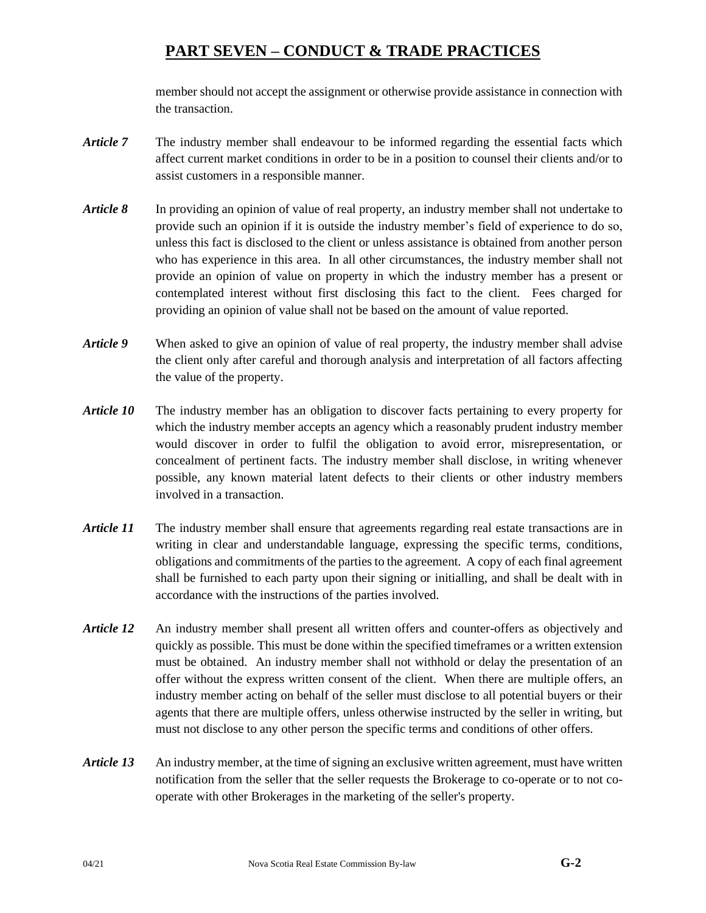# PART SEVEN – CONDUCT & TRADE PRACTICES

member should not accept the assignment or otherwise provide assistance in connection with the transaction.

***Article 7*** The industry member shall endeavour to be informed regarding the essential facts which affect current market conditions in order to be in a position to counsel their clients and/or to assist customers in a responsible manner.

***Article 8*** In providing an opinion of value of real property, an industry member shall not undertake to provide such an opinion if it is outside the industry member's field of experience to do so, unless this fact is disclosed to the client or unless assistance is obtained from another person who has experience in this area. In all other circumstances, the industry member shall not provide an opinion of value on property in which the industry member has a present or contemplated interest without first disclosing this fact to the client. Fees charged for providing an opinion of value shall not be based on the amount of value reported.

***Article 9*** When asked to give an opinion of value of real property, the industry member shall advise the client only after careful and thorough analysis and interpretation of all factors affecting the value of the property.

***Article 10*** The industry member has an obligation to discover facts pertaining to every property for which the industry member accepts an agency which a reasonably prudent industry member would discover in order to fulfil the obligation to avoid error, misrepresentation, or concealment of pertinent facts. The industry member shall disclose, in writing whenever possible, any known material latent defects to their clients or other industry members involved in a transaction.

***Article 11*** The industry member shall ensure that agreements regarding real estate transactions are in writing in clear and understandable language, expressing the specific terms, conditions, obligations and commitments of the parties to the agreement. A copy of each final agreement shall be furnished to each party upon their signing or initialling, and shall be dealt with in accordance with the instructions of the parties involved.

***Article 12*** An industry member shall present all written offers and counter-offers as objectively and quickly as possible. This must be done within the specified timeframes or a written extension must be obtained. An industry member shall not withhold or delay the presentation of an offer without the express written consent of the client. When there are multiple offers, an industry member acting on behalf of the seller must disclose to all potential buyers or their agents that there are multiple offers, unless otherwise instructed by the seller in writing, but must not disclose to any other person the specific terms and conditions of other offers.

***Article 13*** An industry member, at the time of signing an exclusive written agreement, must have written notification from the seller that the seller requests the Brokerage to co-operate or to not co-operate with other Brokerages in the marketing of the seller's property.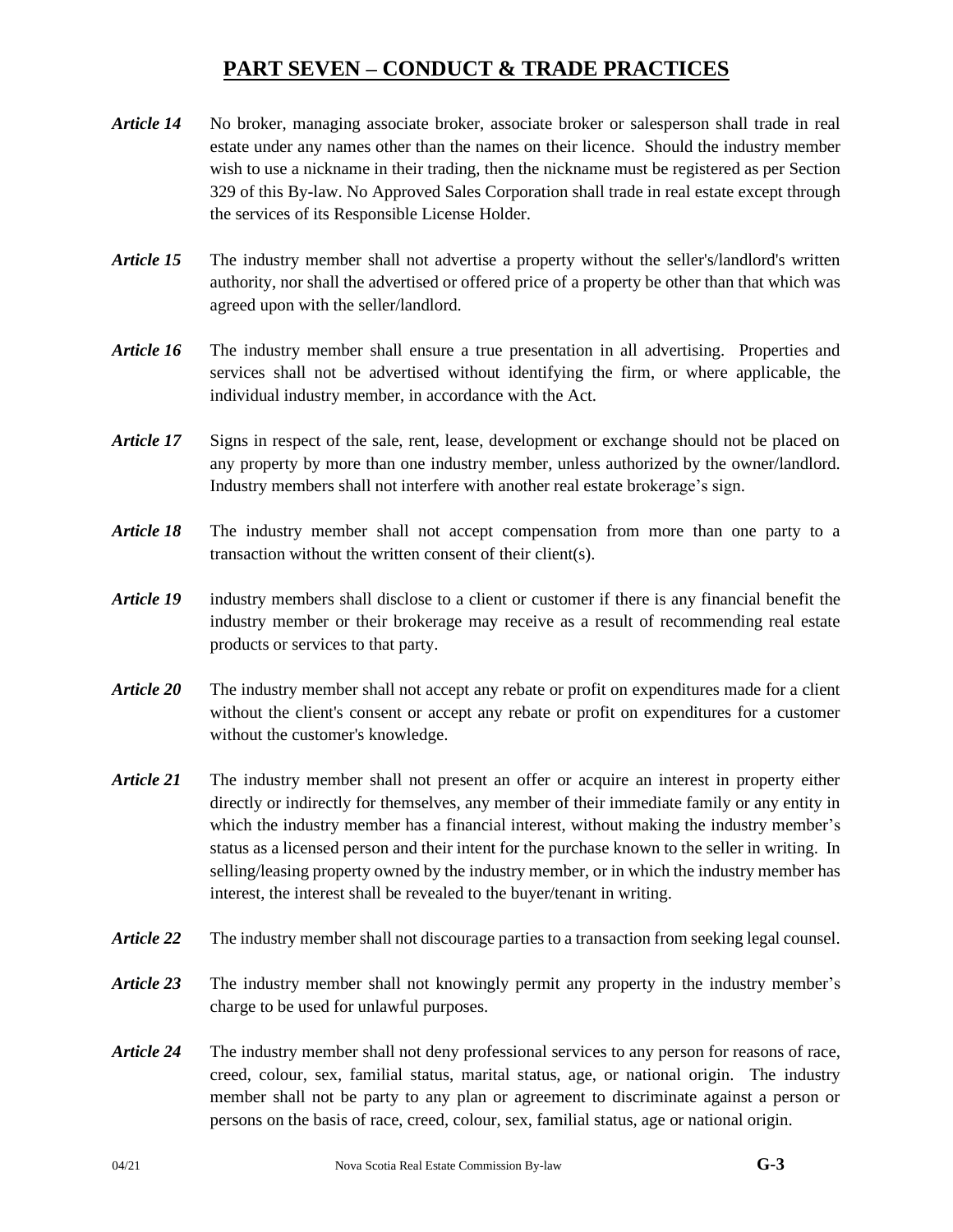## PART SEVEN – CONDUCT & TRADE PRACTICES

***Article 14*** No broker, managing associate broker, associate broker or salesperson shall trade in real estate under any names other than the names on their licence. Should the industry member wish to use a nickname in their trading, then the nickname must be registered as per Section 329 of this By-law. No Approved Sales Corporation shall trade in real estate except through the services of its Responsible License Holder.

***Article 15*** The industry member shall not advertise a property without the seller's/landlord's written authority, nor shall the advertised or offered price of a property be other than that which was agreed upon with the seller/landlord.

***Article 16*** The industry member shall ensure a true presentation in all advertising. Properties and services shall not be advertised without identifying the firm, or where applicable, the individual industry member, in accordance with the Act.

***Article 17*** Signs in respect of the sale, rent, lease, development or exchange should not be placed on any property by more than one industry member, unless authorized by the owner/landlord. Industry members shall not interfere with another real estate brokerage's sign.

***Article 18*** The industry member shall not accept compensation from more than one party to a transaction without the written consent of their client(s).

***Article 19*** industry members shall disclose to a client or customer if there is any financial benefit the industry member or their brokerage may receive as a result of recommending real estate products or services to that party.

***Article 20*** The industry member shall not accept any rebate or profit on expenditures made for a client without the client's consent or accept any rebate or profit on expenditures for a customer without the customer's knowledge.

***Article 21*** The industry member shall not present an offer or acquire an interest in property either directly or indirectly for themselves, any member of their immediate family or any entity in which the industry member has a financial interest, without making the industry member's status as a licensed person and their intent for the purchase known to the seller in writing. In selling/leasing property owned by the industry member, or in which the industry member has interest, the interest shall be revealed to the buyer/tenant in writing.

***Article 22*** The industry member shall not discourage parties to a transaction from seeking legal counsel.

***Article 23*** The industry member shall not knowingly permit any property in the industry member's charge to be used for unlawful purposes.

***Article 24*** The industry member shall not deny professional services to any person for reasons of race, creed, colour, sex, familial status, marital status, age, or national origin. The industry member shall not be party to any plan or agreement to discriminate against a person or persons on the basis of race, creed, colour, sex, familial status, age or national origin.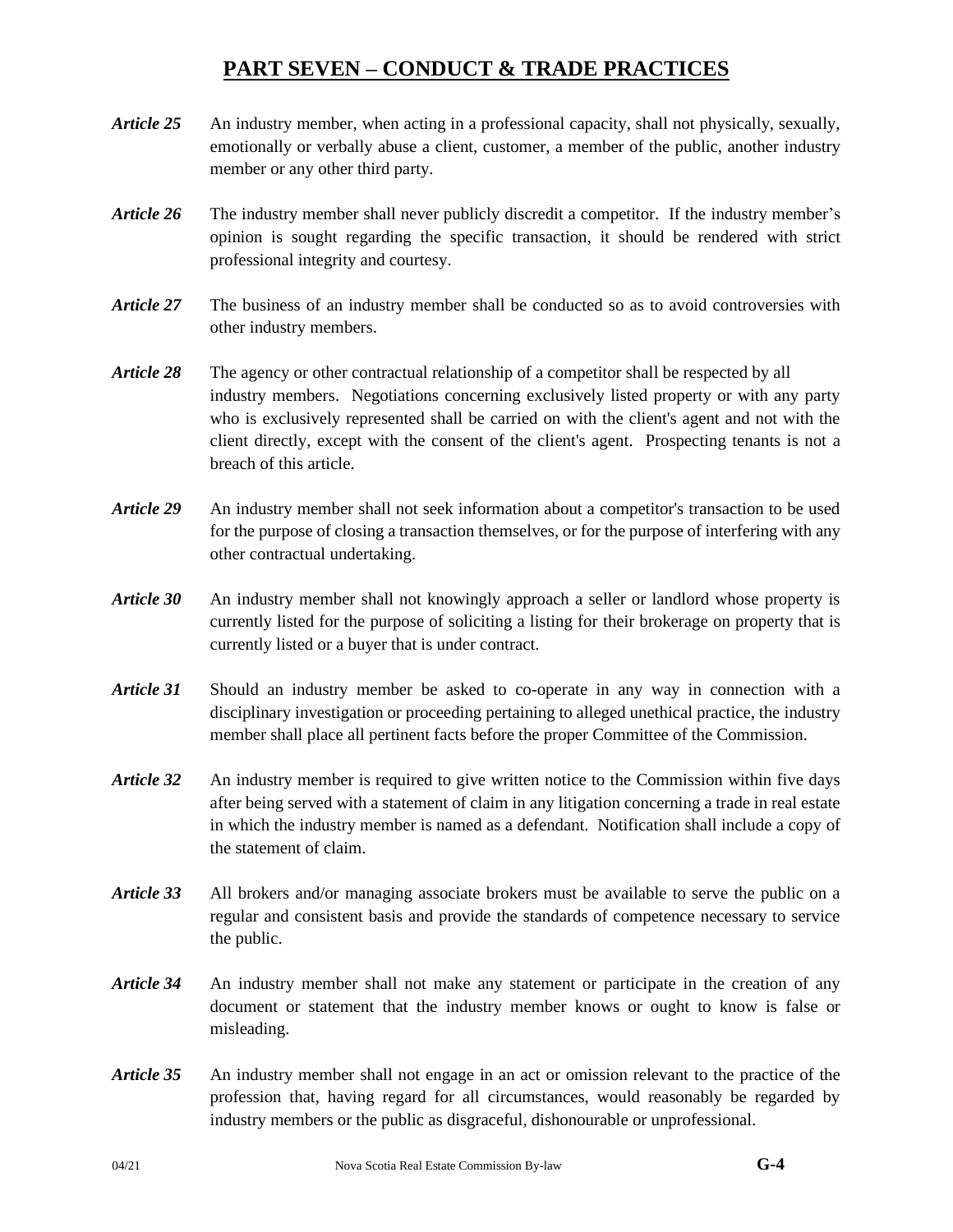## PART SEVEN – CONDUCT & TRADE PRACTICES

***Article 25*** An industry member, when acting in a professional capacity, shall not physically, sexually, emotionally or verbally abuse a client, customer, a member of the public, another industry member or any other third party.

***Article 26*** The industry member shall never publicly discredit a competitor. If the industry member's opinion is sought regarding the specific transaction, it should be rendered with strict professional integrity and courtesy.

***Article 27*** The business of an industry member shall be conducted so as to avoid controversies with other industry members.

***Article 28*** The agency or other contractual relationship of a competitor shall be respected by all industry members. Negotiations concerning exclusively listed property or with any party who is exclusively represented shall be carried on with the client's agent and not with the client directly, except with the consent of the client's agent. Prospecting tenants is not a breach of this article.

***Article 29*** An industry member shall not seek information about a competitor's transaction to be used for the purpose of closing a transaction themselves, or for the purpose of interfering with any other contractual undertaking.

***Article 30*** An industry member shall not knowingly approach a seller or landlord whose property is currently listed for the purpose of soliciting a listing for their brokerage on property that is currently listed or a buyer that is under contract.

***Article 31*** Should an industry member be asked to co-operate in any way in connection with a disciplinary investigation or proceeding pertaining to alleged unethical practice, the industry member shall place all pertinent facts before the proper Committee of the Commission.

***Article 32*** An industry member is required to give written notice to the Commission within five days after being served with a statement of claim in any litigation concerning a trade in real estate in which the industry member is named as a defendant. Notification shall include a copy of the statement of claim.

***Article 33*** All brokers and/or managing associate brokers must be available to serve the public on a regular and consistent basis and provide the standards of competence necessary to service the public.

***Article 34*** An industry member shall not make any statement or participate in the creation of any document or statement that the industry member knows or ought to know is false or misleading.

***Article 35*** An industry member shall not engage in an act or omission relevant to the practice of the profession that, having regard for all circumstances, would reasonably be regarded by industry members or the public as disgraceful, dishonourable or unprofessional.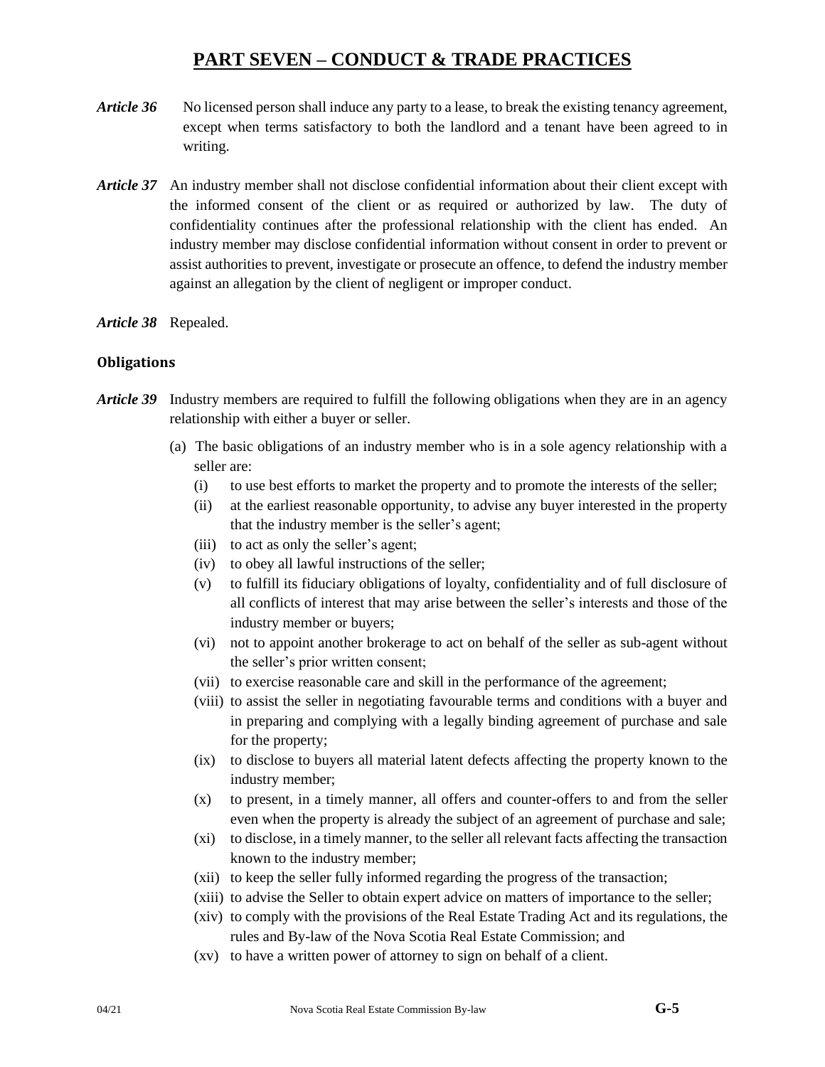# PART SEVEN – CONDUCT & TRADE PRACTICES

***Article 36*** No licensed person shall induce any party to a lease, to break the existing tenancy agreement, except when terms satisfactory to both the landlord and a tenant have been agreed to in writing.

***Article 37*** An industry member shall not disclose confidential information about their client except with the informed consent of the client or as required or authorized by law. The duty of confidentiality continues after the professional relationship with the client has ended. An industry member may disclose confidential information without consent in order to prevent or assist authorities to prevent, investigate or prosecute an offence, to defend the industry member against an allegation by the client of negligent or improper conduct.

***Article 38*** Repealed.

### Obligations

***Article 39*** Industry members are required to fulfill the following obligations when they are in an agency relationship with either a buyer or seller.

(a) The basic obligations of an industry member who is in a sole agency relationship with a seller are:

(i) to use best efforts to market the property and to promote the interests of the seller;

(ii) at the earliest reasonable opportunity, to advise any buyer interested in the property that the industry member is the seller's agent;

(iii) to act as only the seller's agent;

(iv) to obey all lawful instructions of the seller;

(v) to fulfill its fiduciary obligations of loyalty, confidentiality and of full disclosure of all conflicts of interest that may arise between the seller's interests and those of the industry member or buyers;

(vi) not to appoint another brokerage to act on behalf of the seller as sub-agent without the seller's prior written consent;

(vii) to exercise reasonable care and skill in the performance of the agreement;

(viii) to assist the seller in negotiating favourable terms and conditions with a buyer and in preparing and complying with a legally binding agreement of purchase and sale for the property;

(ix) to disclose to buyers all material latent defects affecting the property known to the industry member;

(x) to present, in a timely manner, all offers and counter-offers to and from the seller even when the property is already the subject of an agreement of purchase and sale;

(xi) to disclose, in a timely manner, to the seller all relevant facts affecting the transaction known to the industry member;

(xii) to keep the seller fully informed regarding the progress of the transaction;

(xiii) to advise the Seller to obtain expert advice on matters of importance to the seller;

(xiv) to comply with the provisions of the Real Estate Trading Act and its regulations, the rules and By-law of the Nova Scotia Real Estate Commission; and

(xv) to have a written power of attorney to sign on behalf of a client.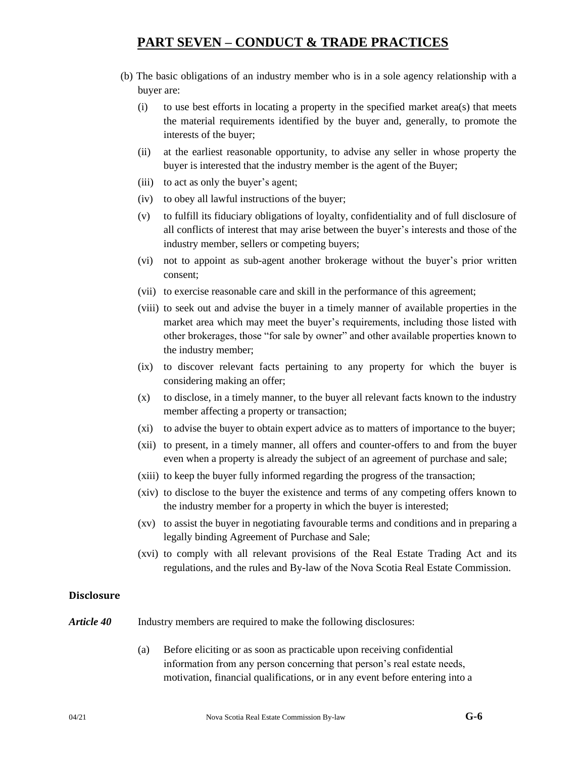# PART SEVEN – CONDUCT & TRADE PRACTICES

(b) The basic obligations of an industry member who is in a sole agency relationship with a buyer are:

(i) to use best efforts in locating a property in the specified market area(s) that meets the material requirements identified by the buyer and, generally, to promote the interests of the buyer;

(ii) at the earliest reasonable opportunity, to advise any seller in whose property the buyer is interested that the industry member is the agent of the Buyer;

(iii) to act as only the buyer's agent;

(iv) to obey all lawful instructions of the buyer;

(v) to fulfill its fiduciary obligations of loyalty, confidentiality and of full disclosure of all conflicts of interest that may arise between the buyer's interests and those of the industry member, sellers or competing buyers;

(vi) not to appoint as sub-agent another brokerage without the buyer's prior written consent;

(vii) to exercise reasonable care and skill in the performance of this agreement;

(viii) to seek out and advise the buyer in a timely manner of available properties in the market area which may meet the buyer's requirements, including those listed with other brokerages, those "for sale by owner" and other available properties known to the industry member;

(ix) to discover relevant facts pertaining to any property for which the buyer is considering making an offer;

(x) to disclose, in a timely manner, to the buyer all relevant facts known to the industry member affecting a property or transaction;

(xi) to advise the buyer to obtain expert advice as to matters of importance to the buyer;

(xii) to present, in a timely manner, all offers and counter-offers to and from the buyer even when a property is already the subject of an agreement of purchase and sale;

(xiii) to keep the buyer fully informed regarding the progress of the transaction;

(xiv) to disclose to the buyer the existence and terms of any competing offers known to the industry member for a property in which the buyer is interested;

(xv) to assist the buyer in negotiating favourable terms and conditions and in preparing a legally binding Agreement of Purchase and Sale;

(xvi) to comply with all relevant provisions of the Real Estate Trading Act and its regulations, and the rules and By-law of the Nova Scotia Real Estate Commission.

**Disclosure**

***Article 40*** Industry members are required to make the following disclosures:

(a) Before eliciting or as soon as practicable upon receiving confidential information from any person concerning that person's real estate needs, motivation, financial qualifications, or in any event before entering into a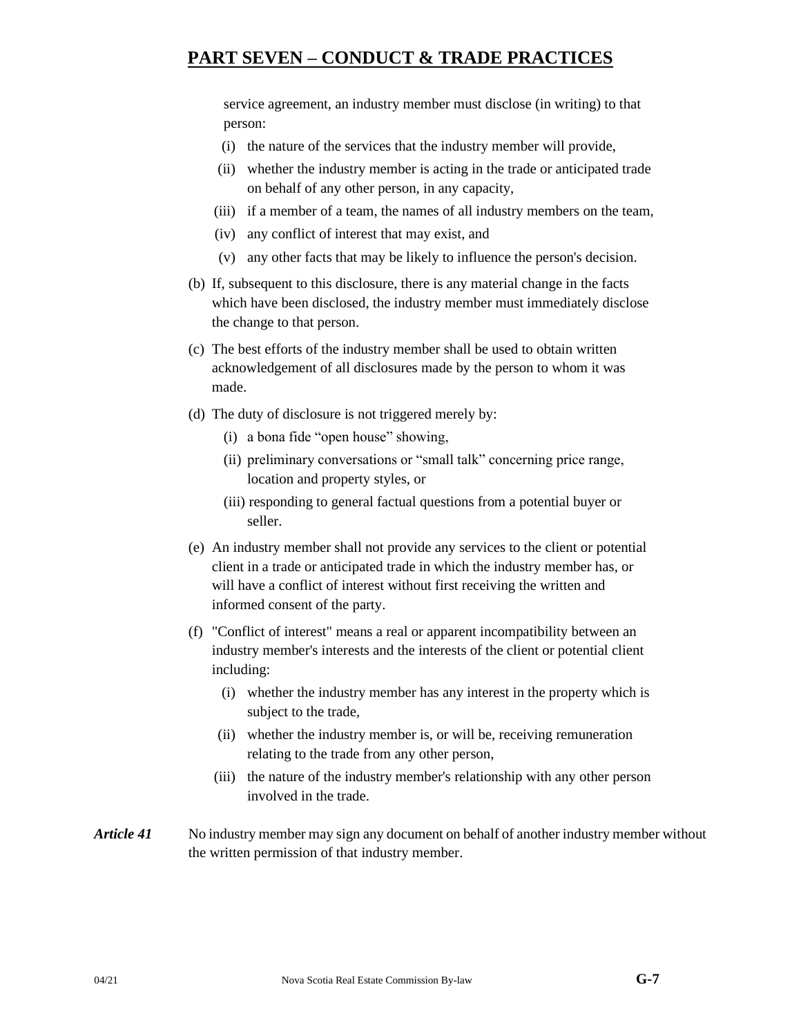service agreement, an industry member must disclose (in writing) to that person:

(i) the nature of the services that the industry member will provide,

(ii) whether the industry member is acting in the trade or anticipated trade on behalf of any other person, in any capacity,

(iii) if a member of a team, the names of all industry members on the team,

(iv) any conflict of interest that may exist, and

(v) any other facts that may be likely to influence the person's decision.

(b) If, subsequent to this disclosure, there is any material change in the facts which have been disclosed, the industry member must immediately disclose the change to that person.

(c) The best efforts of the industry member shall be used to obtain written acknowledgement of all disclosures made by the person to whom it was made.

(d) The duty of disclosure is not triggered merely by:

(i) a bona fide "open house" showing,

(ii) preliminary conversations or "small talk" concerning price range, location and property styles, or

(iii) responding to general factual questions from a potential buyer or seller.

(e) An industry member shall not provide any services to the client or potential client in a trade or anticipated trade in which the industry member has, or will have a conflict of interest without first receiving the written and informed consent of the party.

(f) "Conflict of interest" means a real or apparent incompatibility between an industry member's interests and the interests of the client or potential client including:

(i) whether the industry member has any interest in the property which is subject to the trade,

(ii) whether the industry member is, or will be, receiving remuneration relating to the trade from any other person,

(iii) the nature of the industry member's relationship with any other person involved in the trade.

***Article 41*** No industry member may sign any document on behalf of another industry member without the written permission of that industry member.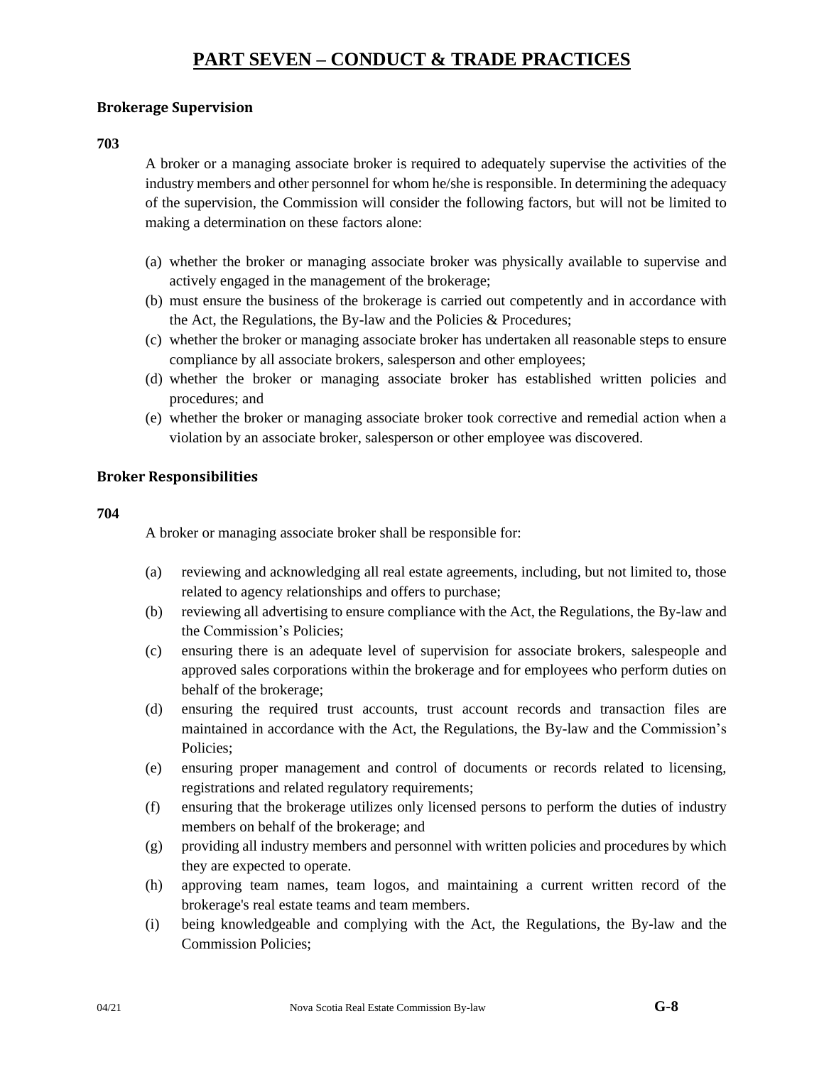# PART SEVEN – CONDUCT & TRADE PRACTICES

### Brokerage Supervision

**703**

A broker or a managing associate broker is required to adequately supervise the activities of the industry members and other personnel for whom he/she is responsible. In determining the adequacy of the supervision, the Commission will consider the following factors, but will not be limited to making a determination on these factors alone:

(a) whether the broker or managing associate broker was physically available to supervise and actively engaged in the management of the brokerage;
(b) must ensure the business of the brokerage is carried out competently and in accordance with the Act, the Regulations, the By-law and the Policies & Procedures;
(c) whether the broker or managing associate broker has undertaken all reasonable steps to ensure compliance by all associate brokers, salesperson and other employees;
(d) whether the broker or managing associate broker has established written policies and procedures; and
(e) whether the broker or managing associate broker took corrective and remedial action when a violation by an associate broker, salesperson or other employee was discovered.

### Broker Responsibilities

**704**

A broker or managing associate broker shall be responsible for:

(a) reviewing and acknowledging all real estate agreements, including, but not limited to, those related to agency relationships and offers to purchase;
(b) reviewing all advertising to ensure compliance with the Act, the Regulations, the By-law and the Commission's Policies;
(c) ensuring there is an adequate level of supervision for associate brokers, salespeople and approved sales corporations within the brokerage and for employees who perform duties on behalf of the brokerage;
(d) ensuring the required trust accounts, trust account records and transaction files are maintained in accordance with the Act, the Regulations, the By-law and the Commission's Policies;
(e) ensuring proper management and control of documents or records related to licensing, registrations and related regulatory requirements;
(f) ensuring that the brokerage utilizes only licensed persons to perform the duties of industry members on behalf of the brokerage; and
(g) providing all industry members and personnel with written policies and procedures by which they are expected to operate.
(h) approving team names, team logos, and maintaining a current written record of the brokerage's real estate teams and team members.
(i) being knowledgeable and complying with the Act, the Regulations, the By-law and the Commission Policies;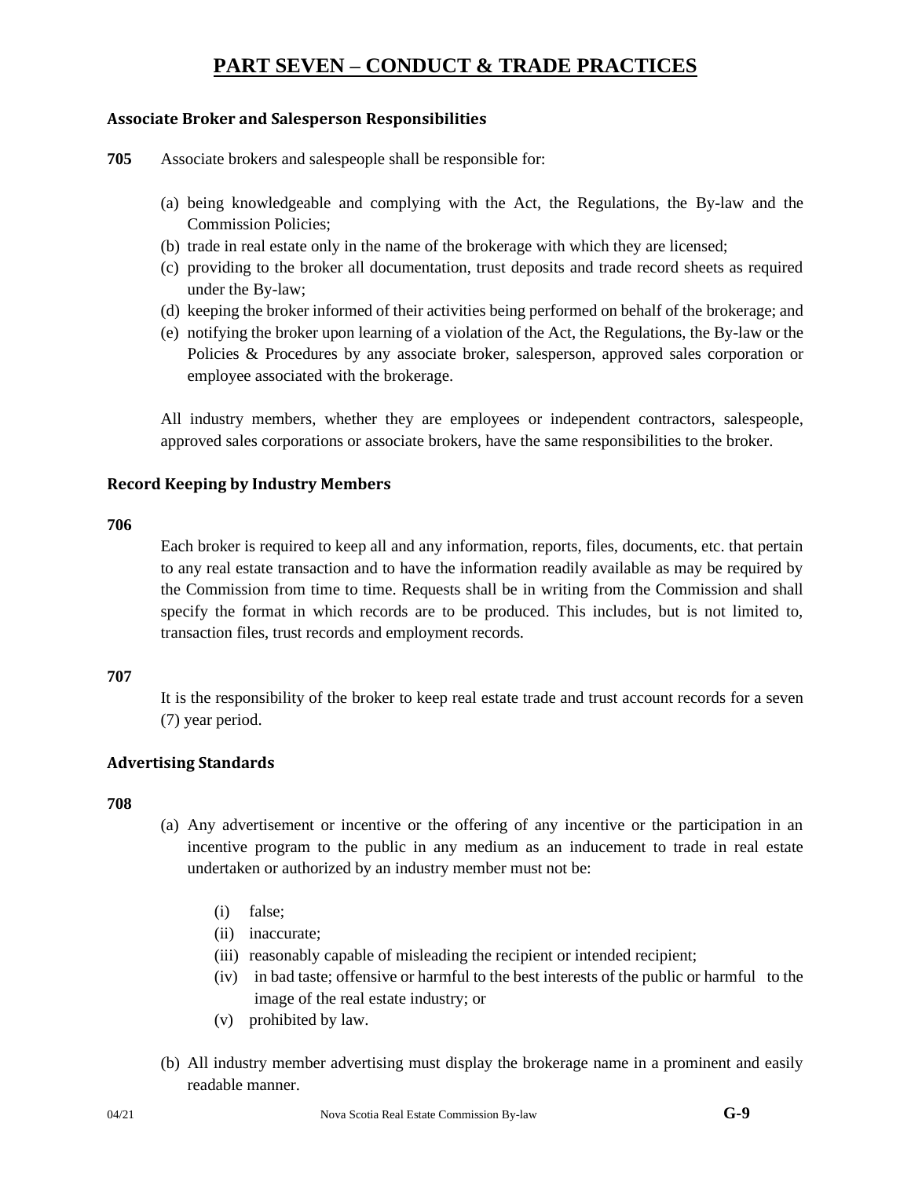# PART SEVEN – CONDUCT & TRADE PRACTICES

### Associate Broker and Salesperson Responsibilities

**705** Associate brokers and salespeople shall be responsible for:

(a) being knowledgeable and complying with the Act, the Regulations, the By-law and the Commission Policies;
(b) trade in real estate only in the name of the brokerage with which they are licensed;
(c) providing to the broker all documentation, trust deposits and trade record sheets as required under the By-law;
(d) keeping the broker informed of their activities being performed on behalf of the brokerage; and
(e) notifying the broker upon learning of a violation of the Act, the Regulations, the By-law or the Policies & Procedures by any associate broker, salesperson, approved sales corporation or employee associated with the brokerage.

All industry members, whether they are employees or independent contractors, salespeople, approved sales corporations or associate brokers, have the same responsibilities to the broker.

### Record Keeping by Industry Members

**706**

Each broker is required to keep all and any information, reports, files, documents, etc. that pertain to any real estate transaction and to have the information readily available as may be required by the Commission from time to time. Requests shall be in writing from the Commission and shall specify the format in which records are to be produced. This includes, but is not limited to, transaction files, trust records and employment records.

**707**

It is the responsibility of the broker to keep real estate trade and trust account records for a seven (7) year period.

### Advertising Standards

**708**

(a) Any advertisement or incentive or the offering of any incentive or the participation in an incentive program to the public in any medium as an inducement to trade in real estate undertaken or authorized by an industry member must not be:

   (i) false;
   (ii) inaccurate;
   (iii) reasonably capable of misleading the recipient or intended recipient;
   (iv) in bad taste; offensive or harmful to the best interests of the public or harmful to the image of the real estate industry; or
   (v) prohibited by law.

(b) All industry member advertising must display the brokerage name in a prominent and easily readable manner.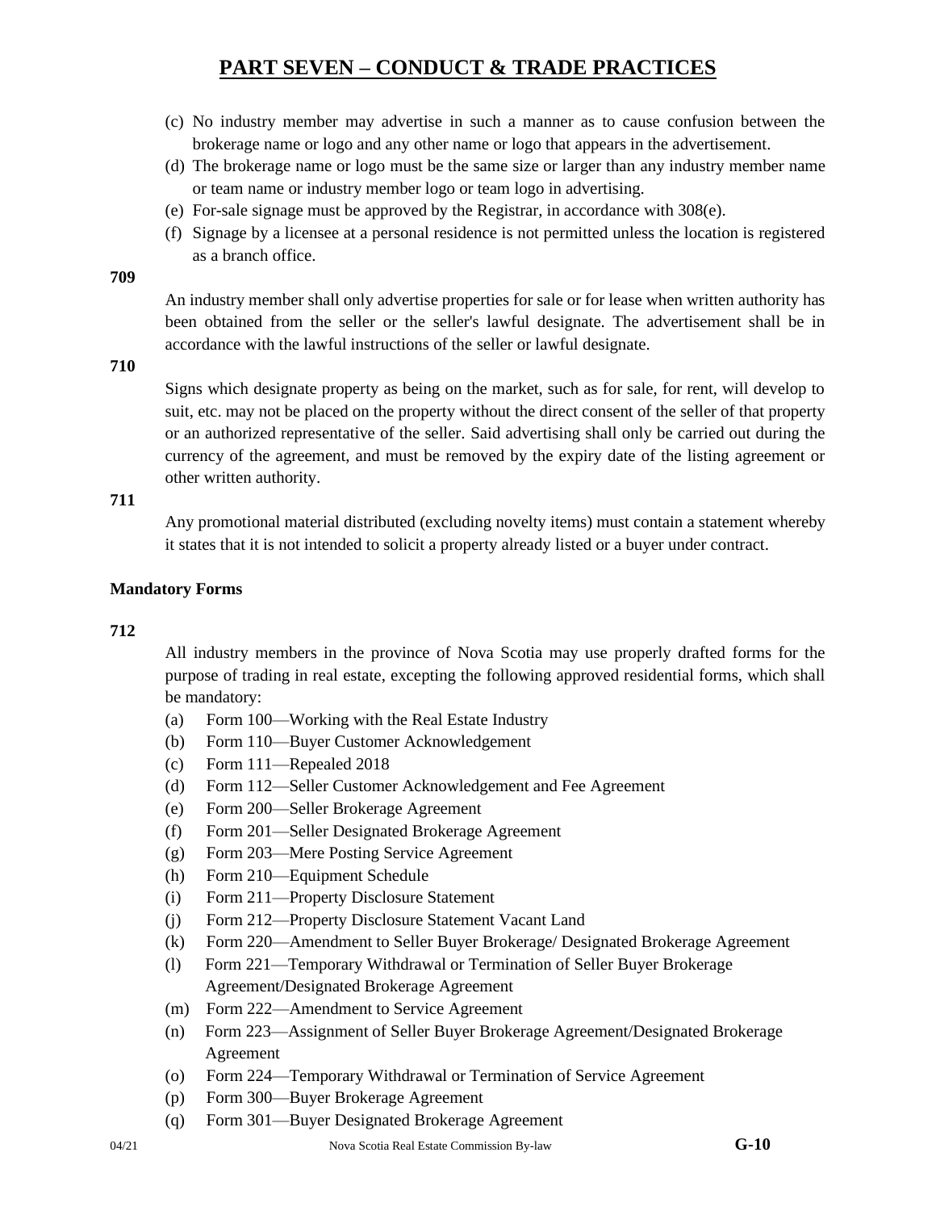# PART SEVEN – CONDUCT & TRADE PRACTICES

(c) No industry member may advertise in such a manner as to cause confusion between the brokerage name or logo and any other name or logo that appears in the advertisement.

(d) The brokerage name or logo must be the same size or larger than any industry member name or team name or industry member logo or team logo in advertising.

(e) For-sale signage must be approved by the Registrar, in accordance with 308(e).

(f) Signage by a licensee at a personal residence is not permitted unless the location is registered as a branch office.

**709**

An industry member shall only advertise properties for sale or for lease when written authority has been obtained from the seller or the seller's lawful designate. The advertisement shall be in accordance with the lawful instructions of the seller or lawful designate.

**710**

Signs which designate property as being on the market, such as for sale, for rent, will develop to suit, etc. may not be placed on the property without the direct consent of the seller of that property or an authorized representative of the seller. Said advertising shall only be carried out during the currency of the agreement, and must be removed by the expiry date of the listing agreement or other written authority.

**711**

Any promotional material distributed (excluding novelty items) must contain a statement whereby it states that it is not intended to solicit a property already listed or a buyer under contract.

**Mandatory Forms**

**712**

All industry members in the province of Nova Scotia may use properly drafted forms for the purpose of trading in real estate, excepting the following approved residential forms, which shall be mandatory:

(a) Form 100—Working with the Real Estate Industry

(b) Form 110—Buyer Customer Acknowledgement

(c) Form 111—Repealed 2018

(d) Form 112—Seller Customer Acknowledgement and Fee Agreement

(e) Form 200—Seller Brokerage Agreement

(f) Form 201—Seller Designated Brokerage Agreement

(g) Form 203—Mere Posting Service Agreement

(h) Form 210—Equipment Schedule

(i) Form 211—Property Disclosure Statement

(j) Form 212—Property Disclosure Statement Vacant Land

(k) Form 220—Amendment to Seller Buyer Brokerage/ Designated Brokerage Agreement

(l) Form 221—Temporary Withdrawal or Termination of Seller Buyer Brokerage Agreement/Designated Brokerage Agreement

(m) Form 222—Amendment to Service Agreement

(n) Form 223—Assignment of Seller Buyer Brokerage Agreement/Designated Brokerage Agreement

(o) Form 224—Temporary Withdrawal or Termination of Service Agreement

(p) Form 300—Buyer Brokerage Agreement

(q) Form 301—Buyer Designated Brokerage Agreement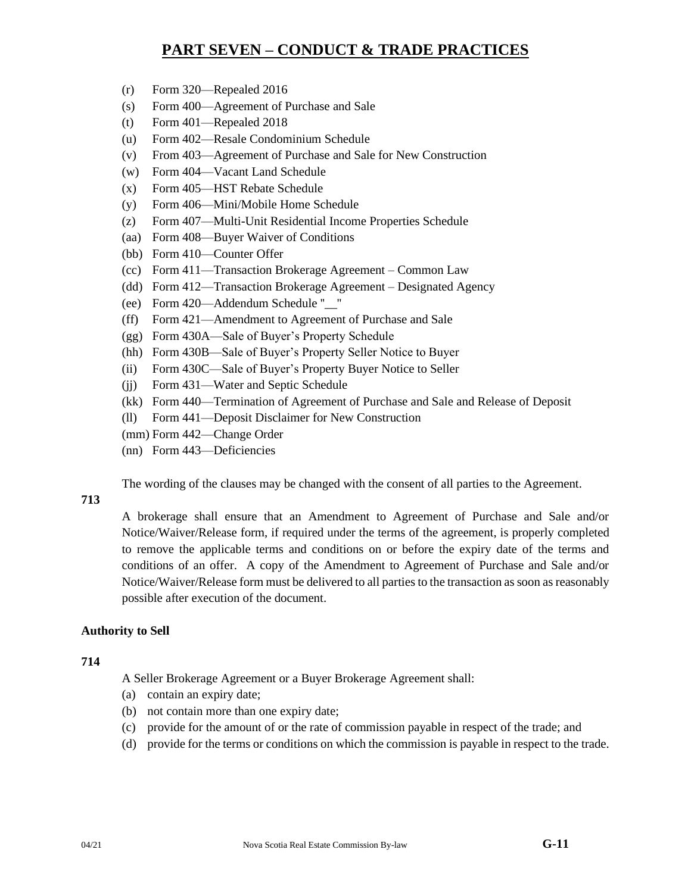# PART SEVEN – CONDUCT & TRADE PRACTICES

(r) Form 320—Repealed 2016
(s) Form 400—Agreement of Purchase and Sale
(t) Form 401—Repealed 2018
(u) Form 402—Resale Condominium Schedule
(v) From 403—Agreement of Purchase and Sale for New Construction
(w) Form 404—Vacant Land Schedule
(x) Form 405—HST Rebate Schedule
(y) Form 406—Mini/Mobile Home Schedule
(z) Form 407—Multi-Unit Residential Income Properties Schedule
(aa) Form 408—Buyer Waiver of Conditions
(bb) Form 410—Counter Offer
(cc) Form 411—Transaction Brokerage Agreement – Common Law
(dd) Form 412—Transaction Brokerage Agreement – Designated Agency
(ee) Form 420—Addendum Schedule "__"
(ff) Form 421—Amendment to Agreement of Purchase and Sale
(gg) Form 430A—Sale of Buyer's Property Schedule
(hh) Form 430B—Sale of Buyer's Property Seller Notice to Buyer
(ii) Form 430C—Sale of Buyer's Property Buyer Notice to Seller
(jj) Form 431—Water and Septic Schedule
(kk) Form 440—Termination of Agreement of Purchase and Sale and Release of Deposit
(ll) Form 441—Deposit Disclaimer for New Construction
(mm) Form 442—Change Order
(nn) Form 443—Deficiencies

The wording of the clauses may be changed with the consent of all parties to the Agreement.

**713**

A brokerage shall ensure that an Amendment to Agreement of Purchase and Sale and/or Notice/Waiver/Release form, if required under the terms of the agreement, is properly completed to remove the applicable terms and conditions on or before the expiry date of the terms and conditions of an offer. A copy of the Amendment to Agreement of Purchase and Sale and/or Notice/Waiver/Release form must be delivered to all parties to the transaction as soon as reasonably possible after execution of the document.

**Authority to Sell**

**714**

A Seller Brokerage Agreement or a Buyer Brokerage Agreement shall:

(a) contain an expiry date;
(b) not contain more than one expiry date;
(c) provide for the amount of or the rate of commission payable in respect of the trade; and
(d) provide for the terms or conditions on which the commission is payable in respect to the trade.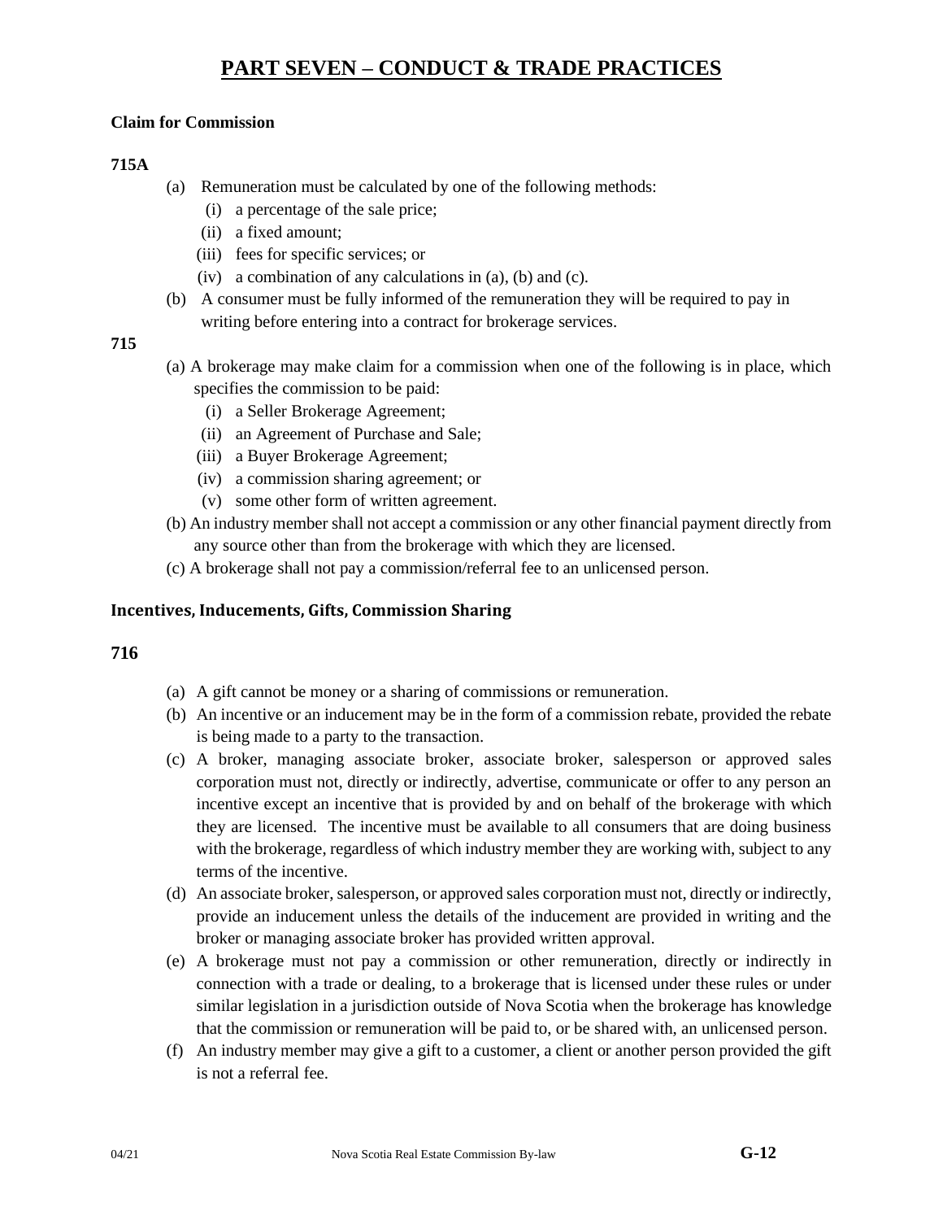# PART SEVEN – CONDUCT & TRADE PRACTICES

**Claim for Commission**

**715A**

(a) Remuneration must be calculated by one of the following methods:

   (i) a percentage of the sale price;
   
   (ii) a fixed amount;
   
   (iii) fees for specific services; or
   
   (iv) a combination of any calculations in (a), (b) and (c).

(b) A consumer must be fully informed of the remuneration they will be required to pay in writing before entering into a contract for brokerage services.

**715**

(a) A brokerage may make claim for a commission when one of the following is in place, which specifies the commission to be paid:

   (i) a Seller Brokerage Agreement;
   
   (ii) an Agreement of Purchase and Sale;
   
   (iii) a Buyer Brokerage Agreement;
   
   (iv) a commission sharing agreement; or
   
   (v) some other form of written agreement.

(b) An industry member shall not accept a commission or any other financial payment directly from any source other than from the brokerage with which they are licensed.

(c) A brokerage shall not pay a commission/referral fee to an unlicensed person.

**Incentives, Inducements, Gifts, Commission Sharing**

**716**

(a) A gift cannot be money or a sharing of commissions or remuneration.

(b) An incentive or an inducement may be in the form of a commission rebate, provided the rebate is being made to a party to the transaction.

(c) A broker, managing associate broker, associate broker, salesperson or approved sales corporation must not, directly or indirectly, advertise, communicate or offer to any person an incentive except an incentive that is provided by and on behalf of the brokerage with which they are licensed. The incentive must be available to all consumers that are doing business with the brokerage, regardless of which industry member they are working with, subject to any terms of the incentive.

(d) An associate broker, salesperson, or approved sales corporation must not, directly or indirectly, provide an inducement unless the details of the inducement are provided in writing and the broker or managing associate broker has provided written approval.

(e) A brokerage must not pay a commission or other remuneration, directly or indirectly in connection with a trade or dealing, to a brokerage that is licensed under these rules or under similar legislation in a jurisdiction outside of Nova Scotia when the brokerage has knowledge that the commission or remuneration will be paid to, or be shared with, an unlicensed person.

(f) An industry member may give a gift to a customer, a client or another person provided the gift is not a referral fee.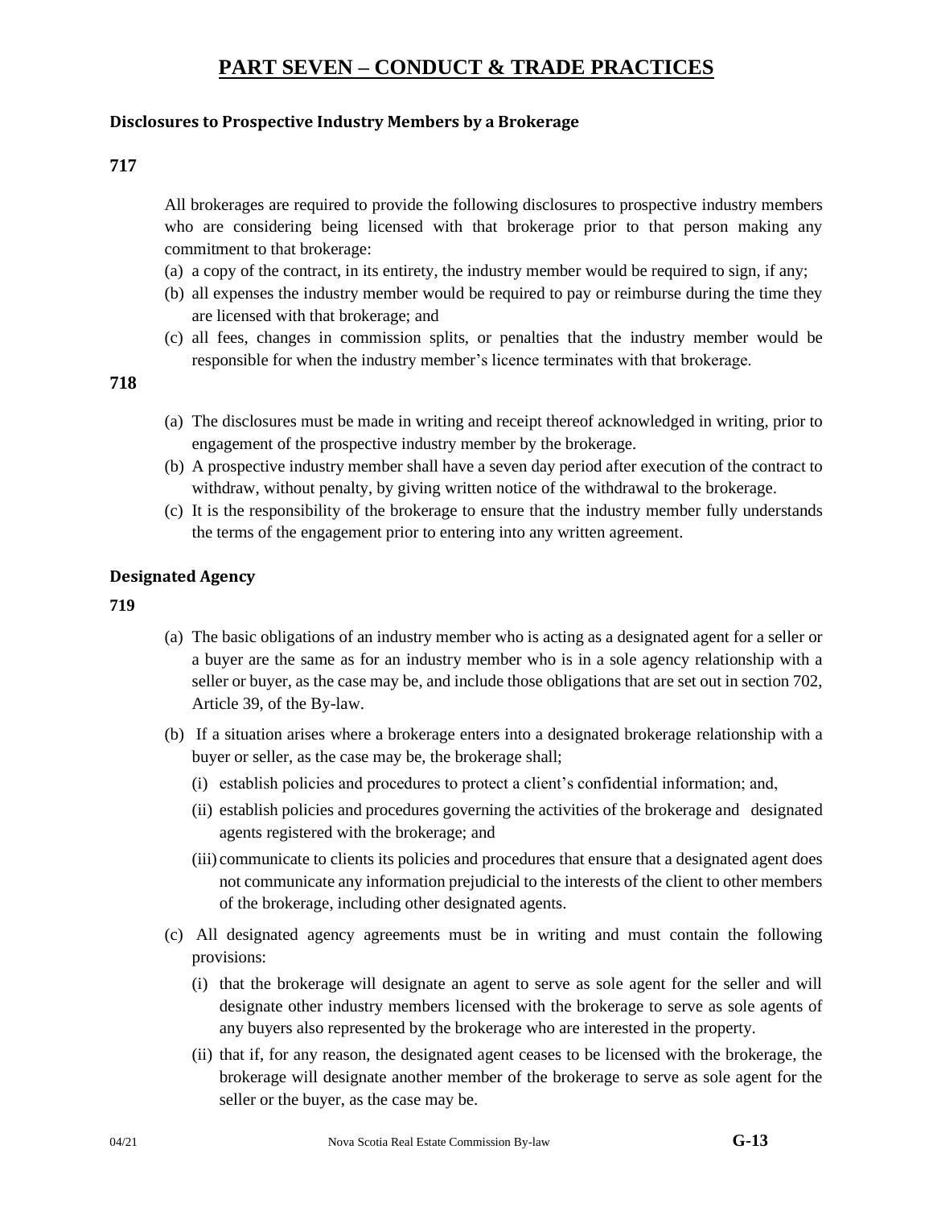# PART SEVEN – CONDUCT & TRADE PRACTICES

### Disclosures to Prospective Industry Members by a Brokerage

**717**

All brokerages are required to provide the following disclosures to prospective industry members who are considering being licensed with that brokerage prior to that person making any commitment to that brokerage:

(a) a copy of the contract, in its entirety, the industry member would be required to sign, if any;

(b) all expenses the industry member would be required to pay or reimburse during the time they are licensed with that brokerage; and

(c) all fees, changes in commission splits, or penalties that the industry member would be responsible for when the industry member's licence terminates with that brokerage.

**718**

(a) The disclosures must be made in writing and receipt thereof acknowledged in writing, prior to engagement of the prospective industry member by the brokerage.

(b) A prospective industry member shall have a seven day period after execution of the contract to withdraw, without penalty, by giving written notice of the withdrawal to the brokerage.

(c) It is the responsibility of the brokerage to ensure that the industry member fully understands the terms of the engagement prior to entering into any written agreement.

### Designated Agency

**719**

(a) The basic obligations of an industry member who is acting as a designated agent for a seller or a buyer are the same as for an industry member who is in a sole agency relationship with a seller or buyer, as the case may be, and include those obligations that are set out in section 702, Article 39, of the By-law.

(b) If a situation arises where a brokerage enters into a designated brokerage relationship with a buyer or seller, as the case may be, the brokerage shall;

  (i) establish policies and procedures to protect a client's confidential information; and,

  (ii) establish policies and procedures governing the activities of the brokerage and designated agents registered with the brokerage; and

  (iii) communicate to clients its policies and procedures that ensure that a designated agent does not communicate any information prejudicial to the interests of the client to other members of the brokerage, including other designated agents.

(c) All designated agency agreements must be in writing and must contain the following provisions:

  (i) that the brokerage will designate an agent to serve as sole agent for the seller and will designate other industry members licensed with the brokerage to serve as sole agents of any buyers also represented by the brokerage who are interested in the property.

  (ii) that if, for any reason, the designated agent ceases to be licensed with the brokerage, the brokerage will designate another member of the brokerage to serve as sole agent for the seller or the buyer, as the case may be.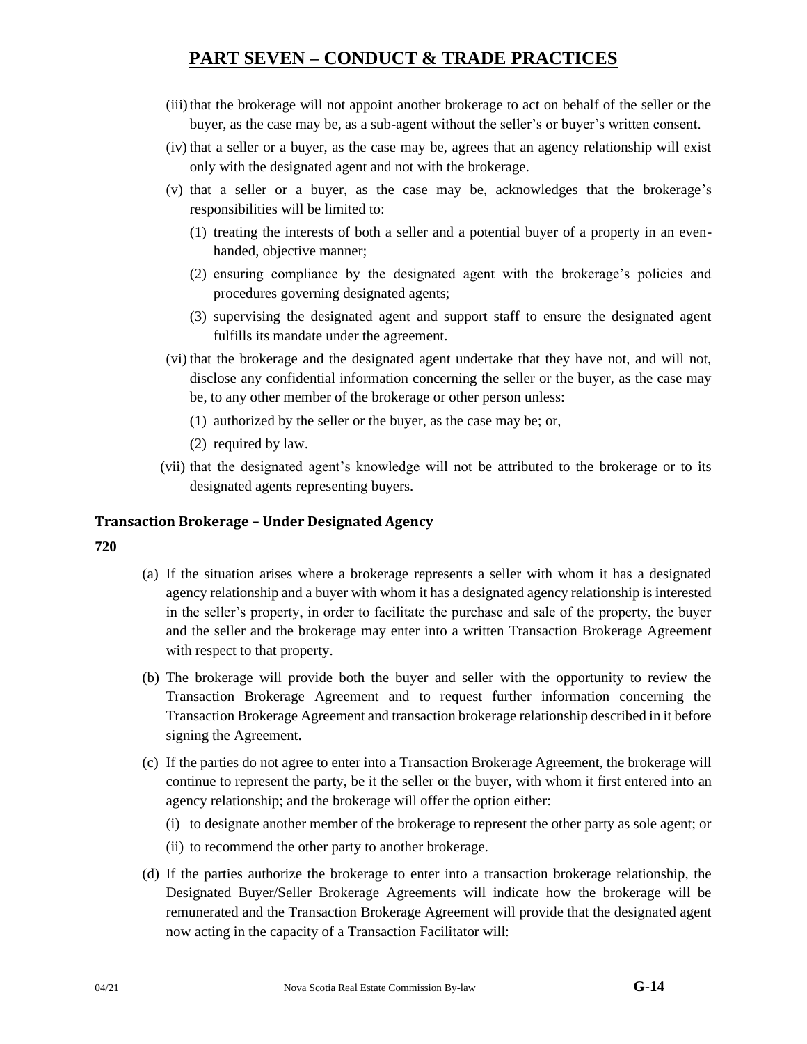# PART SEVEN – CONDUCT & TRADE PRACTICES

(iii) that the brokerage will not appoint another brokerage to act on behalf of the seller or the buyer, as the case may be, as a sub-agent without the seller's or buyer's written consent.

(iv) that a seller or a buyer, as the case may be, agrees that an agency relationship will exist only with the designated agent and not with the brokerage.

(v) that a seller or a buyer, as the case may be, acknowledges that the brokerage's responsibilities will be limited to:

(1) treating the interests of both a seller and a potential buyer of a property in an even-handed, objective manner;

(2) ensuring compliance by the designated agent with the brokerage's policies and procedures governing designated agents;

(3) supervising the designated agent and support staff to ensure the designated agent fulfills its mandate under the agreement.

(vi) that the brokerage and the designated agent undertake that they have not, and will not, disclose any confidential information concerning the seller or the buyer, as the case may be, to any other member of the brokerage or other person unless:

(1) authorized by the seller or the buyer, as the case may be; or,

(2) required by law.

(vii) that the designated agent's knowledge will not be attributed to the brokerage or to its designated agents representing buyers.

### Transaction Brokerage – Under Designated Agency

**720**

(a) If the situation arises where a brokerage represents a seller with whom it has a designated agency relationship and a buyer with whom it has a designated agency relationship is interested in the seller's property, in order to facilitate the purchase and sale of the property, the buyer and the seller and the brokerage may enter into a written Transaction Brokerage Agreement with respect to that property.

(b) The brokerage will provide both the buyer and seller with the opportunity to review the Transaction Brokerage Agreement and to request further information concerning the Transaction Brokerage Agreement and transaction brokerage relationship described in it before signing the Agreement.

(c) If the parties do not agree to enter into a Transaction Brokerage Agreement, the brokerage will continue to represent the party, be it the seller or the buyer, with whom it first entered into an agency relationship; and the brokerage will offer the option either:

(i) to designate another member of the brokerage to represent the other party as sole agent; or

(ii) to recommend the other party to another brokerage.

(d) If the parties authorize the brokerage to enter into a transaction brokerage relationship, the Designated Buyer/Seller Brokerage Agreements will indicate how the brokerage will be remunerated and the Transaction Brokerage Agreement will provide that the designated agent now acting in the capacity of a Transaction Facilitator will: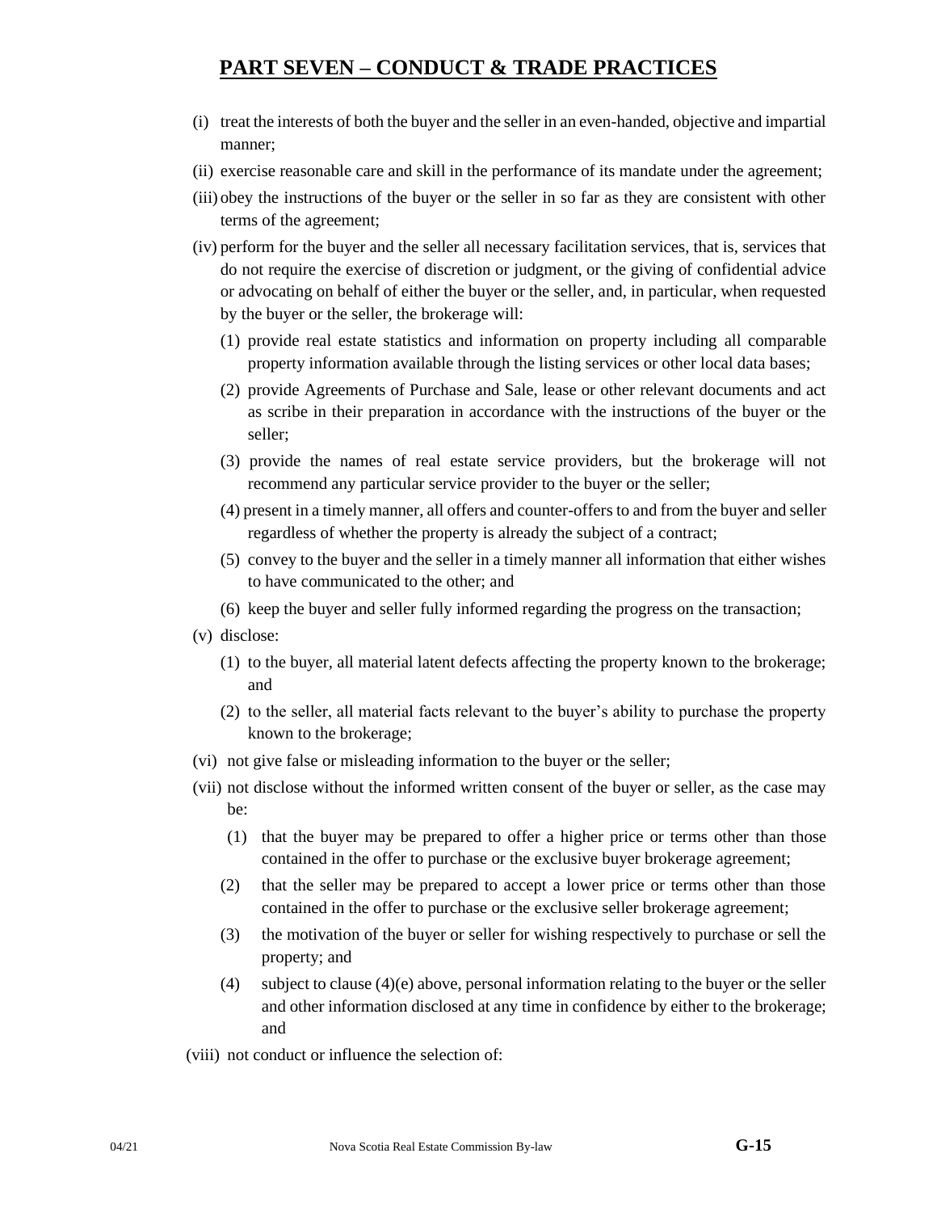# PART SEVEN – CONDUCT & TRADE PRACTICES

(i) treat the interests of both the buyer and the seller in an even-handed, objective and impartial manner;

(ii) exercise reasonable care and skill in the performance of its mandate under the agreement;

(iii) obey the instructions of the buyer or the seller in so far as they are consistent with other terms of the agreement;

(iv) perform for the buyer and the seller all necessary facilitation services, that is, services that do not require the exercise of discretion or judgment, or the giving of confidential advice or advocating on behalf of either the buyer or the seller, and, in particular, when requested by the buyer or the seller, the brokerage will:

   (1) provide real estate statistics and information on property including all comparable property information available through the listing services or other local data bases;

   (2) provide Agreements of Purchase and Sale, lease or other relevant documents and act as scribe in their preparation in accordance with the instructions of the buyer or the seller;

   (3) provide the names of real estate service providers, but the brokerage will not recommend any particular service provider to the buyer or the seller;

   (4) present in a timely manner, all offers and counter-offers to and from the buyer and seller regardless of whether the property is already the subject of a contract;

   (5) convey to the buyer and the seller in a timely manner all information that either wishes to have communicated to the other; and

   (6) keep the buyer and seller fully informed regarding the progress on the transaction;

(v) disclose:

   (1) to the buyer, all material latent defects affecting the property known to the brokerage; and

   (2) to the seller, all material facts relevant to the buyer's ability to purchase the property known to the brokerage;

(vi) not give false or misleading information to the buyer or the seller;

(vii) not disclose without the informed written consent of the buyer or seller, as the case may be:

   (1) that the buyer may be prepared to offer a higher price or terms other than those contained in the offer to purchase or the exclusive buyer brokerage agreement;

   (2) that the seller may be prepared to accept a lower price or terms other than those contained in the offer to purchase or the exclusive seller brokerage agreement;

   (3) the motivation of the buyer or seller for wishing respectively to purchase or sell the property; and

   (4) subject to clause (4)(e) above, personal information relating to the buyer or the seller and other information disclosed at any time in confidence by either to the brokerage; and

(viii) not conduct or influence the selection of: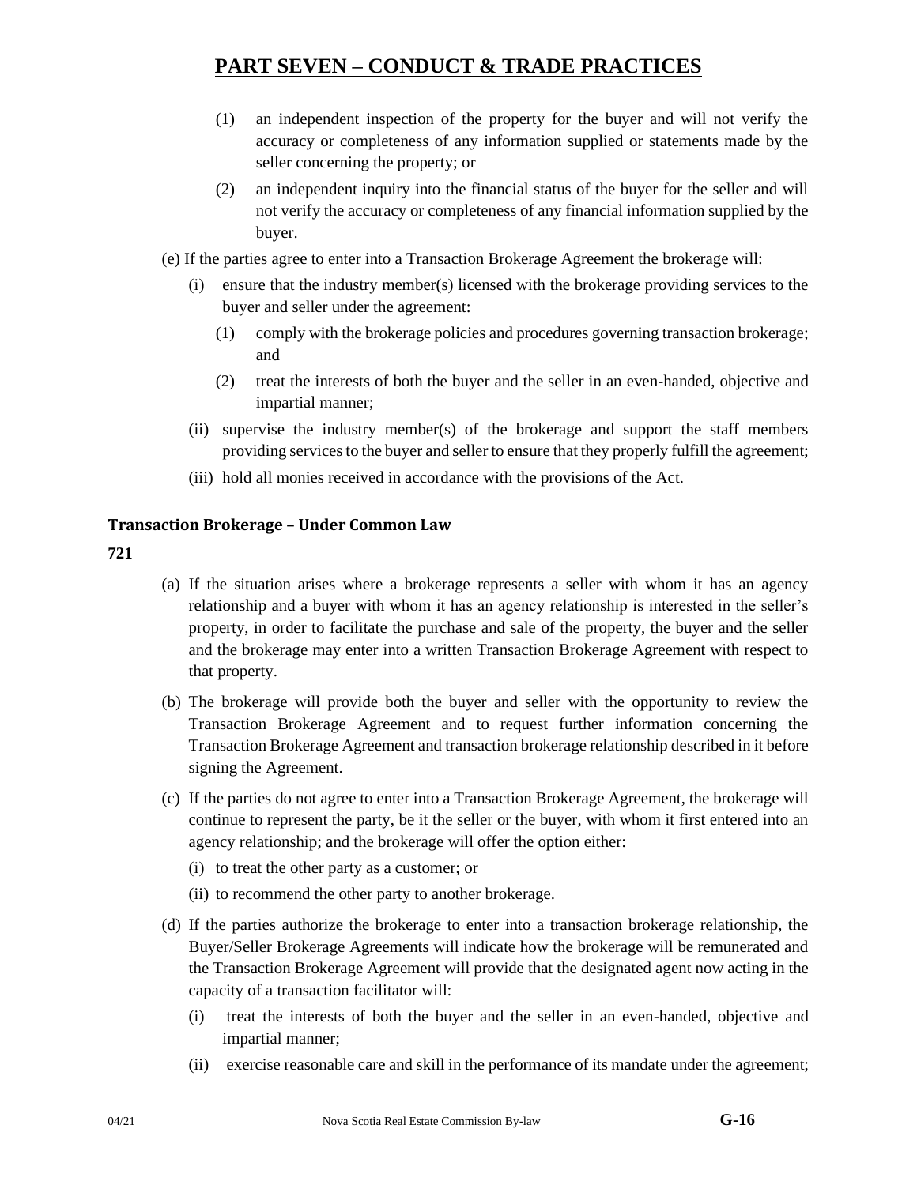# PART SEVEN – CONDUCT & TRADE PRACTICES

(1) an independent inspection of the property for the buyer and will not verify the accuracy or completeness of any information supplied or statements made by the seller concerning the property; or

(2) an independent inquiry into the financial status of the buyer for the seller and will not verify the accuracy or completeness of any financial information supplied by the buyer.

(e) If the parties agree to enter into a Transaction Brokerage Agreement the brokerage will:

- (i) ensure that the industry member(s) licensed with the brokerage providing services to the buyer and seller under the agreement:
  - (1) comply with the brokerage policies and procedures governing transaction brokerage; and
  - (2) treat the interests of both the buyer and the seller in an even-handed, objective and impartial manner;
- (ii) supervise the industry member(s) of the brokerage and support the staff members providing services to the buyer and seller to ensure that they properly fulfill the agreement;
- (iii) hold all monies received in accordance with the provisions of the Act.

### Transaction Brokerage – Under Common Law

**721**

(a) If the situation arises where a brokerage represents a seller with whom it has an agency relationship and a buyer with whom it has an agency relationship is interested in the seller's property, in order to facilitate the purchase and sale of the property, the buyer and the seller and the brokerage may enter into a written Transaction Brokerage Agreement with respect to that property.

(b) The brokerage will provide both the buyer and seller with the opportunity to review the Transaction Brokerage Agreement and to request further information concerning the Transaction Brokerage Agreement and transaction brokerage relationship described in it before signing the Agreement.

(c) If the parties do not agree to enter into a Transaction Brokerage Agreement, the brokerage will continue to represent the party, be it the seller or the buyer, with whom it first entered into an agency relationship; and the brokerage will offer the option either:

- (i) to treat the other party as a customer; or
- (ii) to recommend the other party to another brokerage.

(d) If the parties authorize the brokerage to enter into a transaction brokerage relationship, the Buyer/Seller Brokerage Agreements will indicate how the brokerage will be remunerated and the Transaction Brokerage Agreement will provide that the designated agent now acting in the capacity of a transaction facilitator will:

- (i) treat the interests of both the buyer and the seller in an even-handed, objective and impartial manner;
- (ii) exercise reasonable care and skill in the performance of its mandate under the agreement;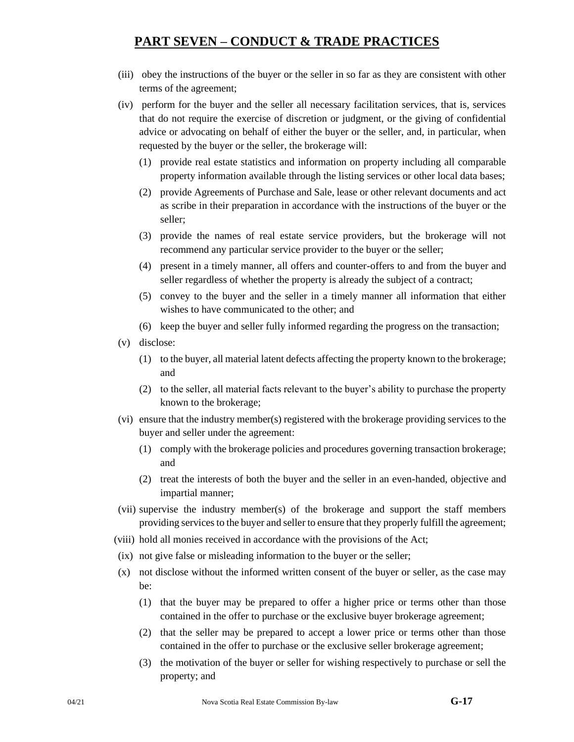# PART SEVEN – CONDUCT & TRADE PRACTICES

(iii) obey the instructions of the buyer or the seller in so far as they are consistent with other terms of the agreement;

(iv) perform for the buyer and the seller all necessary facilitation services, that is, services that do not require the exercise of discretion or judgment, or the giving of confidential advice or advocating on behalf of either the buyer or the seller, and, in particular, when requested by the buyer or the seller, the brokerage will:

  (1) provide real estate statistics and information on property including all comparable property information available through the listing services or other local data bases;

  (2) provide Agreements of Purchase and Sale, lease or other relevant documents and act as scribe in their preparation in accordance with the instructions of the buyer or the seller;

  (3) provide the names of real estate service providers, but the brokerage will not recommend any particular service provider to the buyer or the seller;

  (4) present in a timely manner, all offers and counter-offers to and from the buyer and seller regardless of whether the property is already the subject of a contract;

  (5) convey to the buyer and the seller in a timely manner all information that either wishes to have communicated to the other; and

  (6) keep the buyer and seller fully informed regarding the progress on the transaction;

(v) disclose:

  (1) to the buyer, all material latent defects affecting the property known to the brokerage; and

  (2) to the seller, all material facts relevant to the buyer's ability to purchase the property known to the brokerage;

(vi) ensure that the industry member(s) registered with the brokerage providing services to the buyer and seller under the agreement:

  (1) comply with the brokerage policies and procedures governing transaction brokerage; and

  (2) treat the interests of both the buyer and the seller in an even-handed, objective and impartial manner;

(vii) supervise the industry member(s) of the brokerage and support the staff members providing services to the buyer and seller to ensure that they properly fulfill the agreement;

(viii) hold all monies received in accordance with the provisions of the Act;

(ix) not give false or misleading information to the buyer or the seller;

(x) not disclose without the informed written consent of the buyer or seller, as the case may be:

  (1) that the buyer may be prepared to offer a higher price or terms other than those contained in the offer to purchase or the exclusive buyer brokerage agreement;

  (2) that the seller may be prepared to accept a lower price or terms other than those contained in the offer to purchase or the exclusive seller brokerage agreement;

  (3) the motivation of the buyer or seller for wishing respectively to purchase or sell the property; and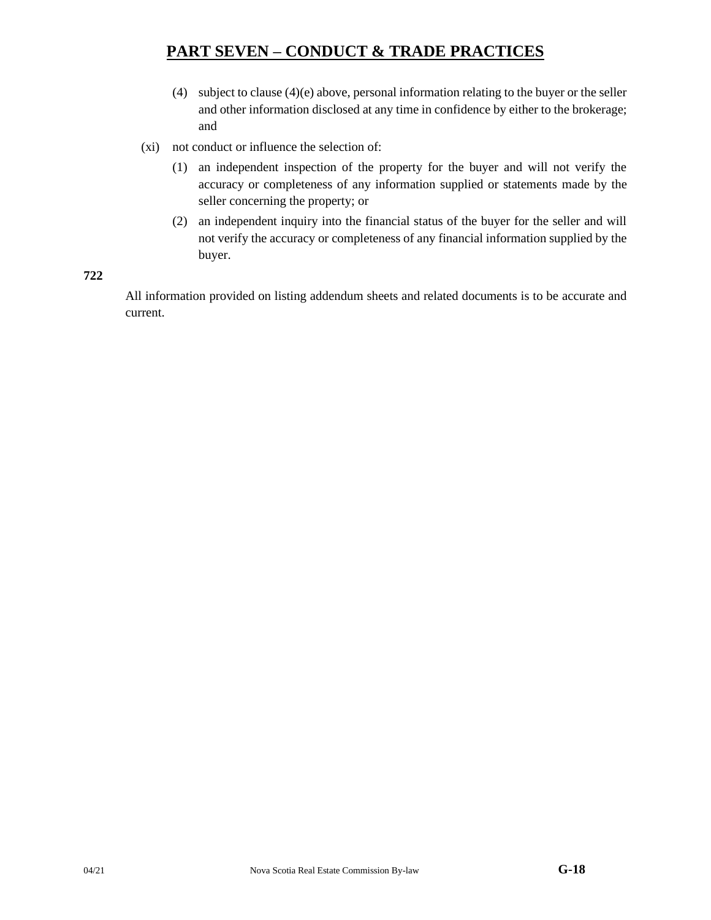(4) subject to clause (4)(e) above, personal information relating to the buyer or the seller and other information disclosed at any time in confidence by either to the brokerage; and

(xi) not conduct or influence the selection of:

(1) an independent inspection of the property for the buyer and will not verify the accuracy or completeness of any information supplied or statements made by the seller concerning the property; or

(2) an independent inquiry into the financial status of the buyer for the seller and will not verify the accuracy or completeness of any financial information supplied by the buyer.

**722**

All information provided on listing addendum sheets and related documents is to be accurate and current.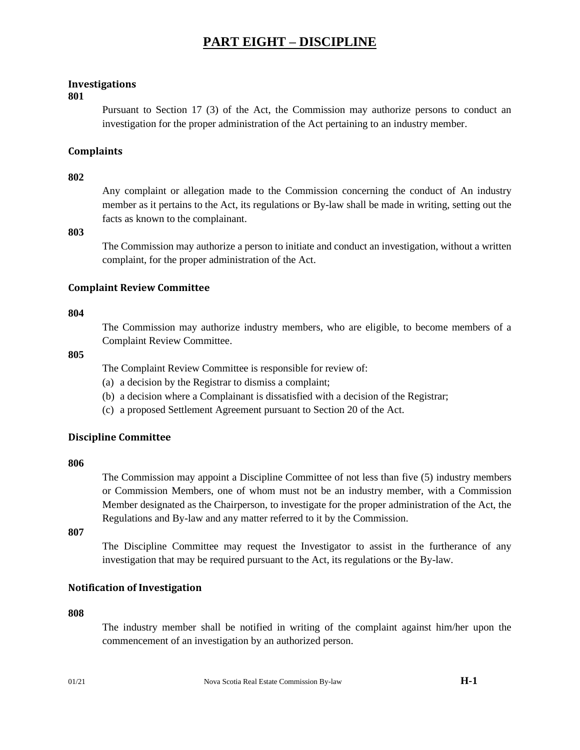# PART EIGHT – DISCIPLINE

### Investigations

**801**

Pursuant to Section 17 (3) of the Act, the Commission may authorize persons to conduct an investigation for the proper administration of the Act pertaining to an industry member.

### Complaints

**802**

Any complaint or allegation made to the Commission concerning the conduct of An industry member as it pertains to the Act, its regulations or By-law shall be made in writing, setting out the facts as known to the complainant.

**803**

The Commission may authorize a person to initiate and conduct an investigation, without a written complaint, for the proper administration of the Act.

### Complaint Review Committee

**804**

The Commission may authorize industry members, who are eligible, to become members of a Complaint Review Committee.

**805**

The Complaint Review Committee is responsible for review of:

(a) a decision by the Registrar to dismiss a complaint;

(b) a decision where a Complainant is dissatisfied with a decision of the Registrar;

(c) a proposed Settlement Agreement pursuant to Section 20 of the Act.

### Discipline Committee

**806**

The Commission may appoint a Discipline Committee of not less than five (5) industry members or Commission Members, one of whom must not be an industry member, with a Commission Member designated as the Chairperson, to investigate for the proper administration of the Act, the Regulations and By-law and any matter referred to it by the Commission.

**807**

The Discipline Committee may request the Investigator to assist in the furtherance of any investigation that may be required pursuant to the Act, its regulations or the By-law.

### Notification of Investigation

**808**

The industry member shall be notified in writing of the complaint against him/her upon the commencement of an investigation by an authorized person.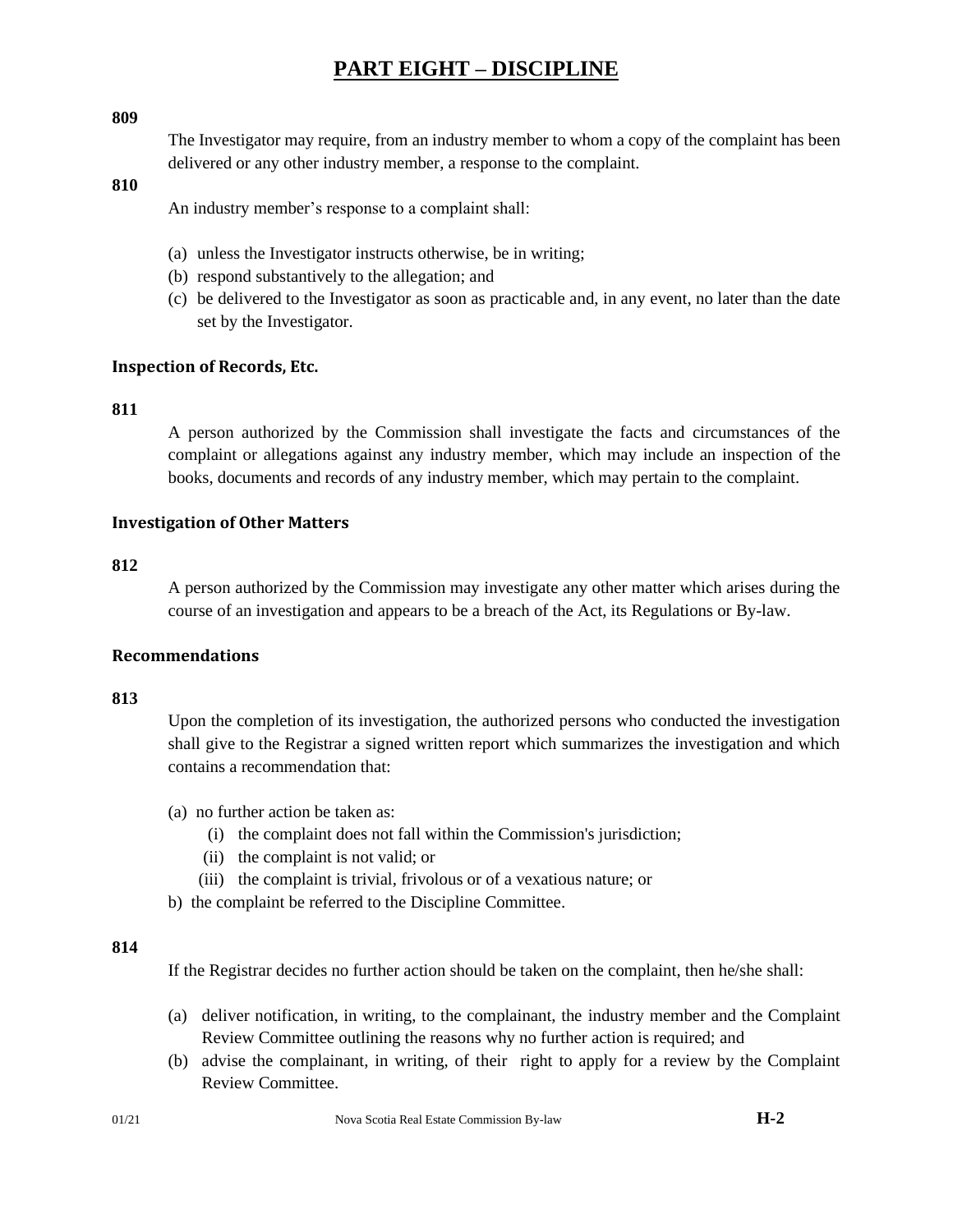# PART EIGHT – DISCIPLINE

**809**

The Investigator may require, from an industry member to whom a copy of the complaint has been delivered or any other industry member, a response to the complaint.

**810**

An industry member's response to a complaint shall:

(a) unless the Investigator instructs otherwise, be in writing;
(b) respond substantively to the allegation; and
(c) be delivered to the Investigator as soon as practicable and, in any event, no later than the date set by the Investigator.

### Inspection of Records, Etc.

**811**

A person authorized by the Commission shall investigate the facts and circumstances of the complaint or allegations against any industry member, which may include an inspection of the books, documents and records of any industry member, which may pertain to the complaint.

### Investigation of Other Matters

**812**

A person authorized by the Commission may investigate any other matter which arises during the course of an investigation and appears to be a breach of the Act, its Regulations or By-law.

### Recommendations

**813**

Upon the completion of its investigation, the authorized persons who conducted the investigation shall give to the Registrar a signed written report which summarizes the investigation and which contains a recommendation that:

(a) no further action be taken as:
  (i) the complaint does not fall within the Commission's jurisdiction;
  (ii) the complaint is not valid; or
  (iii) the complaint is trivial, frivolous or of a vexatious nature; or

b) the complaint be referred to the Discipline Committee.

**814**

If the Registrar decides no further action should be taken on the complaint, then he/she shall:

(a) deliver notification, in writing, to the complainant, the industry member and the Complaint Review Committee outlining the reasons why no further action is required; and
(b) advise the complainant, in writing, of their right to apply for a review by the Complaint Review Committee.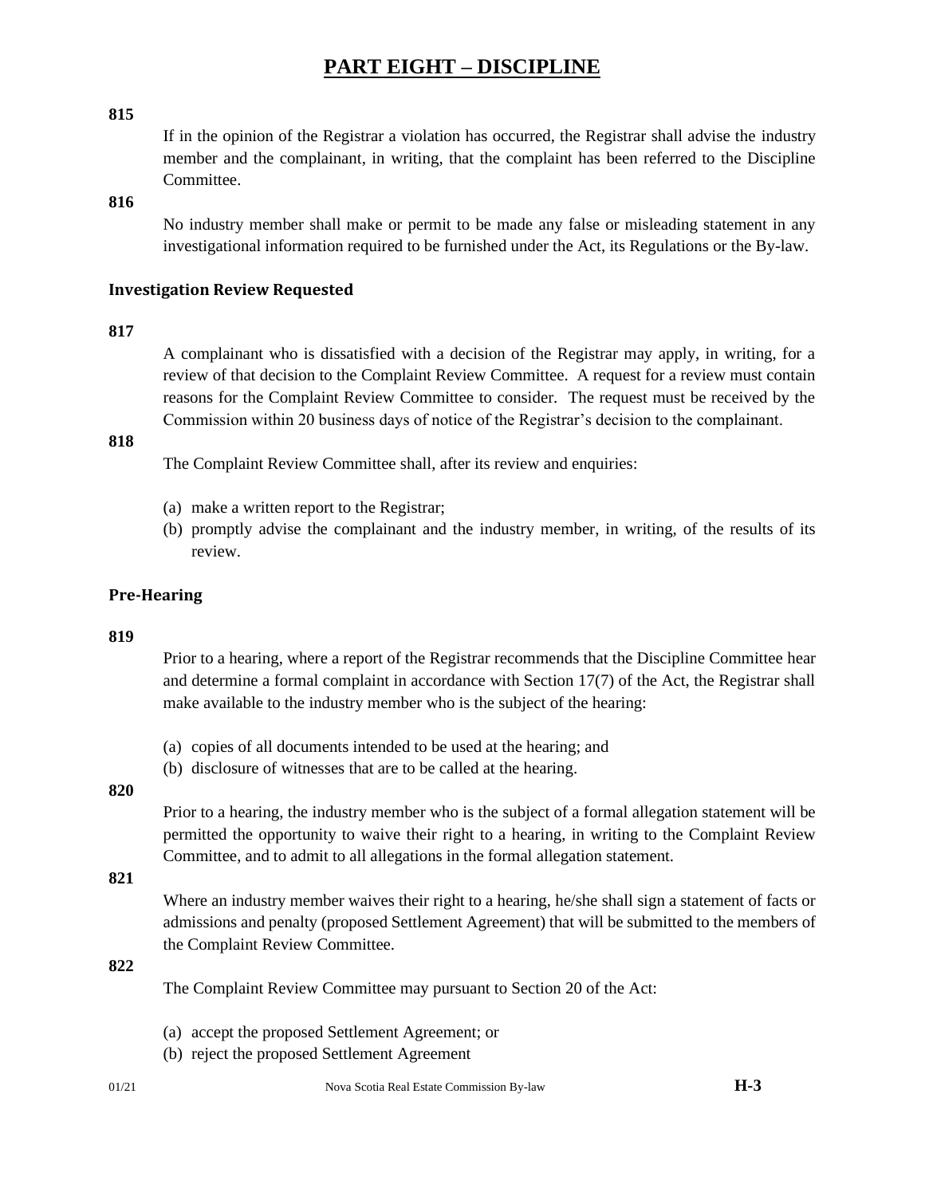# PART EIGHT – DISCIPLINE

**815**

If in the opinion of the Registrar a violation has occurred, the Registrar shall advise the industry member and the complainant, in writing, that the complaint has been referred to the Discipline Committee.

**816**

No industry member shall make or permit to be made any false or misleading statement in any investigational information required to be furnished under the Act, its Regulations or the By-law.

### Investigation Review Requested

**817**

A complainant who is dissatisfied with a decision of the Registrar may apply, in writing, for a review of that decision to the Complaint Review Committee. A request for a review must contain reasons for the Complaint Review Committee to consider. The request must be received by the Commission within 20 business days of notice of the Registrar's decision to the complainant.

**818**

The Complaint Review Committee shall, after its review and enquiries:

(a) make a written report to the Registrar;
(b) promptly advise the complainant and the industry member, in writing, of the results of its review.

### Pre-Hearing

**819**

Prior to a hearing, where a report of the Registrar recommends that the Discipline Committee hear and determine a formal complaint in accordance with Section 17(7) of the Act, the Registrar shall make available to the industry member who is the subject of the hearing:

(a) copies of all documents intended to be used at the hearing; and
(b) disclosure of witnesses that are to be called at the hearing.

**820**

Prior to a hearing, the industry member who is the subject of a formal allegation statement will be permitted the opportunity to waive their right to a hearing, in writing to the Complaint Review Committee, and to admit to all allegations in the formal allegation statement.

**821**

Where an industry member waives their right to a hearing, he/she shall sign a statement of facts or admissions and penalty (proposed Settlement Agreement) that will be submitted to the members of the Complaint Review Committee.

**822**

The Complaint Review Committee may pursuant to Section 20 of the Act:

(a) accept the proposed Settlement Agreement; or
(b) reject the proposed Settlement Agreement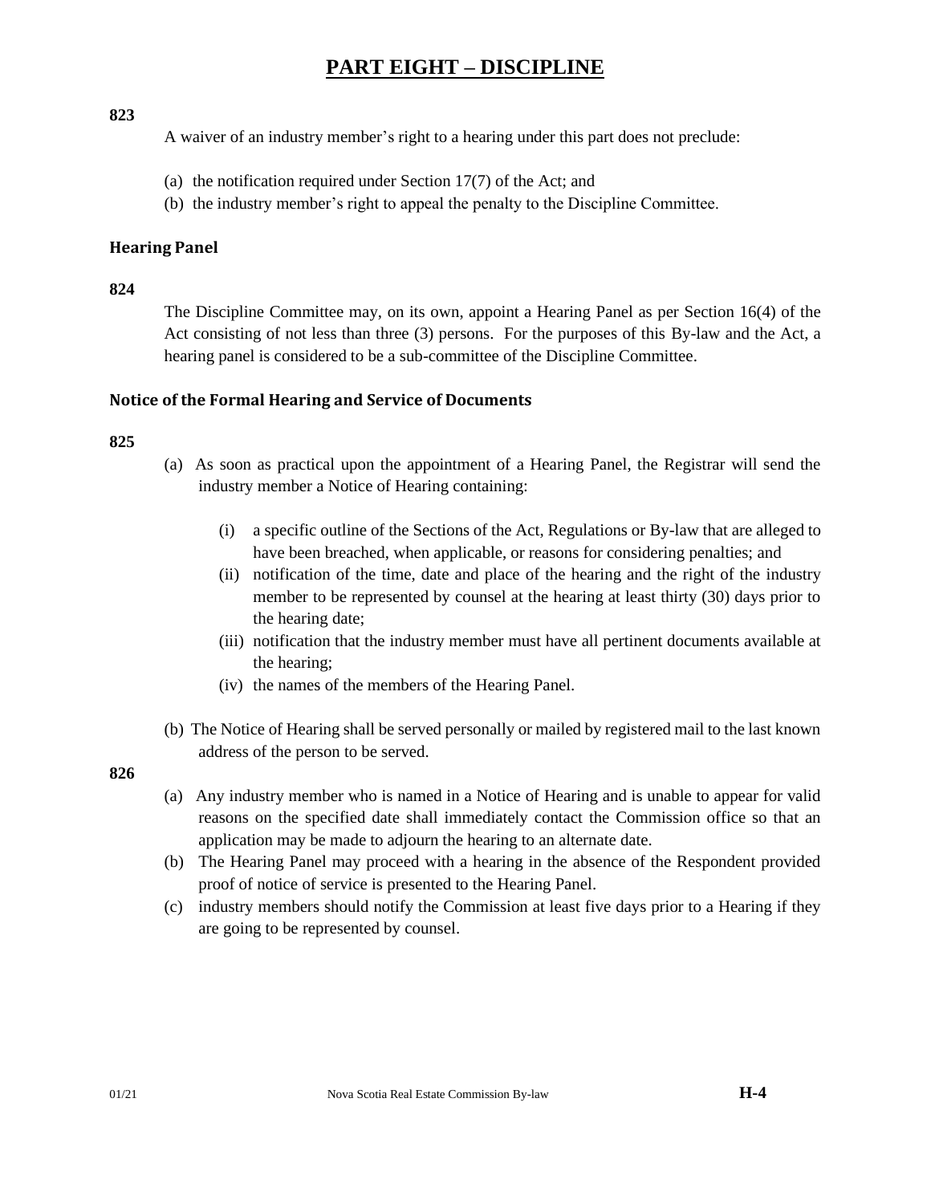# PART EIGHT – DISCIPLINE

**823**

A waiver of an industry member's right to a hearing under this part does not preclude:

(a) the notification required under Section 17(7) of the Act; and
(b) the industry member's right to appeal the penalty to the Discipline Committee.

### Hearing Panel

**824**

The Discipline Committee may, on its own, appoint a Hearing Panel as per Section 16(4) of the Act consisting of not less than three (3) persons. For the purposes of this By-law and the Act, a hearing panel is considered to be a sub-committee of the Discipline Committee.

### Notice of the Formal Hearing and Service of Documents

**825**

(a) As soon as practical upon the appointment of a Hearing Panel, the Registrar will send the industry member a Notice of Hearing containing:

   (i) a specific outline of the Sections of the Act, Regulations or By-law that are alleged to have been breached, when applicable, or reasons for considering penalties; and
   (ii) notification of the time, date and place of the hearing and the right of the industry member to be represented by counsel at the hearing at least thirty (30) days prior to the hearing date;
   (iii) notification that the industry member must have all pertinent documents available at the hearing;
   (iv) the names of the members of the Hearing Panel.

(b) The Notice of Hearing shall be served personally or mailed by registered mail to the last known address of the person to be served.

**826**

(a) Any industry member who is named in a Notice of Hearing and is unable to appear for valid reasons on the specified date shall immediately contact the Commission office so that an application may be made to adjourn the hearing to an alternate date.
(b) The Hearing Panel may proceed with a hearing in the absence of the Respondent provided proof of notice of service is presented to the Hearing Panel.
(c) industry members should notify the Commission at least five days prior to a Hearing if they are going to be represented by counsel.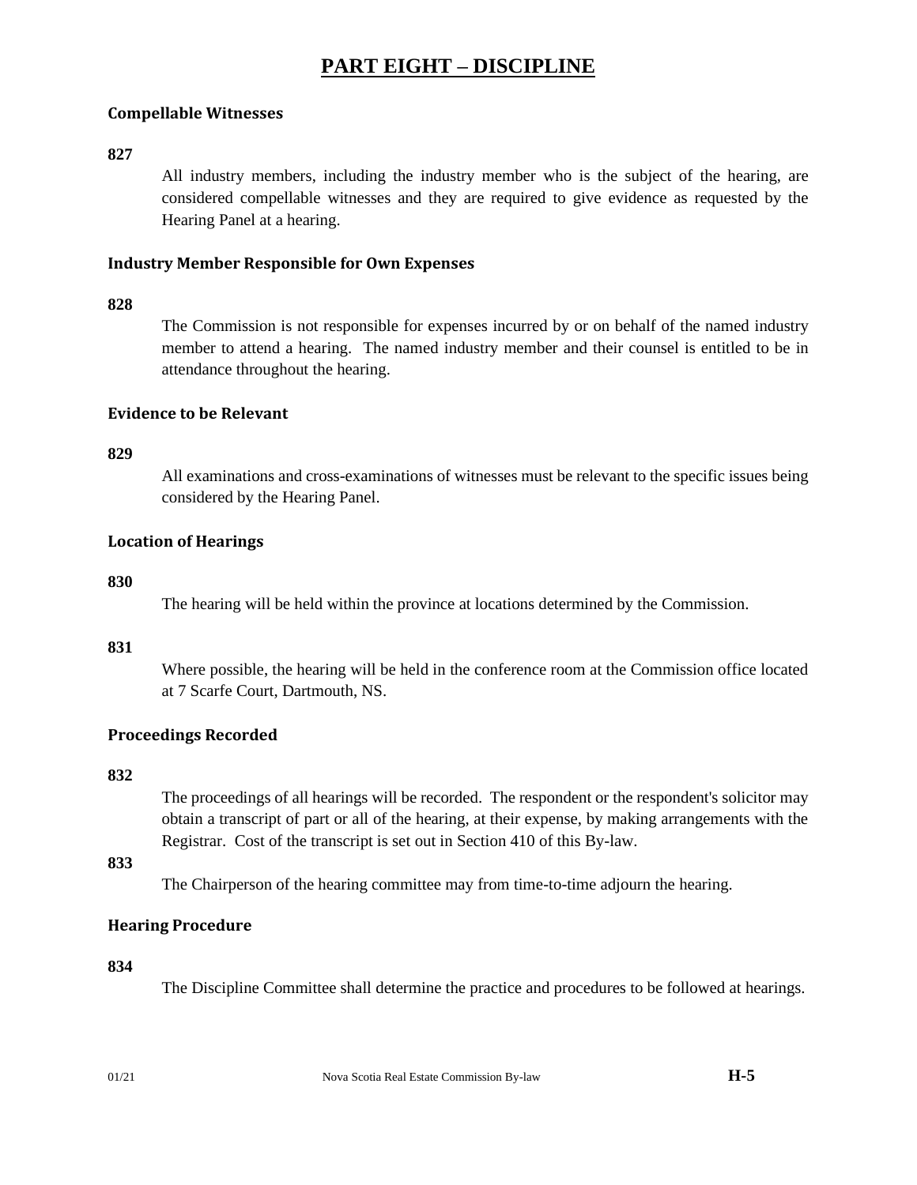# PART EIGHT – DISCIPLINE

### Compellable Witnesses

**827**

All industry members, including the industry member who is the subject of the hearing, are considered compellable witnesses and they are required to give evidence as requested by the Hearing Panel at a hearing.

### Industry Member Responsible for Own Expenses

**828**

The Commission is not responsible for expenses incurred by or on behalf of the named industry member to attend a hearing. The named industry member and their counsel is entitled to be in attendance throughout the hearing.

### Evidence to be Relevant

**829**

All examinations and cross-examinations of witnesses must be relevant to the specific issues being considered by the Hearing Panel.

### Location of Hearings

**830**

The hearing will be held within the province at locations determined by the Commission.

**831**

Where possible, the hearing will be held in the conference room at the Commission office located at 7 Scarfe Court, Dartmouth, NS.

### Proceedings Recorded

**832**

The proceedings of all hearings will be recorded. The respondent or the respondent's solicitor may obtain a transcript of part or all of the hearing, at their expense, by making arrangements with the Registrar. Cost of the transcript is set out in Section 410 of this By-law.

**833**

The Chairperson of the hearing committee may from time-to-time adjourn the hearing.

### Hearing Procedure

**834**

The Discipline Committee shall determine the practice and procedures to be followed at hearings.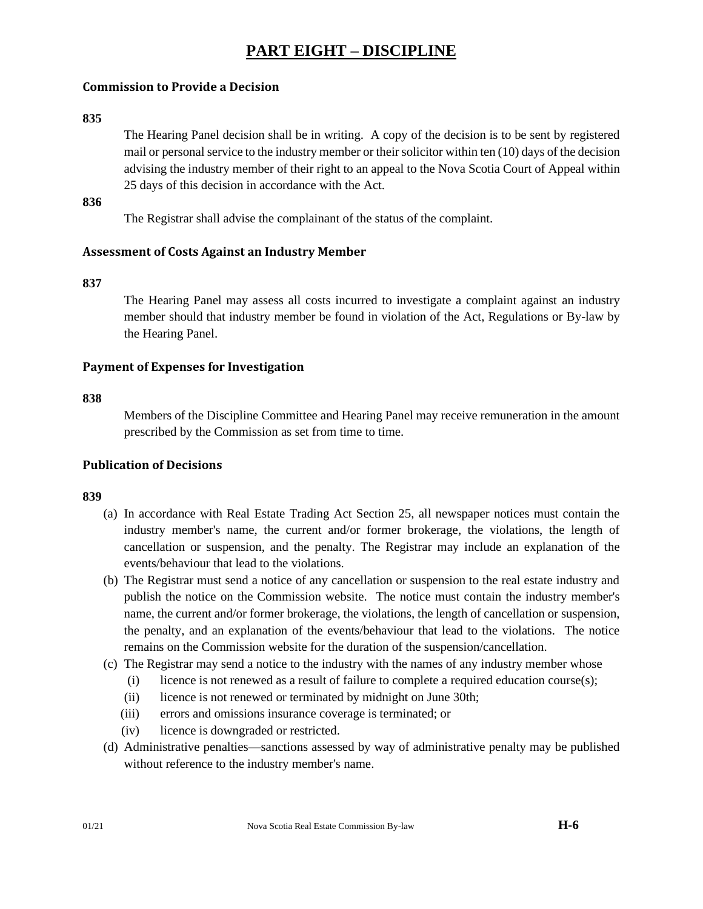# PART EIGHT – DISCIPLINE

### Commission to Provide a Decision

**835**

The Hearing Panel decision shall be in writing. A copy of the decision is to be sent by registered mail or personal service to the industry member or their solicitor within ten (10) days of the decision advising the industry member of their right to an appeal to the Nova Scotia Court of Appeal within 25 days of this decision in accordance with the Act.

**836**

The Registrar shall advise the complainant of the status of the complaint.

### Assessment of Costs Against an Industry Member

**837**

The Hearing Panel may assess all costs incurred to investigate a complaint against an industry member should that industry member be found in violation of the Act, Regulations or By-law by the Hearing Panel.

### Payment of Expenses for Investigation

**838**

Members of the Discipline Committee and Hearing Panel may receive remuneration in the amount prescribed by the Commission as set from time to time.

### Publication of Decisions

**839**

(a) In accordance with Real Estate Trading Act Section 25, all newspaper notices must contain the industry member's name, the current and/or former brokerage, the violations, the length of cancellation or suspension, and the penalty. The Registrar may include an explanation of the events/behaviour that lead to the violations.

(b) The Registrar must send a notice of any cancellation or suspension to the real estate industry and publish the notice on the Commission website. The notice must contain the industry member's name, the current and/or former brokerage, the violations, the length of cancellation or suspension, the penalty, and an explanation of the events/behaviour that lead to the violations. The notice remains on the Commission website for the duration of the suspension/cancellation.

(c) The Registrar may send a notice to the industry with the names of any industry member whose
   (i) licence is not renewed as a result of failure to complete a required education course(s);
   (ii) licence is not renewed or terminated by midnight on June 30th;
   (iii) errors and omissions insurance coverage is terminated; or
   (iv) licence is downgraded or restricted.

(d) Administrative penalties—sanctions assessed by way of administrative penalty may be published without reference to the industry member's name.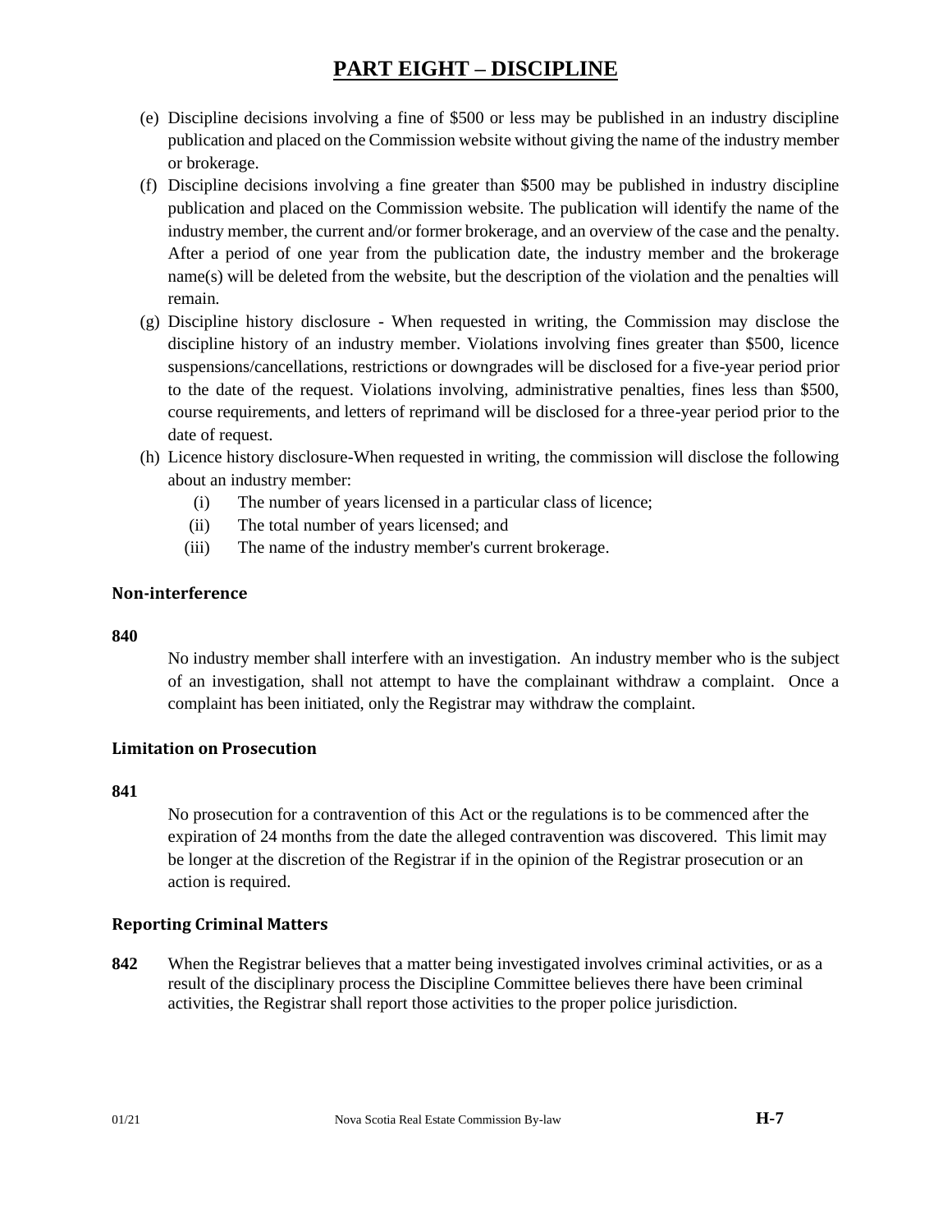# PART EIGHT – DISCIPLINE

(e) Discipline decisions involving a fine of $500 or less may be published in an industry discipline publication and placed on the Commission website without giving the name of the industry member or brokerage.

(f) Discipline decisions involving a fine greater than $500 may be published in industry discipline publication and placed on the Commission website. The publication will identify the name of the industry member, the current and/or former brokerage, and an overview of the case and the penalty. After a period of one year from the publication date, the industry member and the brokerage name(s) will be deleted from the website, but the description of the violation and the penalties will remain.

(g) Discipline history disclosure - When requested in writing, the Commission may disclose the discipline history of an industry member. Violations involving fines greater than $500, licence suspensions/cancellations, restrictions or downgrades will be disclosed for a five-year period prior to the date of the request. Violations involving, administrative penalties, fines less than $500, course requirements, and letters of reprimand will be disclosed for a three-year period prior to the date of request.

(h) Licence history disclosure-When requested in writing, the commission will disclose the following about an industry member:

  (i) The number of years licensed in a particular class of licence;

  (ii) The total number of years licensed; and

  (iii) The name of the industry member's current brokerage.

### Non-interference

**840**

No industry member shall interfere with an investigation. An industry member who is the subject of an investigation, shall not attempt to have the complainant withdraw a complaint. Once a complaint has been initiated, only the Registrar may withdraw the complaint.

### Limitation on Prosecution

**841**

No prosecution for a contravention of this Act or the regulations is to be commenced after the expiration of 24 months from the date the alleged contravention was discovered. This limit may be longer at the discretion of the Registrar if in the opinion of the Registrar prosecution or an action is required.

### Reporting Criminal Matters

**842** When the Registrar believes that a matter being investigated involves criminal activities, or as a result of the disciplinary process the Discipline Committee believes there have been criminal activities, the Registrar shall report those activities to the proper police jurisdiction.